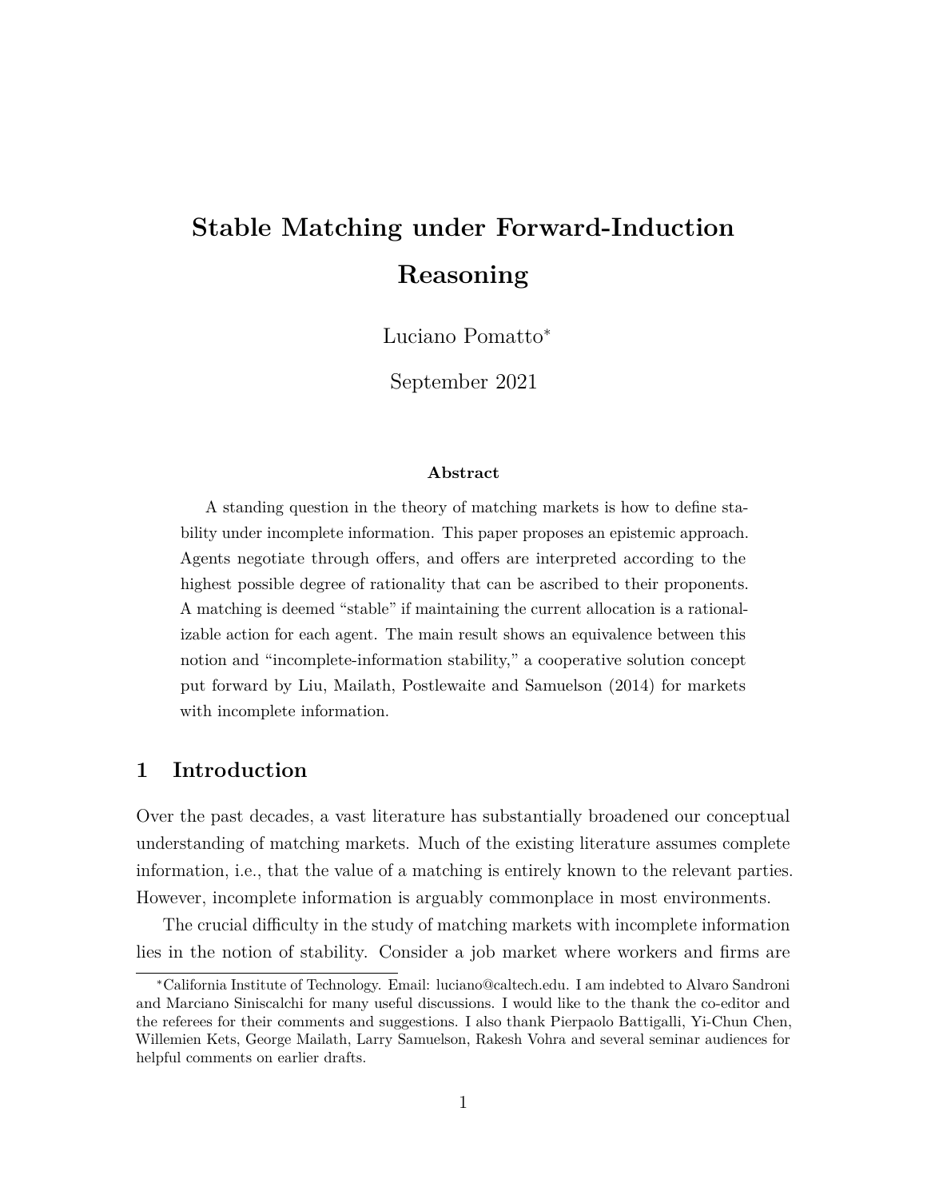# Stable Matching under Forward-Induction Reasoning

Luciano Pomatto*

September 2021

### Abstract

A standing question in the theory of matching markets is how to define stability under incomplete information. This paper proposes an epistemic approach. Agents negotiate through offers, and offers are interpreted according to the highest possible degree of rationality that can be ascribed to their proponents. A matching is deemed "stable" if maintaining the current allocation is a rationalizable action for each agent. The main result shows an equivalence between this notion and "incomplete-information stability," a cooperative solution concept put forward by Liu, Mailath, Postlewaite and Samuelson (2014) for markets with incomplete information.

## 1 Introduction

Over the past decades, a vast literature has substantially broadened our conceptual understanding of matching markets. Much of the existing literature assumes complete information, i.e., that the value of a matching is entirely known to the relevant parties. However, incomplete information is arguably commonplace in most environments.

The crucial difficulty in the study of matching markets with incomplete information lies in the notion of stability. Consider a job market where workers and firms are

---

*California Institute of Technology. Email: luciano@caltech.edu. I am indebted to Alvaro Sandroni and Marciano Siniscalchi for many useful discussions. I would like to the thank the co-editor and the referees for their comments and suggestions. I also thank Pierpaolo Battigalli, Yi-Chun Chen, Willemien Kets, George Mailath, Larry Samuelson, Rakesh Vohra and several seminar audiences for helpful comments on earlier drafts.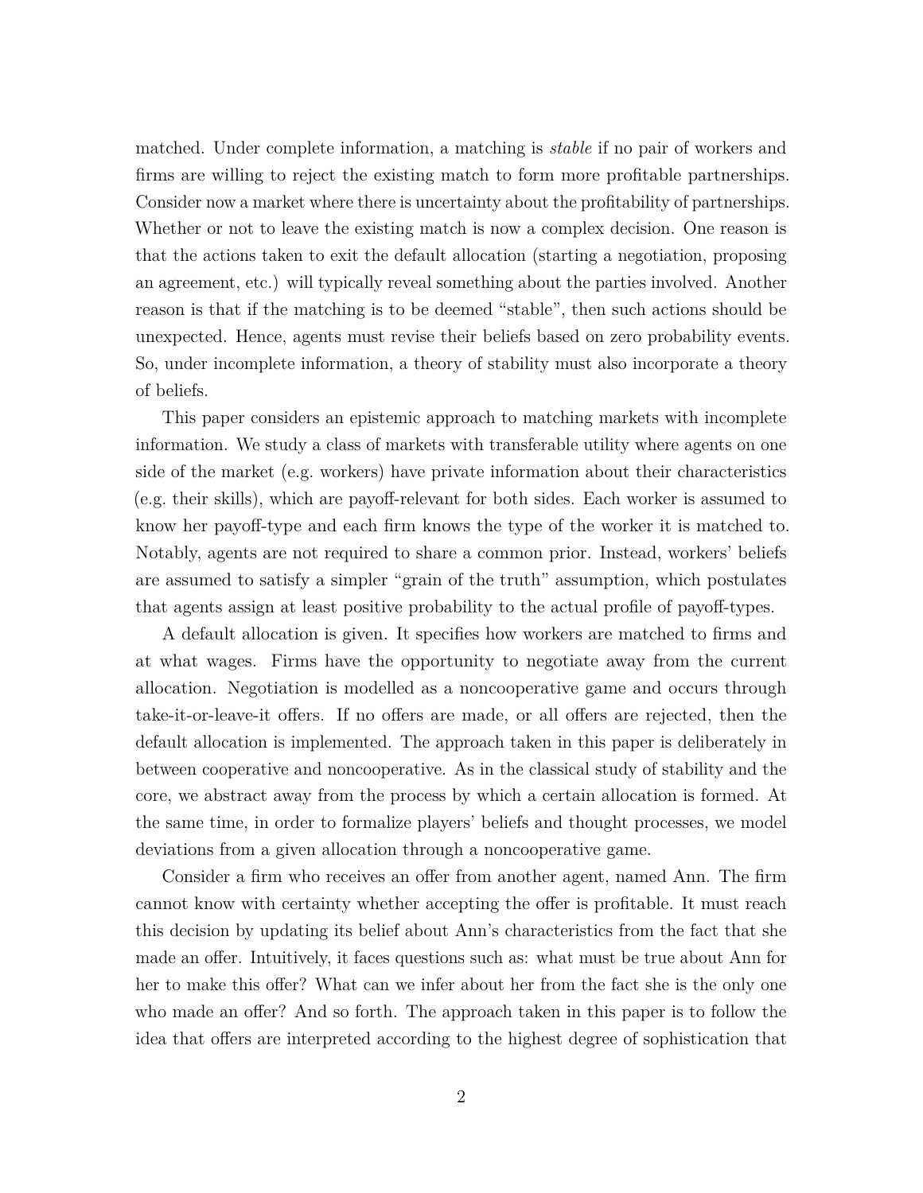matched. Under complete information, a matching is *stable* if no pair of workers and firms are willing to reject the existing match to form more profitable partnerships. Consider now a market where there is uncertainty about the profitability of partnerships. Whether or not to leave the existing match is now a complex decision. One reason is that the actions taken to exit the default allocation (starting a negotiation, proposing an agreement, etc.) will typically reveal something about the parties involved. Another reason is that if the matching is to be deemed "stable", then such actions should be unexpected. Hence, agents must revise their beliefs based on zero probability events. So, under incomplete information, a theory of stability must also incorporate a theory of beliefs.

This paper considers an epistemic approach to matching markets with incomplete information. We study a class of markets with transferable utility where agents on one side of the market (e.g. workers) have private information about their characteristics (e.g. their skills), which are payoff-relevant for both sides. Each worker is assumed to know her payoff-type and each firm knows the type of the worker it is matched to. Notably, agents are not required to share a common prior. Instead, workers' beliefs are assumed to satisfy a simpler "grain of the truth" assumption, which postulates that agents assign at least positive probability to the actual profile of payoff-types.

A default allocation is given. It specifies how workers are matched to firms and at what wages. Firms have the opportunity to negotiate away from the current allocation. Negotiation is modelled as a noncooperative game and occurs through take-it-or-leave-it offers. If no offers are made, or all offers are rejected, then the default allocation is implemented. The approach taken in this paper is deliberately in between cooperative and noncooperative. As in the classical study of stability and the core, we abstract away from the process by which a certain allocation is formed. At the same time, in order to formalize players' beliefs and thought processes, we model deviations from a given allocation through a noncooperative game.

Consider a firm who receives an offer from another agent, named Ann. The firm cannot know with certainty whether accepting the offer is profitable. It must reach this decision by updating its belief about Ann's characteristics from the fact that she made an offer. Intuitively, it faces questions such as: what must be true about Ann for her to make this offer? What can we infer about her from the fact she is the only one who made an offer? And so forth. The approach taken in this paper is to follow the idea that offers are interpreted according to the highest degree of sophistication that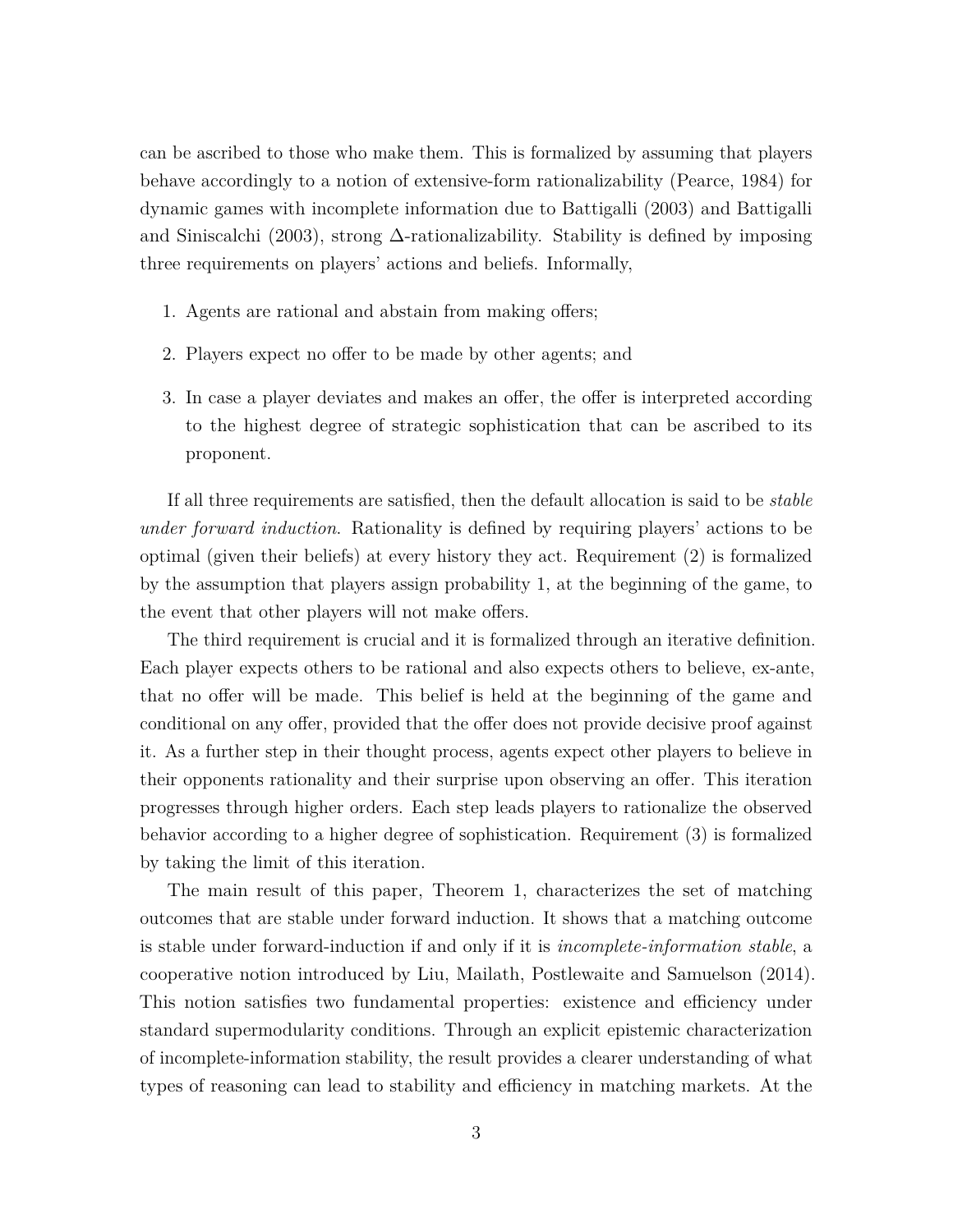can be ascribed to those who make them. This is formalized by assuming that players behave accordingly to a notion of extensive-form rationalizability (Pearce, 1984) for dynamic games with incomplete information due to Battigalli (2003) and Battigalli and Siniscalchi (2003), strong $\Delta$-rationalizability. Stability is defined by imposing three requirements on players' actions and beliefs. Informally,

1. Agents are rational and abstain from making offers;
2. Players expect no offer to be made by other agents; and
3. In case a player deviates and makes an offer, the offer is interpreted according to the highest degree of strategic sophistication that can be ascribed to its proponent.

If all three requirements are satisfied, then the default allocation is said to be *stable under forward induction*. Rationality is defined by requiring players' actions to be optimal (given their beliefs) at every history they act. Requirement (2) is formalized by the assumption that players assign probability 1, at the beginning of the game, to the event that other players will not make offers.

The third requirement is crucial and it is formalized through an iterative definition. Each player expects others to be rational and also expects others to believe, ex-ante, that no offer will be made. This belief is held at the beginning of the game and conditional on any offer, provided that the offer does not provide decisive proof against it. As a further step in their thought process, agents expect other players to believe in their opponents rationality and their surprise upon observing an offer. This iteration progresses through higher orders. Each step leads players to rationalize the observed behavior according to a higher degree of sophistication. Requirement (3) is formalized by taking the limit of this iteration.

The main result of this paper, Theorem 1, characterizes the set of matching outcomes that are stable under forward induction. It shows that a matching outcome is stable under forward-induction if and only if it is *incomplete-information stable*, a cooperative notion introduced by Liu, Mailath, Postlewaite and Samuelson (2014). This notion satisfies two fundamental properties: existence and efficiency under standard supermodularity conditions. Through an explicit epistemic characterization of incomplete-information stability, the result provides a clearer understanding of what types of reasoning can lead to stability and efficiency in matching markets. At the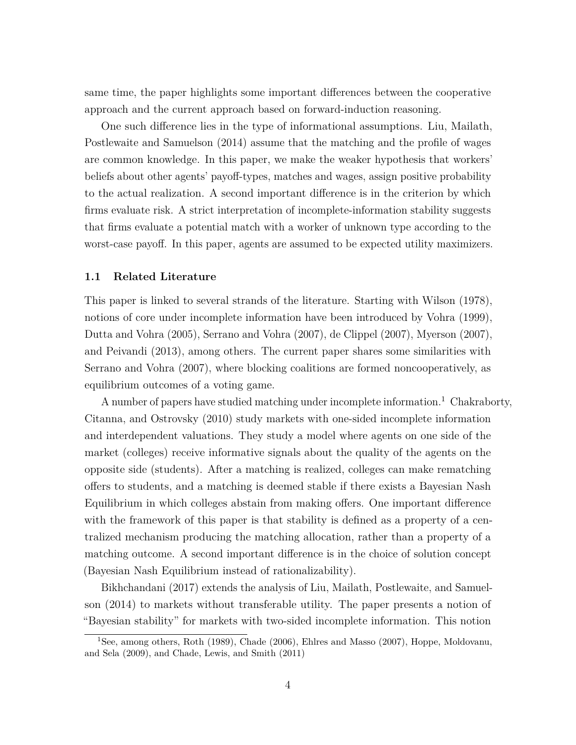same time, the paper highlights some important differences between the cooperative approach and the current approach based on forward-induction reasoning.

One such difference lies in the type of informational assumptions. Liu, Mailath, Postlewaite and Samuelson (2014) assume that the matching and the profile of wages are common knowledge. In this paper, we make the weaker hypothesis that workers' beliefs about other agents' payoff-types, matches and wages, assign positive probability to the actual realization. A second important difference is in the criterion by which firms evaluate risk. A strict interpretation of incomplete-information stability suggests that firms evaluate a potential match with a worker of unknown type according to the worst-case payoff. In this paper, agents are assumed to be expected utility maximizers.

### 1.1 Related Literature

This paper is linked to several strands of the literature. Starting with Wilson (1978), notions of core under incomplete information have been introduced by Vohra (1999), Dutta and Vohra (2005), Serrano and Vohra (2007), de Clippel (2007), Myerson (2007), and Peivandi (2013), among others. The current paper shares some similarities with Serrano and Vohra (2007), where blocking coalitions are formed noncooperatively, as equilibrium outcomes of a voting game.

A number of papers have studied matching under incomplete information.[1] Chakraborty, Citanna, and Ostrovsky (2010) study markets with one-sided incomplete information and interdependent valuations. They study a model where agents on one side of the market (colleges) receive informative signals about the quality of the agents on the opposite side (students). After a matching is realized, colleges can make rematching offers to students, and a matching is deemed stable if there exists a Bayesian Nash Equilibrium in which colleges abstain from making offers. One important difference with the framework of this paper is that stability is defined as a property of a centralized mechanism producing the matching allocation, rather than a property of a matching outcome. A second important difference is in the choice of solution concept (Bayesian Nash Equilibrium instead of rationalizability).

Bikhchandani (2017) extends the analysis of Liu, Mailath, Postlewaite, and Samuelson (2014) to markets without transferable utility. The paper presents a notion of "Bayesian stability" for markets with two-sided incomplete information. This notion

[1] See, among others, Roth (1989), Chade (2006), Ehlres and Masso (2007), Hoppe, Moldovanu, and Sela (2009), and Chade, Lewis, and Smith (2011)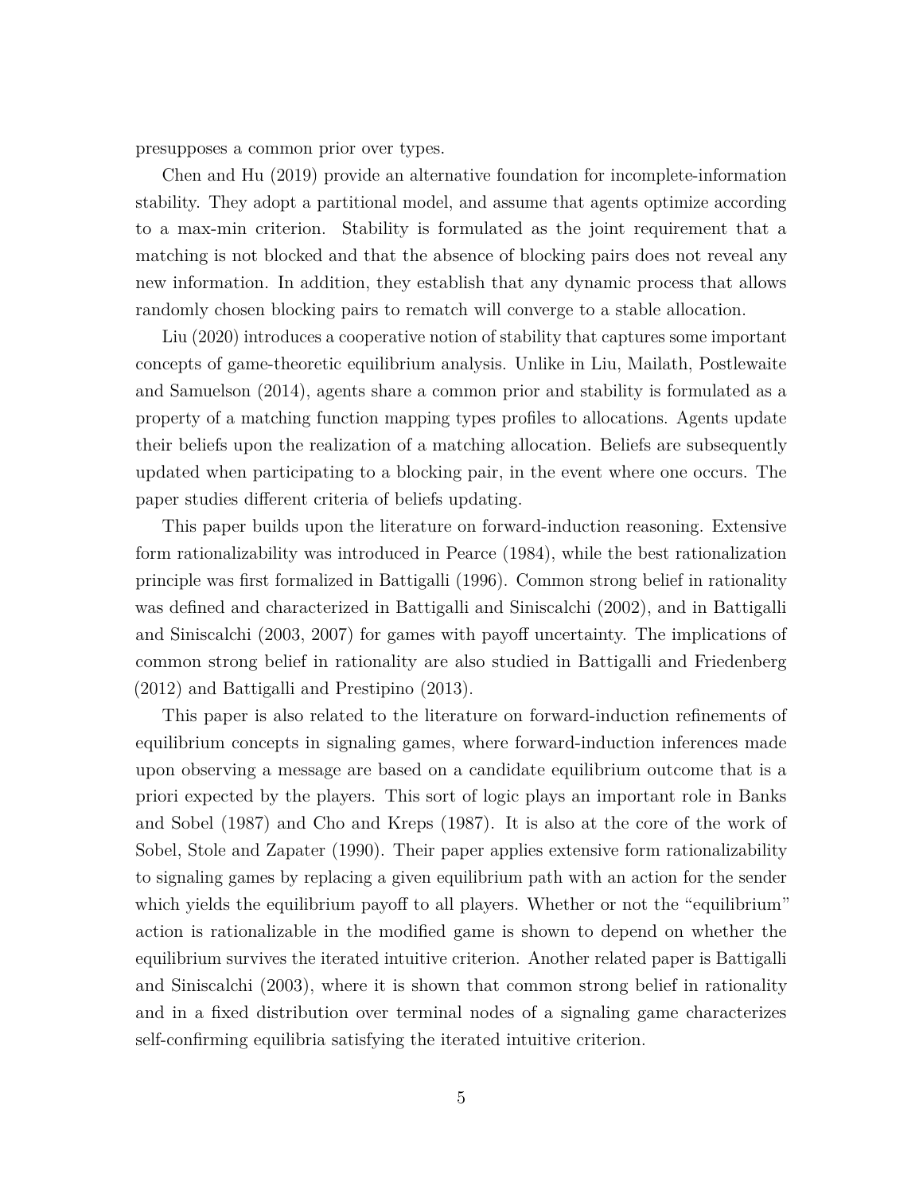presupposes a common prior over types.

Chen and Hu (2019) provide an alternative foundation for incomplete-information stability. They adopt a partitional model, and assume that agents optimize according to a max-min criterion. Stability is formulated as the joint requirement that a matching is not blocked and that the absence of blocking pairs does not reveal any new information. In addition, they establish that any dynamic process that allows randomly chosen blocking pairs to rematch will converge to a stable allocation.

Liu (2020) introduces a cooperative notion of stability that captures some important concepts of game-theoretic equilibrium analysis. Unlike in Liu, Mailath, Postlewaite and Samuelson (2014), agents share a common prior and stability is formulated as a property of a matching function mapping types profiles to allocations. Agents update their beliefs upon the realization of a matching allocation. Beliefs are subsequently updated when participating to a blocking pair, in the event where one occurs. The paper studies different criteria of beliefs updating.

This paper builds upon the literature on forward-induction reasoning. Extensive form rationalizability was introduced in Pearce (1984), while the best rationalization principle was first formalized in Battigalli (1996). Common strong belief in rationality was defined and characterized in Battigalli and Siniscalchi (2002), and in Battigalli and Siniscalchi (2003, 2007) for games with payoff uncertainty. The implications of common strong belief in rationality are also studied in Battigalli and Friedenberg (2012) and Battigalli and Prestipino (2013).

This paper is also related to the literature on forward-induction refinements of equilibrium concepts in signaling games, where forward-induction inferences made upon observing a message are based on a candidate equilibrium outcome that is a priori expected by the players. This sort of logic plays an important role in Banks and Sobel (1987) and Cho and Kreps (1987). It is also at the core of the work of Sobel, Stole and Zapater (1990). Their paper applies extensive form rationalizability to signaling games by replacing a given equilibrium path with an action for the sender which yields the equilibrium payoff to all players. Whether or not the "equilibrium" action is rationalizable in the modified game is shown to depend on whether the equilibrium survives the iterated intuitive criterion. Another related paper is Battigalli and Siniscalchi (2003), where it is shown that common strong belief in rationality and in a fixed distribution over terminal nodes of a signaling game characterizes self-confirming equilibria satisfying the iterated intuitive criterion.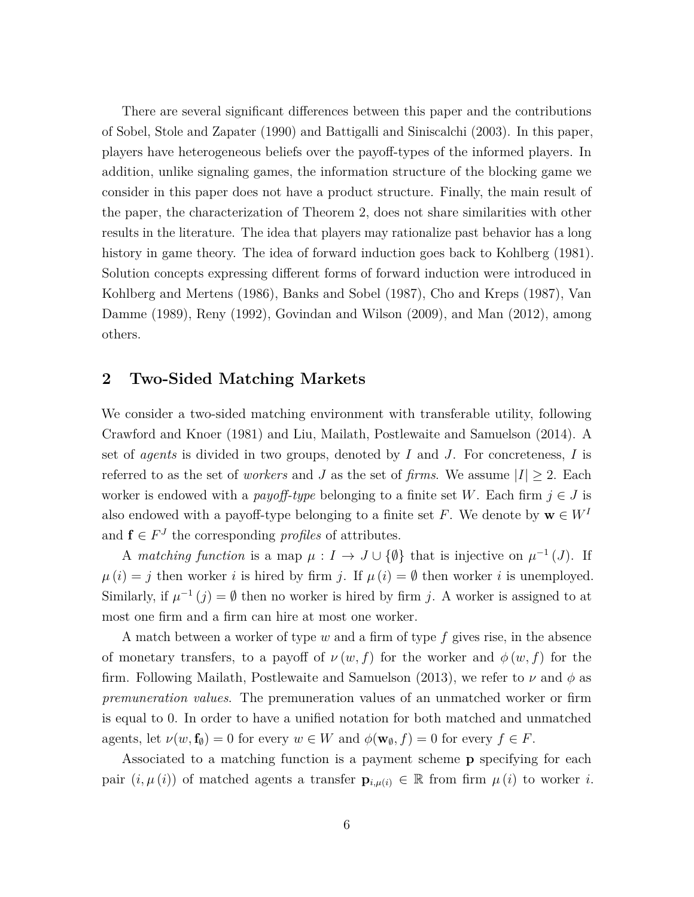There are several significant differences between this paper and the contributions of Sobel, Stole and Zapater (1990) and Battigalli and Siniscalchi (2003). In this paper, players have heterogeneous beliefs over the payoff-types of the informed players. In addition, unlike signaling games, the information structure of the blocking game we consider in this paper does not have a product structure. Finally, the main result of the paper, the characterization of Theorem 2, does not share similarities with other results in the literature. The idea that players may rationalize past behavior has a long history in game theory. The idea of forward induction goes back to Kohlberg (1981). Solution concepts expressing different forms of forward induction were introduced in Kohlberg and Mertens (1986), Banks and Sobel (1987), Cho and Kreps (1987), Van Damme (1989), Reny (1992), Govindan and Wilson (2009), and Man (2012), among others.

## 2 Two-Sided Matching Markets

We consider a two-sided matching environment with transferable utility, following Crawford and Knoer (1981) and Liu, Mailath, Postlewaite and Samuelson (2014). A set of *agents* is divided in two groups, denoted by $I$ and $J$. For concreteness, $I$ is referred to as the set of *workers* and $J$ as the set of *firms*. We assume $|I| \geq 2$. Each worker is endowed with a *payoff-type* belonging to a finite set $W$. Each firm $j \in J$ is also endowed with a payoff-type belonging to a finite set $F$. We denote by $\mathbf{w} \in W^I$ and $\mathbf{f} \in F^J$ the corresponding *profiles* of attributes.

A *matching function* is a map $\mu : I \to J \cup \{\emptyset\}$ that is injective on $\mu^{-1}(J)$. If $\mu(i) = j$ then worker $i$ is hired by firm $j$. If $\mu(i) = \emptyset$ then worker $i$ is unemployed. Similarly, if $\mu^{-1}(j) = \emptyset$ then no worker is hired by firm $j$. A worker is assigned to at most one firm and a firm can hire at most one worker.

A match between a worker of type $w$ and a firm of type $f$ gives rise, in the absence of monetary transfers, to a payoff of $\nu(w, f)$ for the worker and $\phi(w, f)$ for the firm. Following Mailath, Postlewaite and Samuelson (2013), we refer to $\nu$ and $\phi$ as *premuneration values*. The premuneration values of an unmatched worker or firm is equal to 0. In order to have a unified notation for both matched and unmatched agents, let $\nu(w, \mathbf{f}_\emptyset) = 0$ for every $w \in W$ and $\phi(\mathbf{w}_\emptyset, f) = 0$ for every $f \in F$.

Associated to a matching function is a payment scheme $\mathbf{p}$ specifying for each pair $(i, \mu(i))$ of matched agents a transfer $\mathbf{p}_{i,\mu(i)} \in \mathbb{R}$ from firm $\mu(i)$ to worker $i$.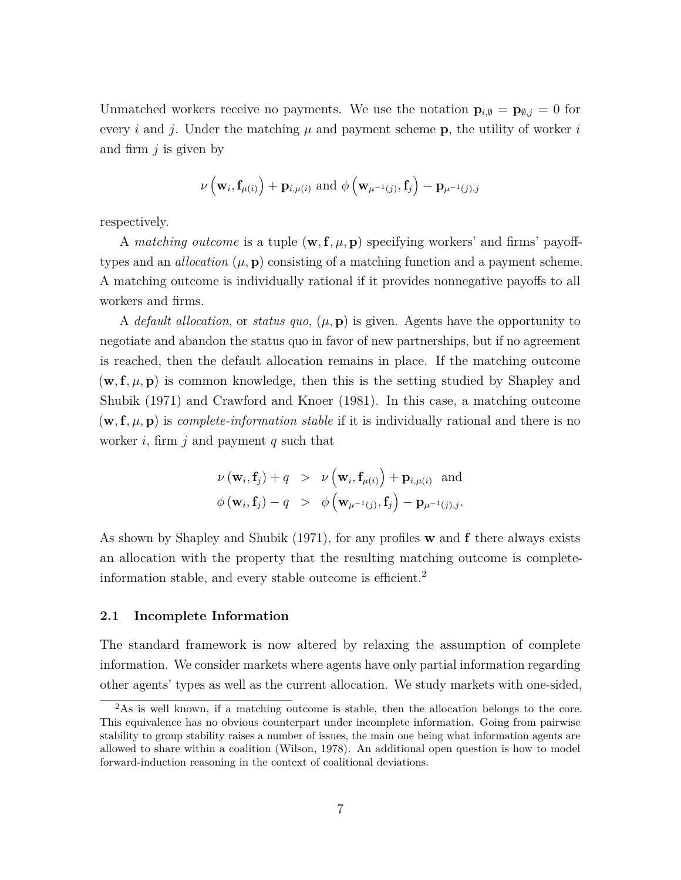Unmatched workers receive no payments. We use the notation $\mathbf{p}_{i,\emptyset} = \mathbf{p}_{\emptyset,j} = 0$ for every $i$ and $j$. Under the matching $\mu$ and payment scheme $\mathbf{p}$, the utility of worker $i$ and firm $j$ is given by

$$\nu\left(\mathbf{w}_i, \mathbf{f}_{\mu(i)}\right) + \mathbf{p}_{i,\mu(i)} \text{ and } \phi\left(\mathbf{w}_{\mu^{-1}(j)}, \mathbf{f}_j\right) - \mathbf{p}_{\mu^{-1}(j),j}$$

respectively.

A *matching outcome* is a tuple $(\mathbf{w}, \mathbf{f}, \mu, \mathbf{p})$ specifying workers' and firms' payoff-types and an *allocation* $(\mu, \mathbf{p})$ consisting of a matching function and a payment scheme. A matching outcome is individually rational if it provides nonnegative payoffs to all workers and firms.

A *default allocation*, or *status quo*, $(\mu, \mathbf{p})$ is given. Agents have the opportunity to negotiate and abandon the status quo in favor of new partnerships, but if no agreement is reached, then the default allocation remains in place. If the matching outcome $(\mathbf{w}, \mathbf{f}, \mu, \mathbf{p})$ is common knowledge, then this is the setting studied by Shapley and Shubik (1971) and Crawford and Knoer (1981). In this case, a matching outcome $(\mathbf{w}, \mathbf{f}, \mu, \mathbf{p})$ is *complete-information stable* if it is individually rational and there is no worker $i$, firm $j$ and payment $q$ such that

$$\begin{aligned}
\nu\left(\mathbf{w}_i, \mathbf{f}_j\right) + q &> \nu\left(\mathbf{w}_i, \mathbf{f}_{\mu(i)}\right) + \mathbf{p}_{i,\mu(i)} \quad \text{and} \\
\phi\left(\mathbf{w}_i, \mathbf{f}_j\right) - q &> \phi\left(\mathbf{w}_{\mu^{-1}(j)}, \mathbf{f}_j\right) - \mathbf{p}_{\mu^{-1}(j),j}.
\end{aligned}$$

As shown by Shapley and Shubik (1971), for any profiles $\mathbf{w}$ and $\mathbf{f}$ there always exists an allocation with the property that the resulting matching outcome is complete-information stable, and every stable outcome is efficient.[2]

### 2.1 Incomplete Information

The standard framework is now altered by relaxing the assumption of complete information. We consider markets where agents have only partial information regarding other agents' types as well as the current allocation. We study markets with one-sided,

[2] As is well known, if a matching outcome is stable, then the allocation belongs to the core. This equivalence has no obvious counterpart under incomplete information. Going from pairwise stability to group stability raises a number of issues, the main one being what information agents are allowed to share within a coalition (Wilson, 1978). An additional open question is how to model forward-induction reasoning in the context of coalitional deviations.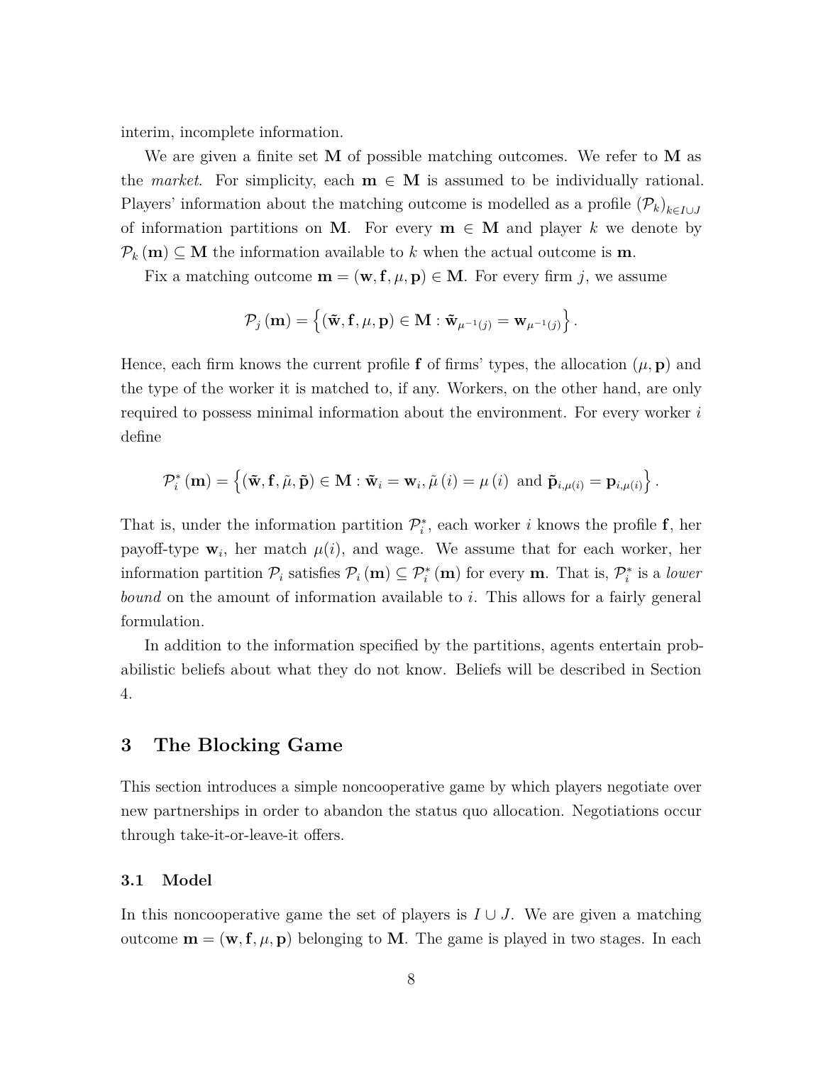interim, incomplete information.

We are given a finite set $\mathbf{M}$ of possible matching outcomes. We refer to $\mathbf{M}$ as the *market*. For simplicity, each $\mathbf{m} \in \mathbf{M}$ is assumed to be individually rational. Players' information about the matching outcome is modelled as a profile $(\mathcal{P}_k)_{k \in I \cup J}$ of information partitions on $\mathbf{M}$. For every $\mathbf{m} \in \mathbf{M}$ and player $k$ we denote by $\mathcal{P}_k(\mathbf{m}) \subseteq \mathbf{M}$ the information available to $k$ when the actual outcome is $\mathbf{m}$.

Fix a matching outcome $\mathbf{m} = (\mathbf{w}, \mathbf{f}, \mu, \mathbf{p}) \in \mathbf{M}$. For every firm $j$, we assume

$$\mathcal{P}_j(\mathbf{m}) = \left\{ (\tilde{\mathbf{w}}, \mathbf{f}, \mu, \mathbf{p}) \in \mathbf{M} : \tilde{\mathbf{w}}_{\mu^{-1}(j)} = \mathbf{w}_{\mu^{-1}(j)} \right\}.$$

Hence, each firm knows the current profile $\mathbf{f}$ of firms' types, the allocation $(\mu, \mathbf{p})$ and the type of the worker it is matched to, if any. Workers, on the other hand, are only required to possess minimal information about the environment. For every worker $i$ define

$$\mathcal{P}_i^*(\mathbf{m}) = \left\{ (\tilde{\mathbf{w}}, \mathbf{f}, \tilde{\mu}, \tilde{\mathbf{p}}) \in \mathbf{M} : \tilde{\mathbf{w}}_i = \mathbf{w}_i, \tilde{\mu}(i) = \mu(i) \text{ and } \tilde{\mathbf{p}}_{i,\mu(i)} = \mathbf{p}_{i,\mu(i)} \right\}.$$

That is, under the information partition $\mathcal{P}_i^*$, each worker $i$ knows the profile $\mathbf{f}$, her payoff-type $\mathbf{w}_i$, her match $\mu(i)$, and wage. We assume that for each worker, her information partition $\mathcal{P}_i$ satisfies $\mathcal{P}_i(\mathbf{m}) \subseteq \mathcal{P}_i^*(\mathbf{m})$ for every $\mathbf{m}$. That is, $\mathcal{P}_i^*$ is a *lower bound* on the amount of information available to $i$. This allows for a fairly general formulation.

In addition to the information specified by the partitions, agents entertain probabilistic beliefs about what they do not know. Beliefs will be described in Section 4.

## 3 The Blocking Game

This section introduces a simple noncooperative game by which players negotiate over new partnerships in order to abandon the status quo allocation. Negotiations occur through take-it-or-leave-it offers.

### 3.1 Model

In this noncooperative game the set of players is $I \cup J$. We are given a matching outcome $\mathbf{m} = (\mathbf{w}, \mathbf{f}, \mu, \mathbf{p})$ belonging to $\mathbf{M}$. The game is played in two stages. In each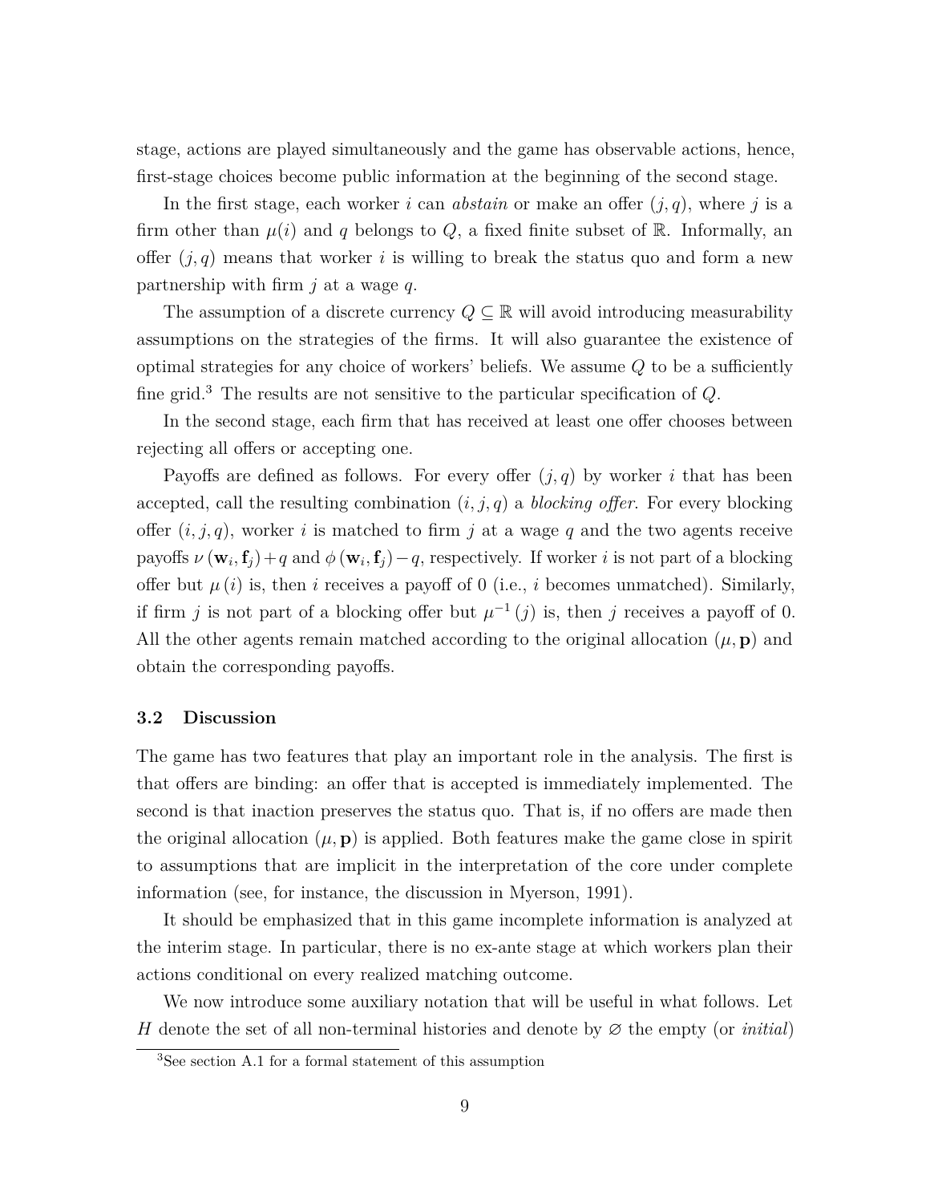stage, actions are played simultaneously and the game has observable actions, hence, first-stage choices become public information at the beginning of the second stage.

In the first stage, each worker $i$ can *abstain* or make an offer $(j, q)$, where $j$ is a firm other than $\mu(i)$ and $q$ belongs to $Q$, a fixed finite subset of $\mathbb{R}$. Informally, an offer $(j, q)$ means that worker $i$ is willing to break the status quo and form a new partnership with firm $j$ at a wage $q$.

The assumption of a discrete currency $Q \subseteq \mathbb{R}$ will avoid introducing measurability assumptions on the strategies of the firms. It will also guarantee the existence of optimal strategies for any choice of workers' beliefs. We assume $Q$ to be a sufficiently fine grid.[3] The results are not sensitive to the particular specification of $Q$.

In the second stage, each firm that has received at least one offer chooses between rejecting all offers or accepting one.

Payoffs are defined as follows. For every offer $(j, q)$ by worker $i$ that has been accepted, call the resulting combination $(i, j, q)$ a *blocking offer*. For every blocking offer $(i, j, q)$, worker $i$ is matched to firm $j$ at a wage $q$ and the two agents receive payoffs $\nu(\mathbf{w}_i, \mathbf{f}_j) + q$ and $\phi(\mathbf{w}_i, \mathbf{f}_j) - q$, respectively. If worker $i$ is not part of a blocking offer but $\mu(i)$ is, then $i$ receives a payoff of 0 (i.e., $i$ becomes unmatched). Similarly, if firm $j$ is not part of a blocking offer but $\mu^{-1}(j)$ is, then $j$ receives a payoff of 0. All the other agents remain matched according to the original allocation $(\mu, \mathbf{p})$ and obtain the corresponding payoffs.

### 3.2 Discussion

The game has two features that play an important role in the analysis. The first is that offers are binding: an offer that is accepted is immediately implemented. The second is that inaction preserves the status quo. That is, if no offers are made then the original allocation $(\mu, \mathbf{p})$ is applied. Both features make the game close in spirit to assumptions that are implicit in the interpretation of the core under complete information (see, for instance, the discussion in Myerson, 1991).

It should be emphasized that in this game incomplete information is analyzed at the interim stage. In particular, there is no ex-ante stage at which workers plan their actions conditional on every realized matching outcome.

We now introduce some auxiliary notation that will be useful in what follows. Let $H$ denote the set of all non-terminal histories and denote by $\varnothing$ the empty (or *initial*)

[3] See section A.1 for a formal statement of this assumption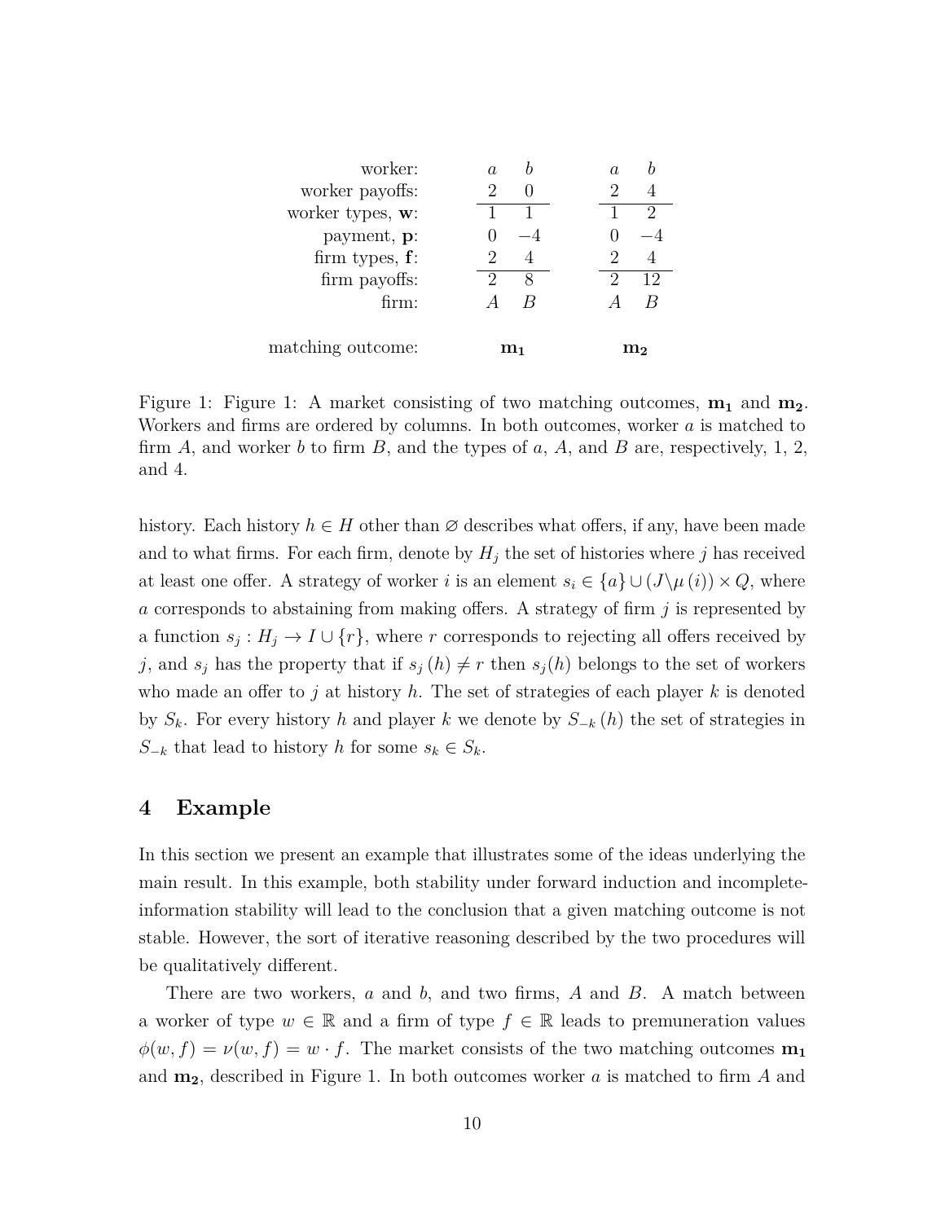| | $\mathbf{m_1}$ | | $\mathbf{m_2}$ | |
|---|---|---|---|---|
| worker: | $a$ | $b$ | $a$ | $b$ |
| worker payoffs: | 2 | 0 | 2 | 4 |
| worker types, $\mathbf{w}$: | 1 | 1 | 1 | 2 |
| payment, $\mathbf{p}$: | 0 | $-4$ | 0 | $-4$ |
| firm types, $\mathbf{f}$: | 2 | 4 | 2 | 4 |
| firm payoffs: | 2 | 8 | 2 | 12 |
| firm: | $A$ | $B$ | $A$ | $B$ |
| matching outcome: | $\mathbf{m_1}$ | | $\mathbf{m_2}$ | |

Figure 1: Figure 1: A market consisting of two matching outcomes, $\mathbf{m_1}$ and $\mathbf{m_2}$. Workers and firms are ordered by columns. In both outcomes, worker $a$ is matched to firm $A$, and worker $b$ to firm $B$, and the types of $a$, $A$, and $B$ are, respectively, 1, 2, and 4.

history. Each history $h \in H$ other than $\varnothing$ describes what offers, if any, have been made and to what firms. For each firm, denote by $H_j$ the set of histories where $j$ has received at least one offer. A strategy of worker $i$ is an element $s_i \in \{a\} \cup (J \backslash \mu(i)) \times Q$, where $a$ corresponds to abstaining from making offers. A strategy of firm $j$ is represented by a function $s_j : H_j \to I \cup \{r\}$, where $r$ corresponds to rejecting all offers received by $j$, and $s_j$ has the property that if $s_j(h) \neq r$ then $s_j(h)$ belongs to the set of workers who made an offer to $j$ at history $h$. The set of strategies of each player $k$ is denoted by $S_k$. For every history $h$ and player $k$ we denote by $S_{-k}(h)$ the set of strategies in $S_{-k}$ that lead to history $h$ for some $s_k \in S_k$.

## 4 Example

In this section we present an example that illustrates some of the ideas underlying the main result. In this example, both stability under forward induction and incomplete-information stability will lead to the conclusion that a given matching outcome is not stable. However, the sort of iterative reasoning described by the two procedures will be qualitatively different.

There are two workers, $a$ and $b$, and two firms, $A$ and $B$. A match between a worker of type $w \in \mathbb{R}$ and a firm of type $f \in \mathbb{R}$ leads to premuneration values $\phi(w, f) = \nu(w, f) = w \cdot f$. The market consists of the two matching outcomes $\mathbf{m_1}$ and $\mathbf{m_2}$, described in Figure 1. In both outcomes worker $a$ is matched to firm $A$ and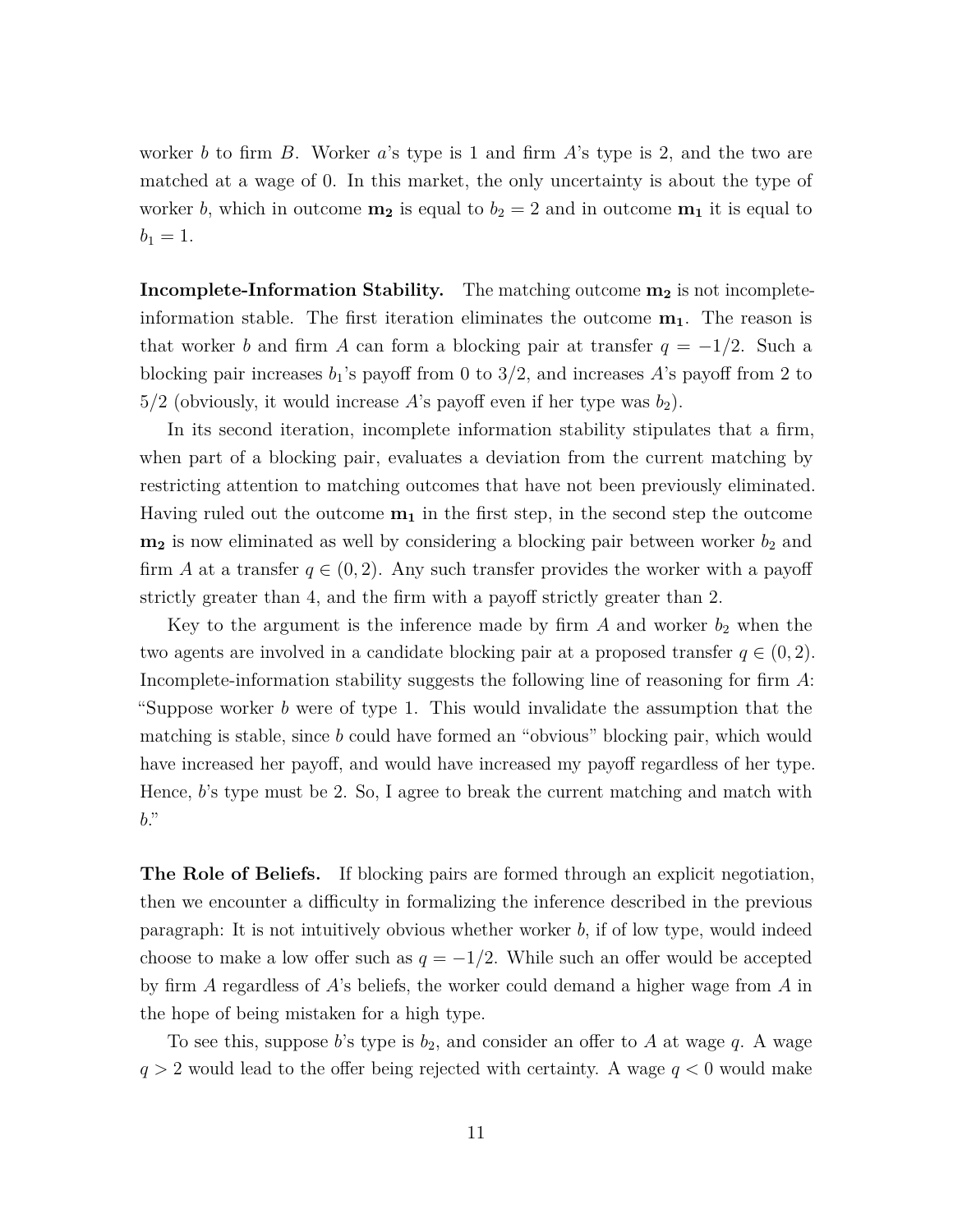worker $b$ to firm $B$. Worker $a$'s type is 1 and firm $A$'s type is 2, and the two are matched at a wage of 0. In this market, the only uncertainty is about the type of worker $b$, which in outcome $\mathbf{m_2}$ is equal to $b_2 = 2$ and in outcome $\mathbf{m_1}$ it is equal to $b_1 = 1$.

**Incomplete-Information Stability.** The matching outcome $\mathbf{m_2}$ is not incomplete-information stable. The first iteration eliminates the outcome $\mathbf{m_1}$. The reason is that worker $b$ and firm $A$ can form a blocking pair at transfer $q = -1/2$. Such a blocking pair increases $b_1$'s payoff from 0 to $3/2$, and increases $A$'s payoff from 2 to $5/2$ (obviously, it would increase $A$'s payoff even if her type was $b_2$).

In its second iteration, incomplete information stability stipulates that a firm, when part of a blocking pair, evaluates a deviation from the current matching by restricting attention to matching outcomes that have not been previously eliminated. Having ruled out the outcome $\mathbf{m_1}$ in the first step, in the second step the outcome $\mathbf{m_2}$ is now eliminated as well by considering a blocking pair between worker $b_2$ and firm $A$ at a transfer $q \in (0, 2)$. Any such transfer provides the worker with a payoff strictly greater than 4, and the firm with a payoff strictly greater than 2.

Key to the argument is the inference made by firm $A$ and worker $b_2$ when the two agents are involved in a candidate blocking pair at a proposed transfer $q \in (0, 2)$. Incomplete-information stability suggests the following line of reasoning for firm $A$: "Suppose worker $b$ were of type 1. This would invalidate the assumption that the matching is stable, since $b$ could have formed an "obvious" blocking pair, which would have increased her payoff, and would have increased my payoff regardless of her type. Hence, $b$'s type must be 2. So, I agree to break the current matching and match with $b$."

**The Role of Beliefs.** If blocking pairs are formed through an explicit negotiation, then we encounter a difficulty in formalizing the inference described in the previous paragraph: It is not intuitively obvious whether worker $b$, if of low type, would indeed choose to make a low offer such as $q = -1/2$. While such an offer would be accepted by firm $A$ regardless of $A$'s beliefs, the worker could demand a higher wage from $A$ in the hope of being mistaken for a high type.

To see this, suppose $b$'s type is $b_2$, and consider an offer to $A$ at wage $q$. A wage $q > 2$ would lead to the offer being rejected with certainty. A wage $q < 0$ would make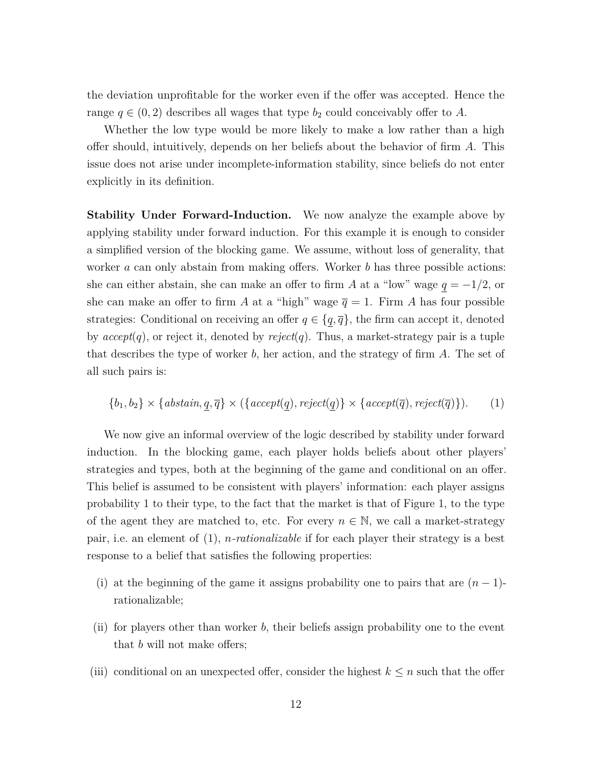the deviation unprofitable for the worker even if the offer was accepted. Hence the range $q \in (0, 2)$ describes all wages that type $b_2$ could conceivably offer to $A$.

Whether the low type would be more likely to make a low rather than a high offer should, intuitively, depends on her beliefs about the behavior of firm $A$. This issue does not arise under incomplete-information stability, since beliefs do not enter explicitly in its definition.

**Stability Under Forward-Induction.** We now analyze the example above by applying stability under forward induction. For this example it is enough to consider a simplified version of the blocking game. We assume, without loss of generality, that worker $a$ can only abstain from making offers. Worker $b$ has three possible actions: she can either abstain, she can make an offer to firm $A$ at a "low" wage $\underline{q} = -1/2$, or she can make an offer to firm $A$ at a "high" wage $\overline{q} = 1$. Firm $A$ has four possible strategies: Conditional on receiving an offer $q \in \{\underline{q}, \overline{q}\}$, the firm can accept it, denoted by *accept*($q$), or reject it, denoted by *reject*($q$). Thus, a market-strategy pair is a tuple that describes the type of worker $b$, her action, and the strategy of firm $A$. The set of all such pairs is:

$$\{b_1, b_2\} \times \{abstain, \underline{q}, \overline{q}\} \times (\{accept(\underline{q}), reject(\underline{q})\} \times \{accept(\overline{q}), reject(\overline{q})\}). \qquad (1)$$

We now give an informal overview of the logic described by stability under forward induction. In the blocking game, each player holds beliefs about other players' strategies and types, both at the beginning of the game and conditional on an offer. This belief is assumed to be consistent with players' information: each player assigns probability 1 to their type, to the fact that the market is that of Figure 1, to the type of the agent they are matched to, etc. For every $n \in \mathbb{N}$, we call a market-strategy pair, i.e. an element of (1), *n-rationalizable* if for each player their strategy is a best response to a belief that satisfies the following properties:

(i) at the beginning of the game it assigns probability one to pairs that are $(n-1)$-rationalizable;

(ii) for players other than worker $b$, their beliefs assign probability one to the event that $b$ will not make offers;

(iii) conditional on an unexpected offer, consider the highest $k \leq n$ such that the offer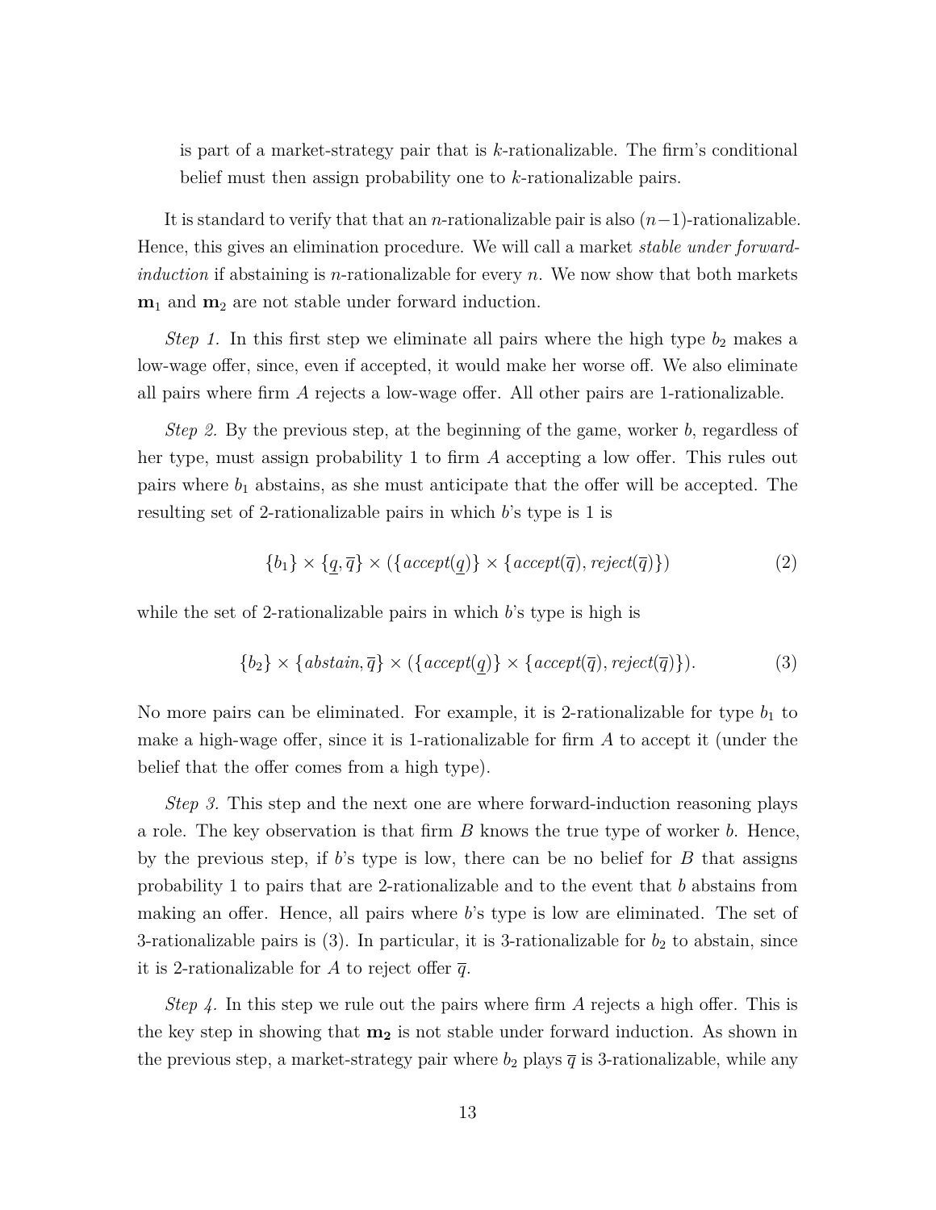is part of a market-strategy pair that is $k$-rationalizable. The firm's conditional belief must then assign probability one to $k$-rationalizable pairs.

It is standard to verify that that an $n$-rationalizable pair is also $(n-1)$-rationalizable. Hence, this gives an elimination procedure. We will call a market *stable under forward-induction* if abstaining is $n$-rationalizable for every $n$. We now show that both markets $\mathbf{m}_1$ and $\mathbf{m}_2$ are not stable under forward induction.

*Step 1.* In this first step we eliminate all pairs where the high type $b_2$ makes a low-wage offer, since, even if accepted, it would make her worse off. We also eliminate all pairs where firm $A$ rejects a low-wage offer. All other pairs are 1-rationalizable.

*Step 2.* By the previous step, at the beginning of the game, worker $b$, regardless of her type, must assign probability 1 to firm $A$ accepting a low offer. This rules out pairs where $b_1$ abstains, as she must anticipate that the offer will be accepted. The resulting set of 2-rationalizable pairs in which $b$'s type is 1 is

$$\{b_1\} \times \{\underline{q}, \overline{q}\} \times (\{accept(\underline{q})\} \times \{accept(\overline{q}), reject(\overline{q})\}) \tag{2}$$

while the set of 2-rationalizable pairs in which $b$'s type is high is

$$\{b_2\} \times \{abstain, \overline{q}\} \times (\{accept(\underline{q})\} \times \{accept(\overline{q}), reject(\overline{q})\}). \tag{3}$$

No more pairs can be eliminated. For example, it is 2-rationalizable for type $b_1$ to make a high-wage offer, since it is 1-rationalizable for firm $A$ to accept it (under the belief that the offer comes from a high type).

*Step 3.* This step and the next one are where forward-induction reasoning plays a role. The key observation is that firm $B$ knows the true type of worker $b$. Hence, by the previous step, if $b$'s type is low, there can be no belief for $B$ that assigns probability 1 to pairs that are 2-rationalizable and to the event that $b$ abstains from making an offer. Hence, all pairs where $b$'s type is low are eliminated. The set of 3-rationalizable pairs is (3). In particular, it is 3-rationalizable for $b_2$ to abstain, since it is 2-rationalizable for $A$ to reject offer $\overline{q}$.

*Step 4.* In this step we rule out the pairs where firm $A$ rejects a high offer. This is the key step in showing that $\mathbf{m_2}$ is not stable under forward induction. As shown in the previous step, a market-strategy pair where $b_2$ plays $\overline{q}$ is 3-rationalizable, while any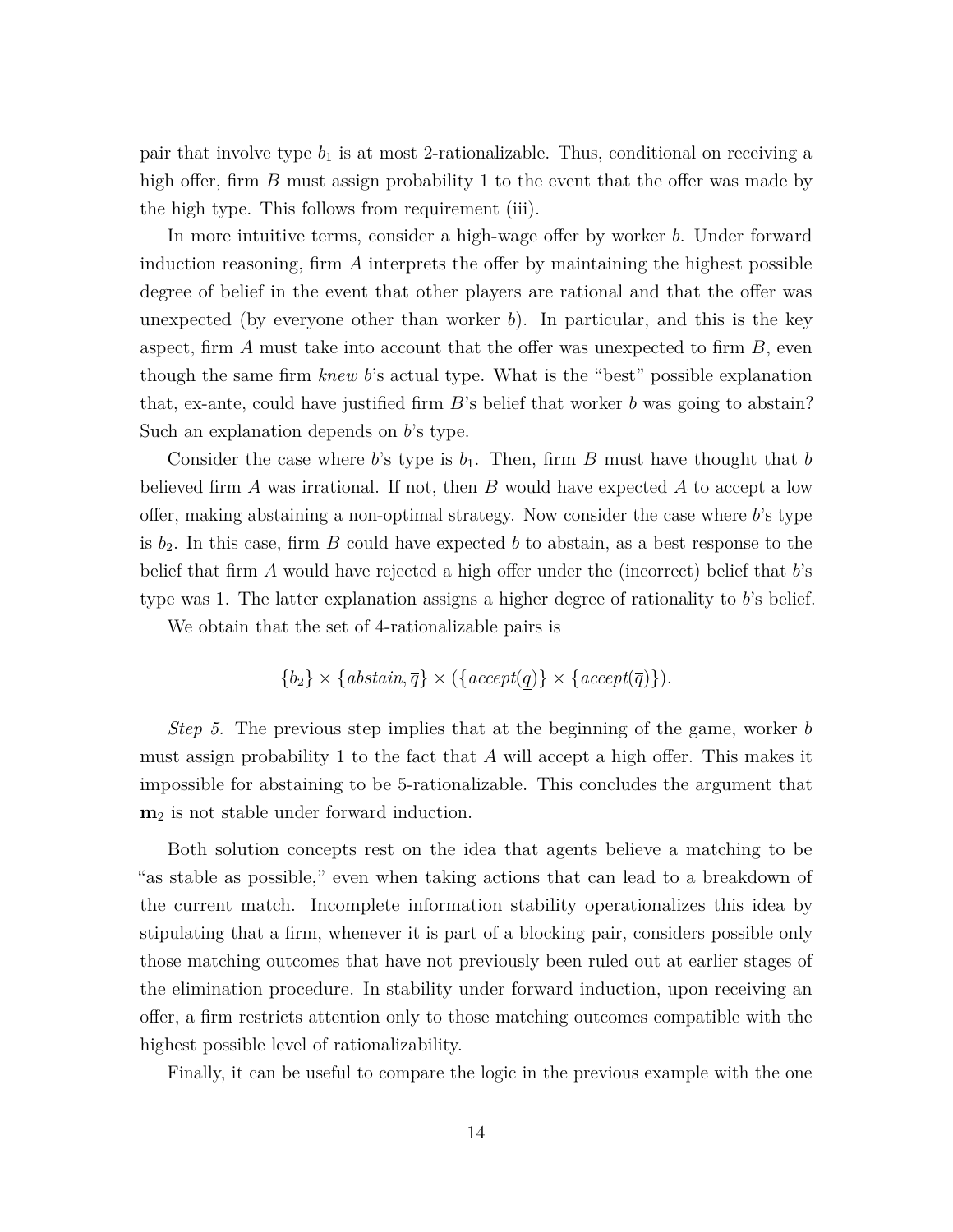pair that involve type $b_1$ is at most 2-rationalizable. Thus, conditional on receiving a high offer, firm $B$ must assign probability 1 to the event that the offer was made by the high type. This follows from requirement (iii).

In more intuitive terms, consider a high-wage offer by worker $b$. Under forward induction reasoning, firm $A$ interprets the offer by maintaining the highest possible degree of belief in the event that other players are rational and that the offer was unexpected (by everyone other than worker $b$). In particular, and this is the key aspect, firm $A$ must take into account that the offer was unexpected to firm $B$, even though the same firm *knew* $b$'s actual type. What is the "best" possible explanation that, ex-ante, could have justified firm $B$'s belief that worker $b$ was going to abstain? Such an explanation depends on $b$'s type.

Consider the case where $b$'s type is $b_1$. Then, firm $B$ must have thought that $b$ believed firm $A$ was irrational. If not, then $B$ would have expected $A$ to accept a low offer, making abstaining a non-optimal strategy. Now consider the case where $b$'s type is $b_2$. In this case, firm $B$ could have expected $b$ to abstain, as a best response to the belief that firm $A$ would have rejected a high offer under the (incorrect) belief that $b$'s type was 1. The latter explanation assigns a higher degree of rationality to $b$'s belief.

We obtain that the set of 4-rationalizable pairs is

$$\{b_2\} \times \{abstain, \overline{q}\} \times (\{accept(\underline{q})\} \times \{accept(\overline{q})\}).$$

*Step 5.* The previous step implies that at the beginning of the game, worker $b$ must assign probability 1 to the fact that $A$ will accept a high offer. This makes it impossible for abstaining to be 5-rationalizable. This concludes the argument that $\mathbf{m}_2$ is not stable under forward induction.

Both solution concepts rest on the idea that agents believe a matching to be "as stable as possible," even when taking actions that can lead to a breakdown of the current match. Incomplete information stability operationalizes this idea by stipulating that a firm, whenever it is part of a blocking pair, considers possible only those matching outcomes that have not previously been ruled out at earlier stages of the elimination procedure. In stability under forward induction, upon receiving an offer, a firm restricts attention only to those matching outcomes compatible with the highest possible level of rationalizability.

Finally, it can be useful to compare the logic in the previous example with the one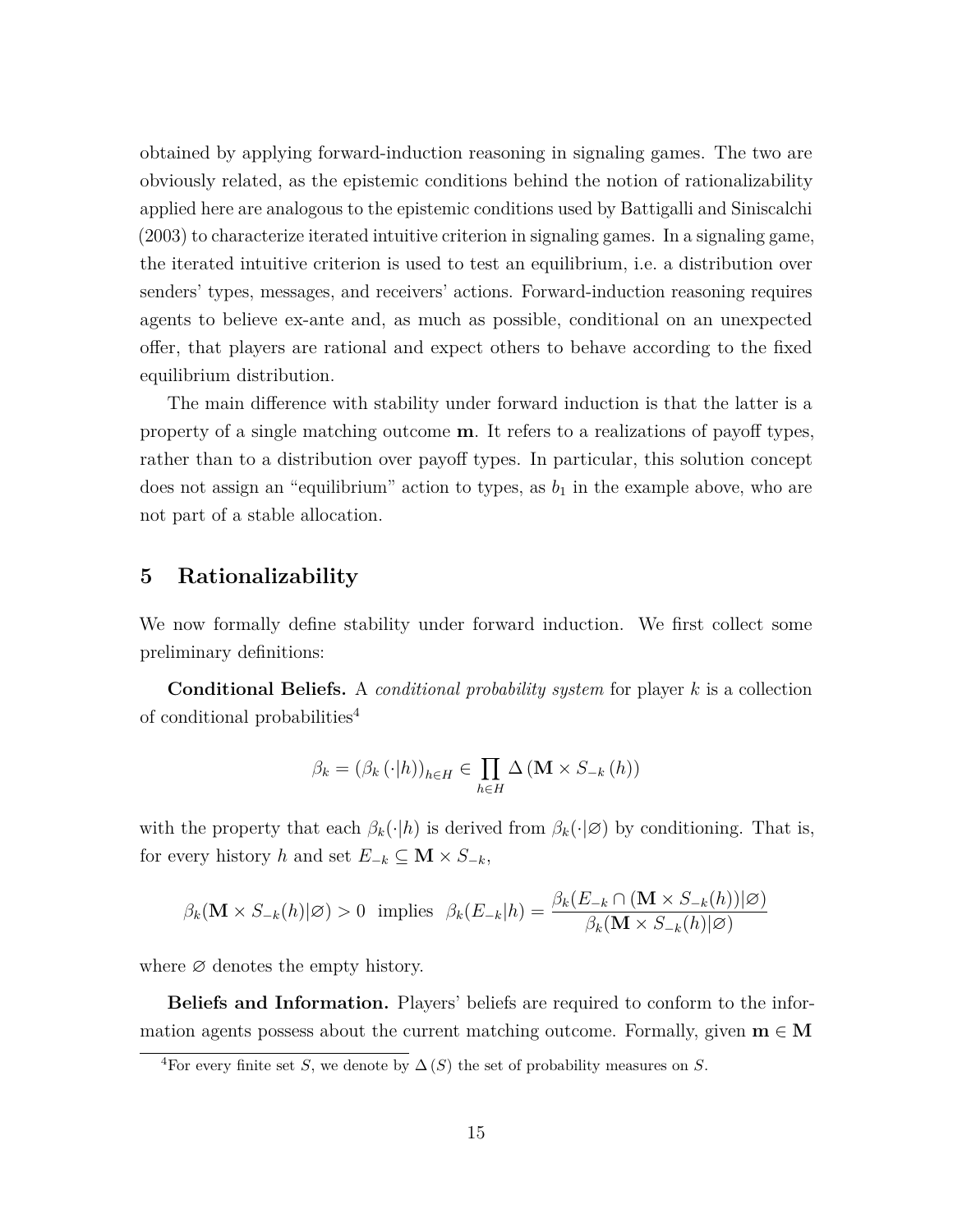obtained by applying forward-induction reasoning in signaling games. The two are obviously related, as the epistemic conditions behind the notion of rationalizability applied here are analogous to the epistemic conditions used by Battigalli and Siniscalchi (2003) to characterize iterated intuitive criterion in signaling games. In a signaling game, the iterated intuitive criterion is used to test an equilibrium, i.e. a distribution over senders' types, messages, and receivers' actions. Forward-induction reasoning requires agents to believe ex-ante and, as much as possible, conditional on an unexpected offer, that players are rational and expect others to behave according to the fixed equilibrium distribution.

The main difference with stability under forward induction is that the latter is a property of a single matching outcome $\mathbf{m}$. It refers to a realizations of payoff types, rather than to a distribution over payoff types. In particular, this solution concept does not assign an "equilibrium" action to types, as $b_1$ in the example above, who are not part of a stable allocation.

## 5 Rationalizability

We now formally define stability under forward induction. We first collect some preliminary definitions:

**Conditional Beliefs.** A *conditional probability system* for player $k$ is a collection of conditional probabilities[4]

$$\beta_k = (\beta_k(\cdot|h))_{h\in H} \in \prod_{h\in H} \Delta(\mathbf{M} \times S_{-k}(h))$$

with the property that each $\beta_k(\cdot|h)$ is derived from $\beta_k(\cdot|\varnothing)$ by conditioning. That is, for every history $h$ and set $E_{-k} \subseteq \mathbf{M} \times S_{-k}$,

$$\beta_k(\mathbf{M} \times S_{-k}(h)|\varnothing) > 0 \ \text{ implies } \ \beta_k(E_{-k}|h) = \frac{\beta_k(E_{-k} \cap (\mathbf{M} \times S_{-k}(h))|\varnothing)}{\beta_k(\mathbf{M} \times S_{-k}(h)|\varnothing)}$$

where $\varnothing$ denotes the empty history.

**Beliefs and Information.** Players' beliefs are required to conform to the information agents possess about the current matching outcome. Formally, given $\mathbf{m} \in \mathbf{M}$

[4] For every finite set $S$, we denote by $\Delta(S)$ the set of probability measures on $S$.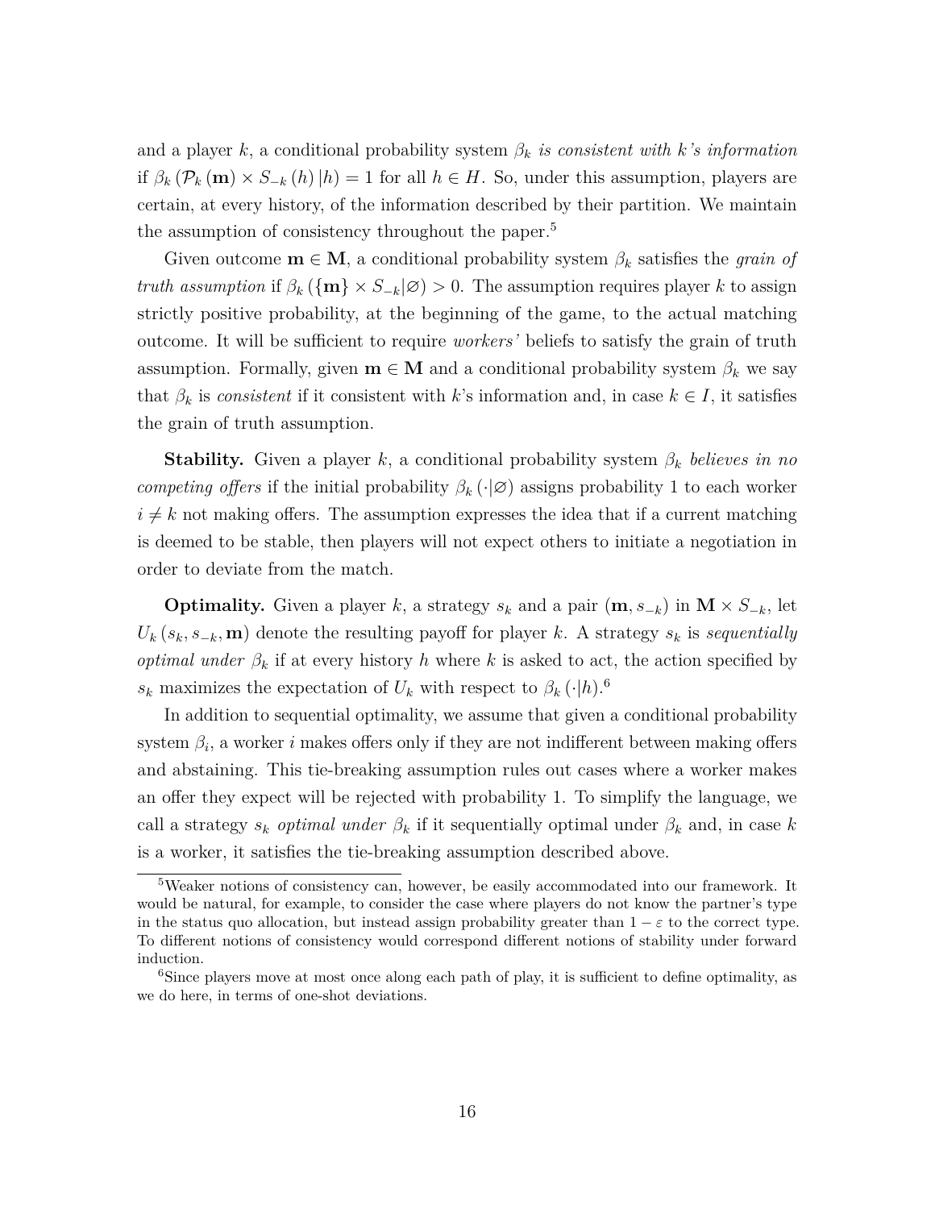and a player $k$, a conditional probability system $\beta_k$ *is consistent with k's information* if $\beta_k(\mathcal{P}_k(\mathbf{m}) \times S_{-k}(h)|h) = 1$ for all $h \in H$. So, under this assumption, players are certain, at every history, of the information described by their partition. We maintain the assumption of consistency throughout the paper.[5]

Given outcome $\mathbf{m} \in \mathbf{M}$, a conditional probability system $\beta_k$ satisfies the *grain of truth assumption* if $\beta_k(\{\mathbf{m}\} \times S_{-k}|\varnothing) > 0$. The assumption requires player $k$ to assign strictly positive probability, at the beginning of the game, to the actual matching outcome. It will be sufficient to require *workers'* beliefs to satisfy the grain of truth assumption. Formally, given $\mathbf{m} \in \mathbf{M}$ and a conditional probability system $\beta_k$ we say that $\beta_k$ is *consistent* if it consistent with $k$'s information and, in case $k \in I$, it satisfies the grain of truth assumption.

**Stability.** Given a player $k$, a conditional probability system $\beta_k$ *believes in no competing offers* if the initial probability $\beta_k(\cdot|\varnothing)$ assigns probability 1 to each worker $i \neq k$ not making offers. The assumption expresses the idea that if a current matching is deemed to be stable, then players will not expect others to initiate a negotiation in order to deviate from the match.

**Optimality.** Given a player $k$, a strategy $s_k$ and a pair $(\mathbf{m}, s_{-k})$ in $\mathbf{M} \times S_{-k}$, let $U_k(s_k, s_{-k}, \mathbf{m})$ denote the resulting payoff for player $k$. A strategy $s_k$ is *sequentially optimal under* $\beta_k$ if at every history $h$ where $k$ is asked to act, the action specified by $s_k$ maximizes the expectation of $U_k$ with respect to $\beta_k(\cdot|h)$.[6]

In addition to sequential optimality, we assume that given a conditional probability system $\beta_i$, a worker $i$ makes offers only if they are not indifferent between making offers and abstaining. This tie-breaking assumption rules out cases where a worker makes an offer they expect will be rejected with probability 1. To simplify the language, we call a strategy $s_k$ *optimal under* $\beta_k$ if it sequentially optimal under $\beta_k$ and, in case $k$ is a worker, it satisfies the tie-breaking assumption described above.

---

[5] Weaker notions of consistency can, however, be easily accommodated into our framework. It would be natural, for example, to consider the case where players do not know the partner's type in the status quo allocation, but instead assign probability greater than $1 - \varepsilon$ to the correct type. To different notions of consistency would correspond different notions of stability under forward induction.

[6] Since players move at most once along each path of play, it is sufficient to define optimality, as we do here, in terms of one-shot deviations.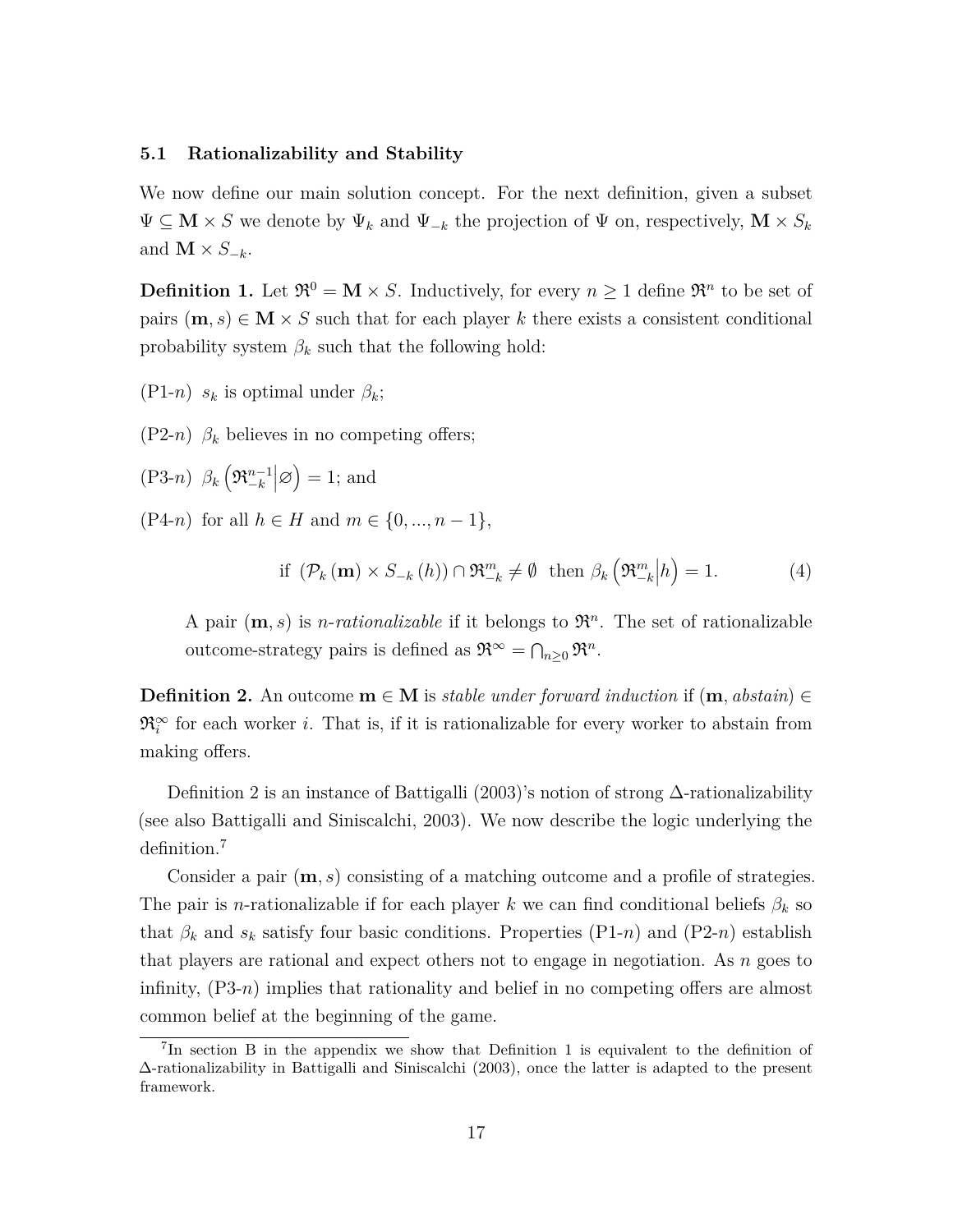### 5.1 Rationalizability and Stability

We now define our main solution concept. For the next definition, given a subset $\Psi \subseteq \mathbf{M} \times S$ we denote by $\Psi_k$ and $\Psi_{-k}$ the projection of $\Psi$ on, respectively, $\mathbf{M} \times S_k$ and $\mathbf{M} \times S_{-k}$.

**Definition 1.** Let $\mathfrak{R}^0 = \mathbf{M} \times S$. Inductively, for every $n \geq 1$ define $\mathfrak{R}^n$ to be set of pairs $(\mathbf{m}, s) \in \mathbf{M} \times S$ such that for each player $k$ there exists a consistent conditional probability system $\beta_k$ such that the following hold:

(P1-$n$) $s_k$ is optimal under $\beta_k$;

(P2-$n$) $\beta_k$ believes in no competing offers;

(P3-$n$) $\beta_k \left( \mathfrak{R}^{n-1}_{-k} \middle| \varnothing \right) = 1$; and

(P4-$n$) for all $h \in H$ and $m \in \{0, ..., n-1\}$,

$$\text{if } \left( \mathcal{P}_k (\mathbf{m}) \times S_{-k} (h) \right) \cap \mathfrak{R}^m_{-k} \neq \emptyset \text{ then } \beta_k \left( \mathfrak{R}^m_{-k} \middle| h \right) = 1. \tag{4}$$

A pair $(\mathbf{m}, s)$ is *n-rationalizable* if it belongs to $\mathfrak{R}^n$. The set of rationalizable outcome-strategy pairs is defined as $\mathfrak{R}^\infty = \bigcap_{n \geq 0} \mathfrak{R}^n$.

**Definition 2.** An outcome $\mathbf{m} \in \mathbf{M}$ is *stable under forward induction* if $(\mathbf{m}, \textit{abstain}) \in \mathfrak{R}^\infty_i$ for each worker $i$. That is, if it is rationalizable for every worker to abstain from making offers.

Definition 2 is an instance of Battigalli (2003)'s notion of strong $\Delta$-rationalizability (see also Battigalli and Siniscalchi, 2003). We now describe the logic underlying the definition.[7]

Consider a pair $(\mathbf{m}, s)$ consisting of a matching outcome and a profile of strategies. The pair is $n$-rationalizable if for each player $k$ we can find conditional beliefs $\beta_k$ so that $\beta_k$ and $s_k$ satisfy four basic conditions. Properties (P1-$n$) and (P2-$n$) establish that players are rational and expect others not to engage in negotiation. As $n$ goes to infinity, (P3-$n$) implies that rationality and belief in no competing offers are almost common belief at the beginning of the game.

[7] In section B in the appendix we show that Definition 1 is equivalent to the definition of $\Delta$-rationalizability in Battigalli and Siniscalchi (2003), once the latter is adapted to the present framework.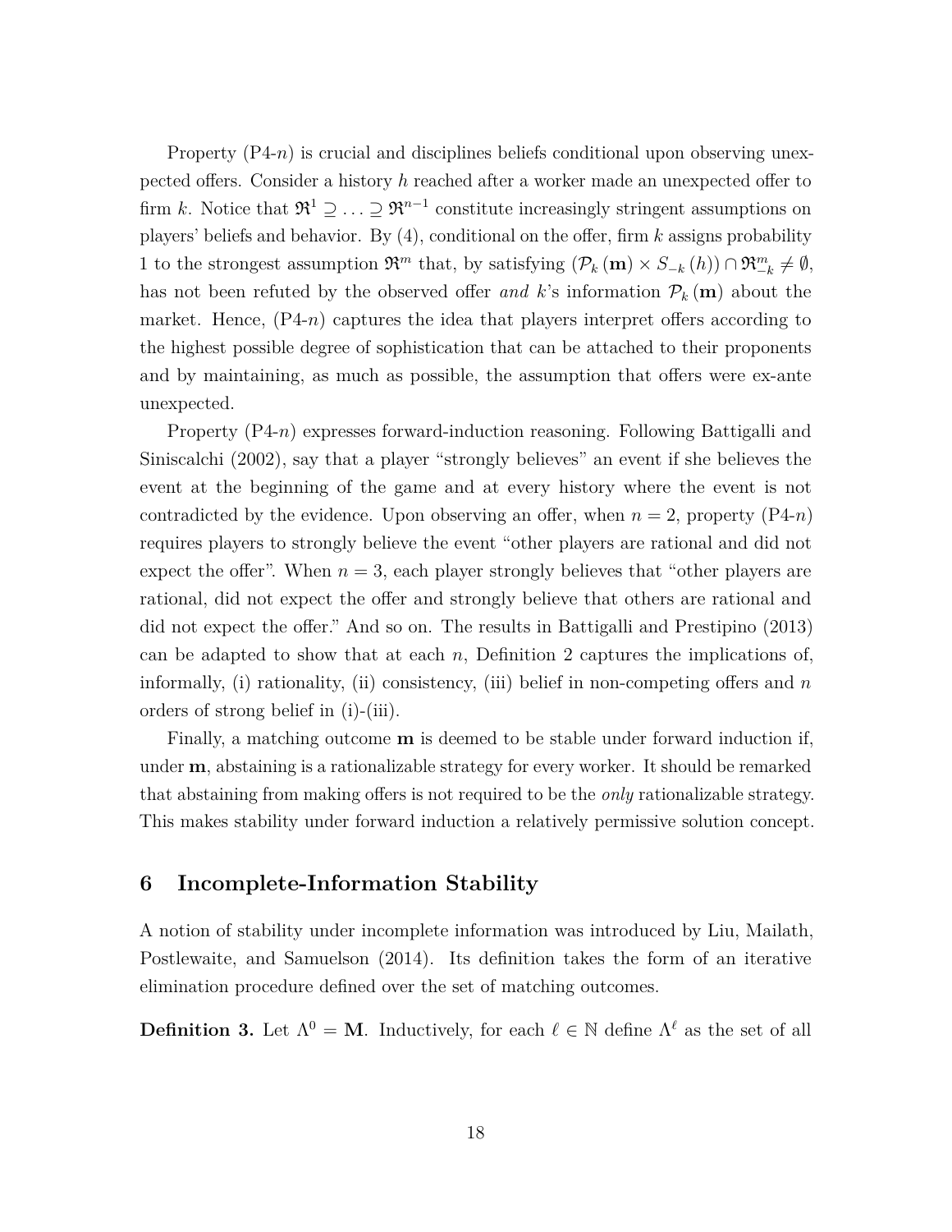Property (P4-$n$) is crucial and disciplines beliefs conditional upon observing unexpected offers. Consider a history $h$ reached after a worker made an unexpected offer to firm $k$. Notice that $\mathfrak{R}^1 \supseteq \ldots \supseteq \mathfrak{R}^{n-1}$ constitute increasingly stringent assumptions on players' beliefs and behavior. By (4), conditional on the offer, firm $k$ assigns probability 1 to the strongest assumption $\mathfrak{R}^m$ that, by satisfying $(\mathcal{P}_k(\mathbf{m}) \times S_{-k}(h)) \cap \mathfrak{R}^m_{-k} \neq \emptyset$, has not been refuted by the observed offer *and* $k$'s information $\mathcal{P}_k(\mathbf{m})$ about the market. Hence, (P4-$n$) captures the idea that players interpret offers according to the highest possible degree of sophistication that can be attached to their proponents and by maintaining, as much as possible, the assumption that offers were ex-ante unexpected.

Property (P4-$n$) expresses forward-induction reasoning. Following Battigalli and Siniscalchi (2002), say that a player "strongly believes" an event if she believes the event at the beginning of the game and at every history where the event is not contradicted by the evidence. Upon observing an offer, when $n = 2$, property (P4-$n$) requires players to strongly believe the event "other players are rational and did not expect the offer". When $n = 3$, each player strongly believes that "other players are rational, did not expect the offer and strongly believe that others are rational and did not expect the offer." And so on. The results in Battigalli and Prestipino (2013) can be adapted to show that at each $n$, Definition 2 captures the implications of, informally, (i) rationality, (ii) consistency, (iii) belief in non-competing offers and $n$ orders of strong belief in (i)-(iii).

Finally, a matching outcome $\mathbf{m}$ is deemed to be stable under forward induction if, under $\mathbf{m}$, abstaining is a rationalizable strategy for every worker. It should be remarked that abstaining from making offers is not required to be the *only* rationalizable strategy. This makes stability under forward induction a relatively permissive solution concept.

## 6 Incomplete-Information Stability

A notion of stability under incomplete information was introduced by Liu, Mailath, Postlewaite, and Samuelson (2014). Its definition takes the form of an iterative elimination procedure defined over the set of matching outcomes.

**Definition 3.** Let $\Lambda^0 = \mathbf{M}$. Inductively, for each $\ell \in \mathbb{N}$ define $\Lambda^\ell$ as the set of all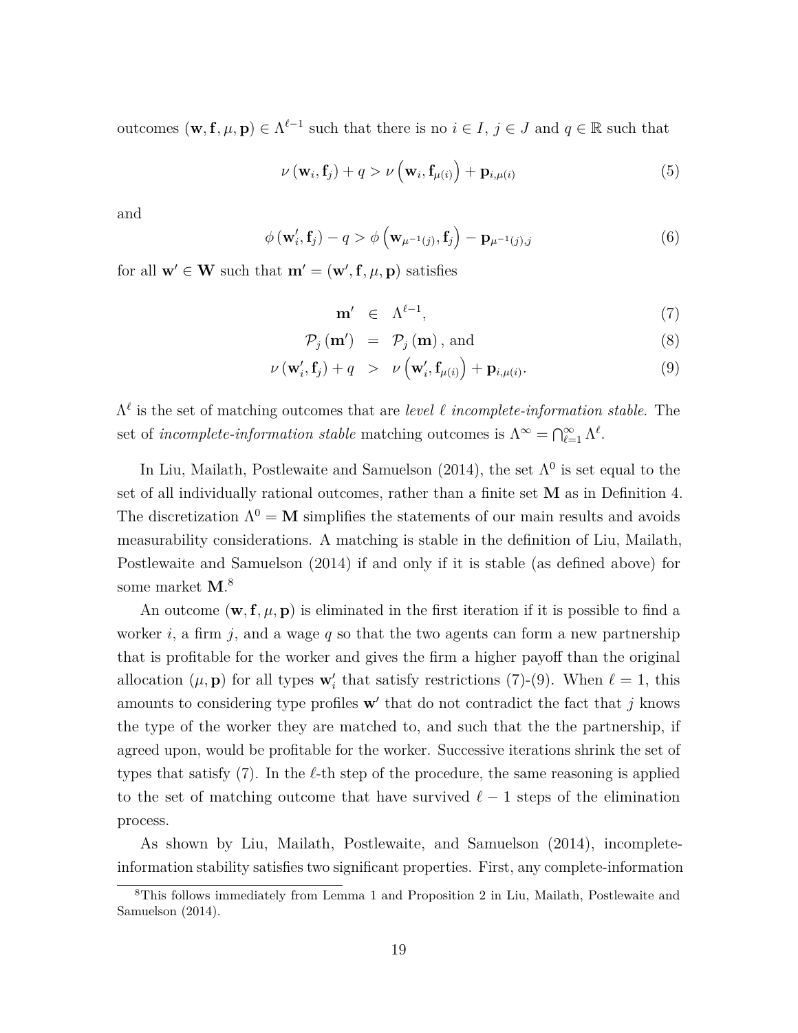outcomes $(\mathbf{w}, \mathbf{f}, \mu, \mathbf{p}) \in \Lambda^{\ell-1}$ such that there is no $i \in I$, $j \in J$ and $q \in \mathbb{R}$ such that

$$\nu(\mathbf{w}_i, \mathbf{f}_j) + q > \nu\left(\mathbf{w}_i, \mathbf{f}_{\mu(i)}\right) + \mathbf{p}_{i,\mu(i)} \tag{5}$$

and

$$\phi(\mathbf{w}'_i, \mathbf{f}_j) - q > \phi\left(\mathbf{w}_{\mu^{-1}(j)}, \mathbf{f}_j\right) - \mathbf{p}_{\mu^{-1}(j),j} \tag{6}$$

for all $\mathbf{w}' \in \mathbf{W}$ such that $\mathbf{m}' = (\mathbf{w}', \mathbf{f}, \mu, \mathbf{p})$ satisfies

$$\mathbf{m}' \in \Lambda^{\ell-1}, \tag{7}$$

$$\mathcal{P}_j(\mathbf{m}') = \mathcal{P}_j(\mathbf{m}), \text{ and} \tag{8}$$

$$\nu(\mathbf{w}'_i, \mathbf{f}_j) + q > \nu\left(\mathbf{w}'_i, \mathbf{f}_{\mu(i)}\right) + \mathbf{p}_{i,\mu(i)}. \tag{9}$$

$\Lambda^\ell$ is the set of matching outcomes that are *level $\ell$ incomplete-information stable*. The set of *incomplete-information stable* matching outcomes is $\Lambda^\infty = \bigcap_{\ell=1}^{\infty} \Lambda^\ell$.

In Liu, Mailath, Postlewaite and Samuelson (2014), the set $\Lambda^0$ is set equal to the set of all individually rational outcomes, rather than a finite set $\mathbf{M}$ as in Definition 4. The discretization $\Lambda^0 = \mathbf{M}$ simplifies the statements of our main results and avoids measurability considerations. A matching is stable in the definition of Liu, Mailath, Postlewaite and Samuelson (2014) if and only if it is stable (as defined above) for some market $\mathbf{M}$.[8]

An outcome $(\mathbf{w}, \mathbf{f}, \mu, \mathbf{p})$ is eliminated in the first iteration if it is possible to find a worker $i$, a firm $j$, and a wage $q$ so that the two agents can form a new partnership that is profitable for the worker and gives the firm a higher payoff than the original allocation $(\mu, \mathbf{p})$ for all types $\mathbf{w}'_i$ that satisfy restrictions (7)-(9). When $\ell = 1$, this amounts to considering type profiles $\mathbf{w}'$ that do not contradict the fact that $j$ knows the type of the worker they are matched to, and such that the the partnership, if agreed upon, would be profitable for the worker. Successive iterations shrink the set of types that satisfy (7). In the $\ell$-th step of the procedure, the same reasoning is applied to the set of matching outcome that have survived $\ell - 1$ steps of the elimination process.

As shown by Liu, Mailath, Postlewaite, and Samuelson (2014), incomplete-information stability satisfies two significant properties. First, any complete-information

[8] This follows immediately from Lemma 1 and Proposition 2 in Liu, Mailath, Postlewaite and Samuelson (2014).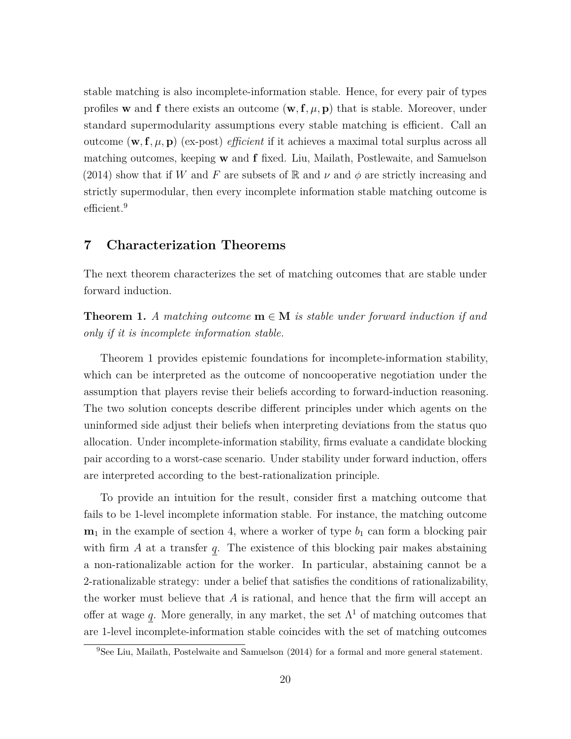stable matching is also incomplete-information stable. Hence, for every pair of types profiles $\mathbf{w}$ and $\mathbf{f}$ there exists an outcome $(\mathbf{w}, \mathbf{f}, \mu, \mathbf{p})$ that is stable. Moreover, under standard supermodularity assumptions every stable matching is efficient. Call an outcome $(\mathbf{w}, \mathbf{f}, \mu, \mathbf{p})$ (ex-post) *efficient* if it achieves a maximal total surplus across all matching outcomes, keeping $\mathbf{w}$ and $\mathbf{f}$ fixed. Liu, Mailath, Postlewaite, and Samuelson (2014) show that if $W$ and $F$ are subsets of $\mathbb{R}$ and $\nu$ and $\phi$ are strictly increasing and strictly supermodular, then every incomplete information stable matching outcome is efficient.[9]

## 7 Characterization Theorems

The next theorem characterizes the set of matching outcomes that are stable under forward induction.

**Theorem 1.** *A matching outcome $\mathbf{m} \in \mathbf{M}$ is stable under forward induction if and only if it is incomplete information stable.*

Theorem 1 provides epistemic foundations for incomplete-information stability, which can be interpreted as the outcome of noncooperative negotiation under the assumption that players revise their beliefs according to forward-induction reasoning. The two solution concepts describe different principles under which agents on the uninformed side adjust their beliefs when interpreting deviations from the status quo allocation. Under incomplete-information stability, firms evaluate a candidate blocking pair according to a worst-case scenario. Under stability under forward induction, offers are interpreted according to the best-rationalization principle.

To provide an intuition for the result, consider first a matching outcome that fails to be 1-level incomplete information stable. For instance, the matching outcome $\mathbf{m}_1$ in the example of section 4, where a worker of type $b_1$ can form a blocking pair with firm $A$ at a transfer $\underline{q}$. The existence of this blocking pair makes abstaining a non-rationalizable action for the worker. In particular, abstaining cannot be a 2-rationalizable strategy: under a belief that satisfies the conditions of rationalizability, the worker must believe that $A$ is rational, and hence that the firm will accept an offer at wage $\underline{q}$. More generally, in any market, the set $\Lambda^1$ of matching outcomes that are 1-level incomplete-information stable coincides with the set of matching outcomes

[9] See Liu, Mailath, Postelwaite and Samuelson (2014) for a formal and more general statement.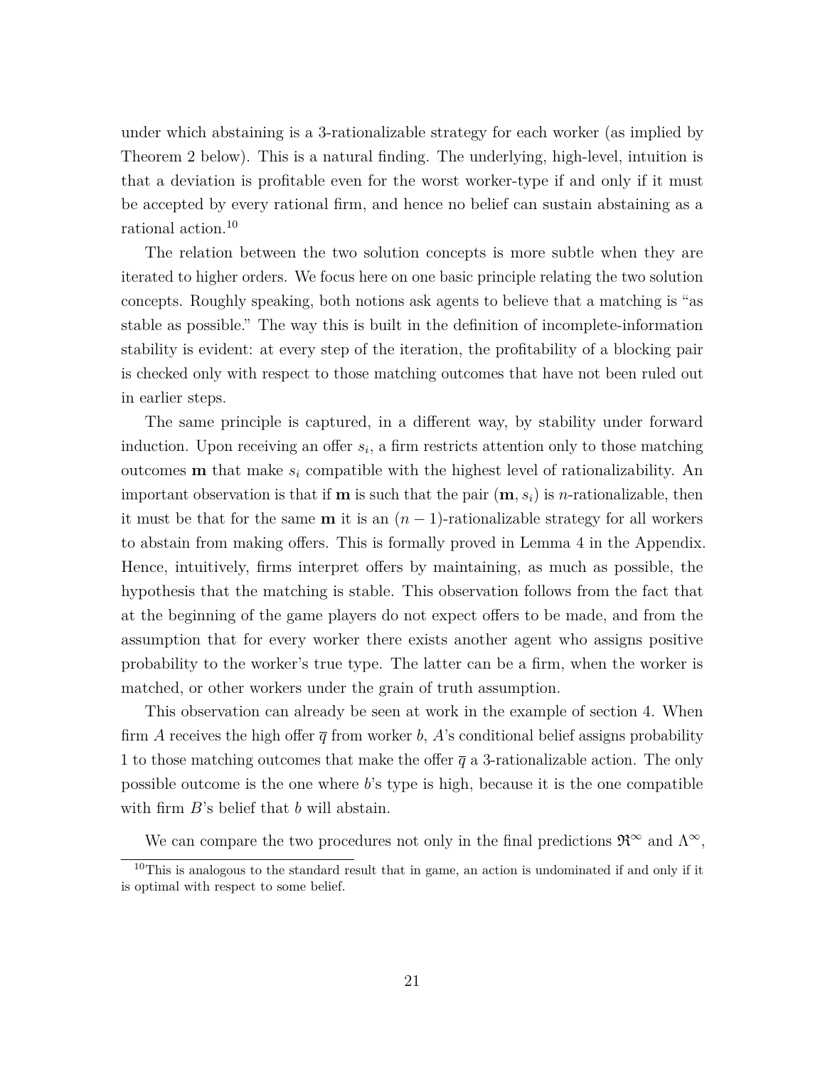under which abstaining is a 3-rationalizable strategy for each worker (as implied by Theorem 2 below). This is a natural finding. The underlying, high-level, intuition is that a deviation is profitable even for the worst worker-type if and only if it must be accepted by every rational firm, and hence no belief can sustain abstaining as a rational action.[10]

The relation between the two solution concepts is more subtle when they are iterated to higher orders. We focus here on one basic principle relating the two solution concepts. Roughly speaking, both notions ask agents to believe that a matching is "as stable as possible." The way this is built in the definition of incomplete-information stability is evident: at every step of the iteration, the profitability of a blocking pair is checked only with respect to those matching outcomes that have not been ruled out in earlier steps.

The same principle is captured, in a different way, by stability under forward induction. Upon receiving an offer $s_i$, a firm restricts attention only to those matching outcomes $\mathbf{m}$ that make $s_i$ compatible with the highest level of rationalizability. An important observation is that if $\mathbf{m}$ is such that the pair $(\mathbf{m}, s_i)$ is $n$-rationalizable, then it must be that for the same $\mathbf{m}$ it is an $(n-1)$-rationalizable strategy for all workers to abstain from making offers. This is formally proved in Lemma 4 in the Appendix. Hence, intuitively, firms interpret offers by maintaining, as much as possible, the hypothesis that the matching is stable. This observation follows from the fact that at the beginning of the game players do not expect offers to be made, and from the assumption that for every worker there exists another agent who assigns positive probability to the worker's true type. The latter can be a firm, when the worker is matched, or other workers under the grain of truth assumption.

This observation can already be seen at work in the example of section 4. When firm $A$ receives the high offer $\overline{q}$ from worker $b$, $A$'s conditional belief assigns probability 1 to those matching outcomes that make the offer $\overline{q}$ a 3-rationalizable action. The only possible outcome is the one where $b$'s type is high, because it is the one compatible with firm $B$'s belief that $b$ will abstain.

We can compare the two procedures not only in the final predictions $\mathfrak{R}^\infty$ and $\Lambda^\infty$,

[10] This is analogous to the standard result that in game, an action is undominated if and only if it is optimal with respect to some belief.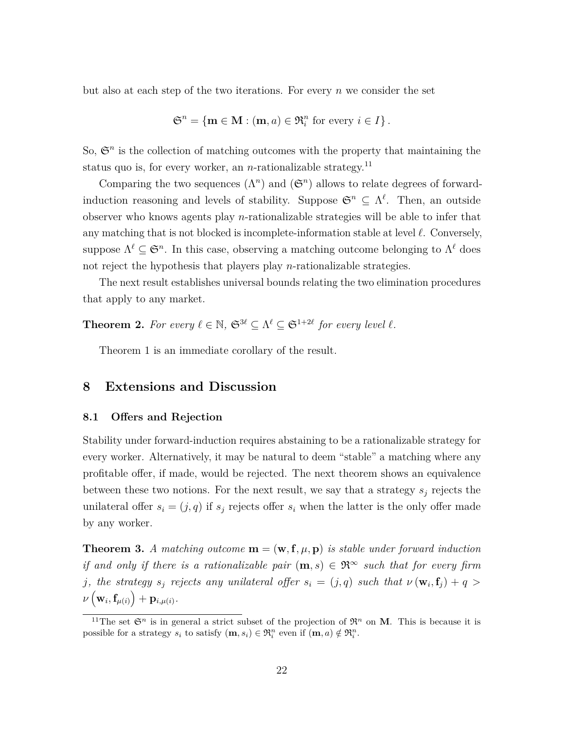but also at each step of the two iterations. For every $n$ we consider the set

$$\mathfrak{S}^n = \{\mathbf{m} \in \mathbf{M} : (\mathbf{m}, a) \in \mathfrak{R}_i^n \text{ for every } i \in I\}.$$

So, $\mathfrak{S}^n$ is the collection of matching outcomes with the property that maintaining the status quo is, for every worker, an $n$-rationalizable strategy.[11]

Comparing the two sequences $(\Lambda^n)$ and $(\mathfrak{S}^n)$ allows to relate degrees of forward-induction reasoning and levels of stability. Suppose $\mathfrak{S}^n \subseteq \Lambda^\ell$. Then, an outside observer who knows agents play $n$-rationalizable strategies will be able to infer that any matching that is not blocked is incomplete-information stable at level $\ell$. Conversely, suppose $\Lambda^\ell \subseteq \mathfrak{S}^n$. In this case, observing a matching outcome belonging to $\Lambda^\ell$ does not reject the hypothesis that players play $n$-rationalizable strategies.

The next result establishes universal bounds relating the two elimination procedures that apply to any market.

**Theorem 2.** *For every $\ell \in \mathbb{N}$, $\mathfrak{S}^{3\ell} \subseteq \Lambda^\ell \subseteq \mathfrak{S}^{1+2\ell}$ for every level $\ell$.*

Theorem 1 is an immediate corollary of the result.

## 8 Extensions and Discussion

### 8.1 Offers and Rejection

Stability under forward-induction requires abstaining to be a rationalizable strategy for every worker. Alternatively, it may be natural to deem "stable" a matching where any profitable offer, if made, would be rejected. The next theorem shows an equivalence between these two notions. For the next result, we say that a strategy $s_j$ rejects the unilateral offer $s_i = (j, q)$ if $s_j$ rejects offer $s_i$ when the latter is the only offer made by any worker.

**Theorem 3.** *A matching outcome $\mathbf{m} = (\mathbf{w}, \mathbf{f}, \mu, \mathbf{p})$ is stable under forward induction if and only if there is a rationalizable pair $(\mathbf{m}, s) \in \mathfrak{R}^\infty$ such that for every firm $j$, the strategy $s_j$ rejects any unilateral offer $s_i = (j, q)$ such that $\nu(\mathbf{w}_i, \mathbf{f}_j) + q > \nu\left(\mathbf{w}_i, \mathbf{f}_{\mu(i)}\right) + \mathbf{p}_{i,\mu(i)}$.*

[11] The set $\mathfrak{S}^n$ is in general a strict subset of the projection of $\mathfrak{R}^n$ on $\mathbf{M}$. This is because it is possible for a strategy $s_i$ to satisfy $(\mathbf{m}, s_i) \in \mathfrak{R}_i^n$ even if $(\mathbf{m}, a) \notin \mathfrak{R}_i^n$.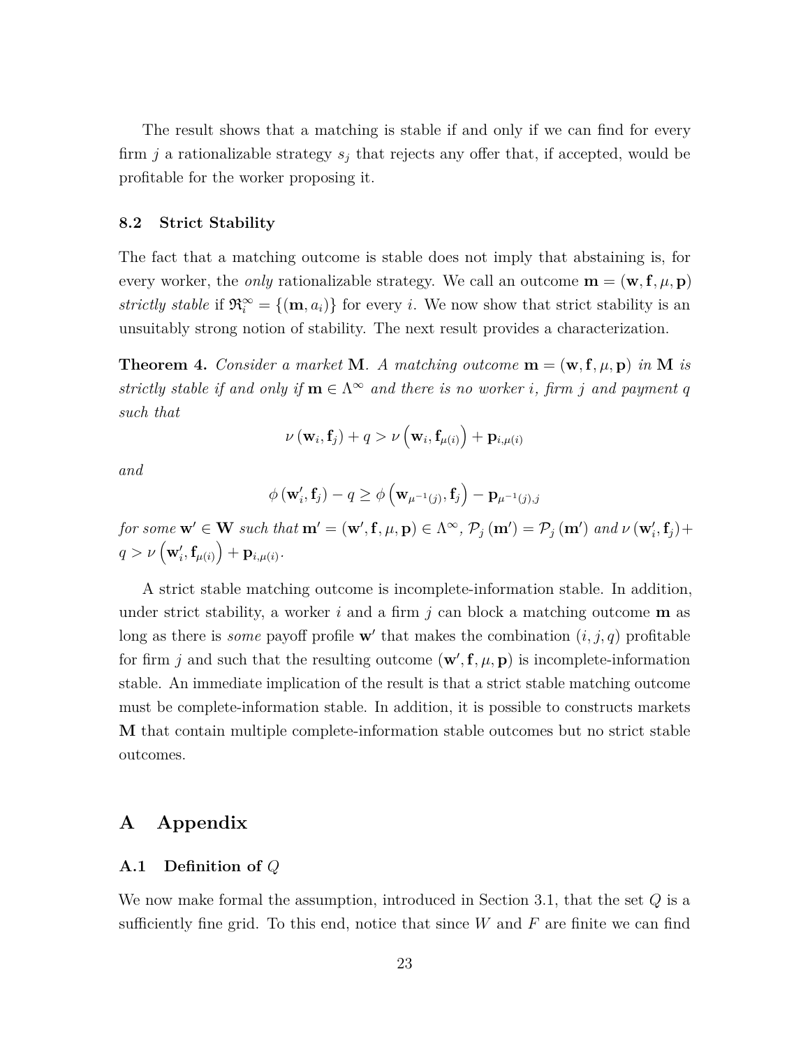The result shows that a matching is stable if and only if we can find for every firm $j$ a rationalizable strategy $s_j$ that rejects any offer that, if accepted, would be profitable for the worker proposing it.

### 8.2 Strict Stability

The fact that a matching outcome is stable does not imply that abstaining is, for every worker, the *only* rationalizable strategy. We call an outcome $\mathbf{m} = (\mathbf{w}, \mathbf{f}, \mu, \mathbf{p})$ *strictly stable* if $\mathfrak{R}_i^\infty = \{(\mathbf{m}, a_i)\}$ for every $i$. We now show that strict stability is an unsuitably strong notion of stability. The next result provides a characterization.

**Theorem 4.** *Consider a market $\mathbf{M}$. A matching outcome $\mathbf{m} = (\mathbf{w}, \mathbf{f}, \mu, \mathbf{p})$ in $\mathbf{M}$ is strictly stable if and only if $\mathbf{m} \in \Lambda^\infty$ and there is no worker $i$, firm $j$ and payment $q$ such that*

$$\nu(\mathbf{w}_i, \mathbf{f}_j) + q > \nu\left(\mathbf{w}_i, \mathbf{f}_{\mu(i)}\right) + \mathbf{p}_{i,\mu(i)}$$

*and*

$$\phi(\mathbf{w}'_i, \mathbf{f}_j) - q \geq \phi\left(\mathbf{w}_{\mu^{-1}(j)}, \mathbf{f}_j\right) - \mathbf{p}_{\mu^{-1}(j),j}$$

*for some $\mathbf{w}' \in \mathbf{W}$ such that $\mathbf{m}' = (\mathbf{w}', \mathbf{f}, \mu, \mathbf{p}) \in \Lambda^\infty$, $\mathcal{P}_j(\mathbf{m}') = \mathcal{P}_j(\mathbf{m}')$ and $\nu(\mathbf{w}'_i, \mathbf{f}_j) + q > \nu\left(\mathbf{w}'_i, \mathbf{f}_{\mu(i)}\right) + \mathbf{p}_{i,\mu(i)}$.*

A strict stable matching outcome is incomplete-information stable. In addition, under strict stability, a worker $i$ and a firm $j$ can block a matching outcome $\mathbf{m}$ as long as there is *some* payoff profile $\mathbf{w}'$ that makes the combination $(i, j, q)$ profitable for firm $j$ and such that the resulting outcome $(\mathbf{w}', \mathbf{f}, \mu, \mathbf{p})$ is incomplete-information stable. An immediate implication of the result is that a strict stable matching outcome must be complete-information stable. In addition, it is possible to constructs markets $\mathbf{M}$ that contain multiple complete-information stable outcomes but no strict stable outcomes.

# A Appendix

### A.1 Definition of $Q$

We now make formal the assumption, introduced in Section 3.1, that the set $Q$ is a sufficiently fine grid. To this end, notice that since $W$ and $F$ are finite we can find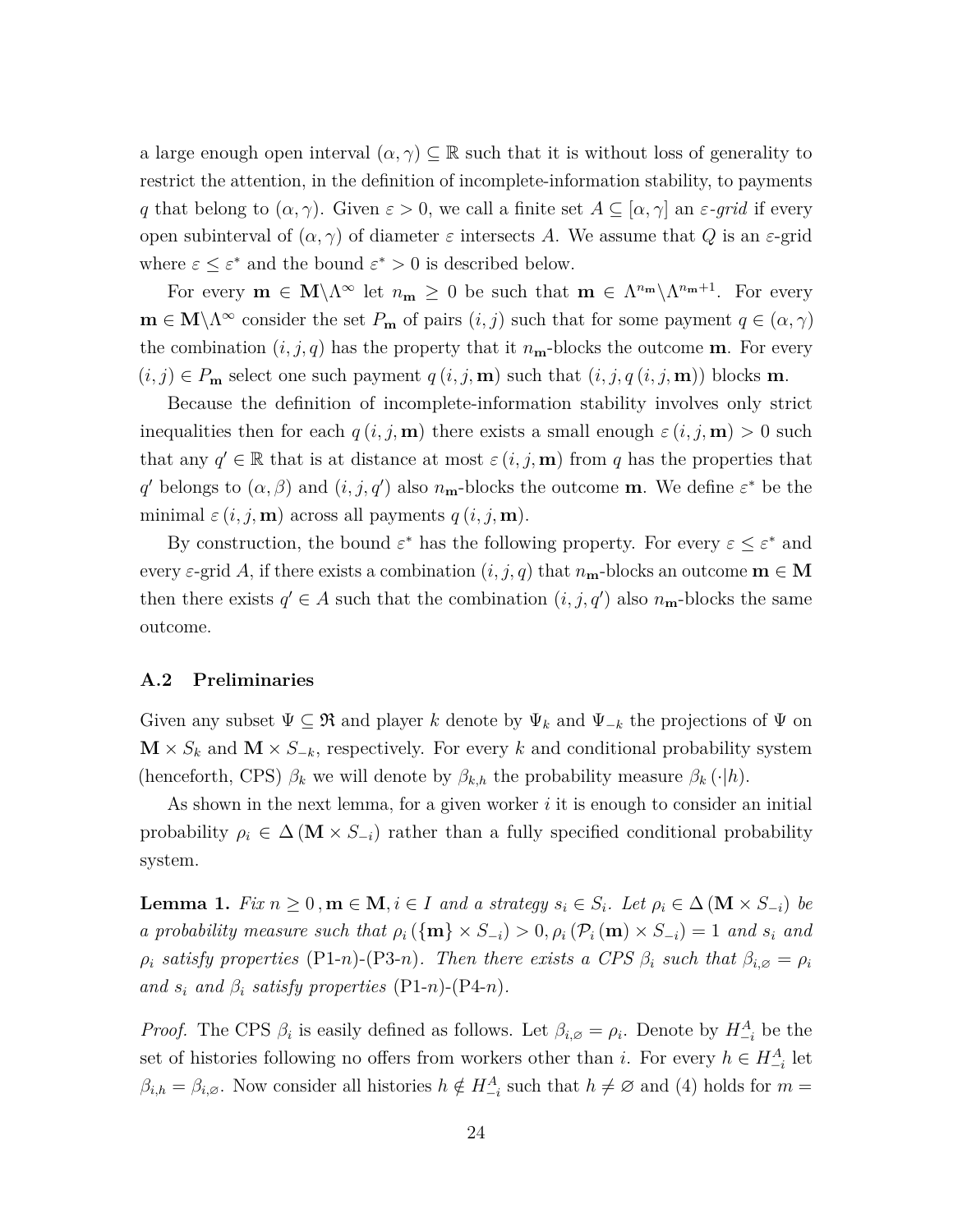a large enough open interval $(\alpha, \gamma) \subseteq \mathbb{R}$ such that it is without loss of generality to restrict the attention, in the definition of incomplete-information stability, to payments $q$ that belong to $(\alpha, \gamma)$. Given $\varepsilon > 0$, we call a finite set $A \subseteq [\alpha, \gamma]$ an *$\varepsilon$-grid* if every open subinterval of $(\alpha, \gamma)$ of diameter $\varepsilon$ intersects $A$. We assume that $Q$ is an $\varepsilon$-grid where $\varepsilon \leq \varepsilon^*$ and the bound $\varepsilon^* > 0$ is described below.

For every $\mathbf{m} \in \mathbf{M} \backslash \Lambda^\infty$ let $n_\mathbf{m} \geq 0$ be such that $\mathbf{m} \in \Lambda^{n_\mathbf{m}} \backslash \Lambda^{n_\mathbf{m}+1}$. For every $\mathbf{m} \in \mathbf{M} \backslash \Lambda^\infty$ consider the set $P_\mathbf{m}$ of pairs $(i, j)$ such that for some payment $q \in (\alpha, \gamma)$ the combination $(i, j, q)$ has the property that it $n_\mathbf{m}$-blocks the outcome $\mathbf{m}$. For every $(i, j) \in P_\mathbf{m}$ select one such payment $q(i, j, \mathbf{m})$ such that $(i, j, q(i, j, \mathbf{m}))$ blocks $\mathbf{m}$.

Because the definition of incomplete-information stability involves only strict inequalities then for each $q(i, j, \mathbf{m})$ there exists a small enough $\varepsilon(i, j, \mathbf{m}) > 0$ such that any $q' \in \mathbb{R}$ that is at distance at most $\varepsilon(i, j, \mathbf{m})$ from $q$ has the properties that $q'$ belongs to $(\alpha, \beta)$ and $(i, j, q')$ also $n_\mathbf{m}$-blocks the outcome $\mathbf{m}$. We define $\varepsilon^*$ be the minimal $\varepsilon(i, j, \mathbf{m})$ across all payments $q(i, j, \mathbf{m})$.

By construction, the bound $\varepsilon^*$ has the following property. For every $\varepsilon \leq \varepsilon^*$ and every $\varepsilon$-grid $A$, if there exists a combination $(i, j, q)$ that $n_\mathbf{m}$-blocks an outcome $\mathbf{m} \in \mathbf{M}$ then there exists $q' \in A$ such that the combination $(i, j, q')$ also $n_\mathbf{m}$-blocks the same outcome.

### A.2 Preliminaries

Given any subset $\Psi \subseteq \mathfrak{R}$ and player $k$ denote by $\Psi_k$ and $\Psi_{-k}$ the projections of $\Psi$ on $\mathbf{M} \times S_k$ and $\mathbf{M} \times S_{-k}$, respectively. For every $k$ and conditional probability system (henceforth, CPS) $\beta_k$ we will denote by $\beta_{k,h}$ the probability measure $\beta_k(\cdot|h)$.

As shown in the next lemma, for a given worker $i$ it is enough to consider an initial probability $\rho_i \in \Delta(\mathbf{M} \times S_{-i})$ rather than a fully specified conditional probability system.

**Lemma 1.** *Fix $n \geq 0$, $\mathbf{m} \in \mathbf{M}, i \in I$ and a strategy $s_i \in S_i$. Let $\rho_i \in \Delta(\mathbf{M} \times S_{-i})$ be a probability measure such that $\rho_i(\{\mathbf{m}\} \times S_{-i}) > 0, \rho_i(\mathcal{P}_i(\mathbf{m}) \times S_{-i}) = 1$ and $s_i$ and $\rho_i$ satisfy properties* (P1-$n$)-(P3-$n$)*. Then there exists a CPS $\beta_i$ such that $\beta_{i,\varnothing} = \rho_i$ and $s_i$ and $\beta_i$ satisfy properties* (P1-$n$)-(P4-$n$)*.*

*Proof.* The CPS $\beta_i$ is easily defined as follows. Let $\beta_{i,\varnothing} = \rho_i$. Denote by $H^A_{-i}$ be the set of histories following no offers from workers other than $i$. For every $h \in H^A_{-i}$ let $\beta_{i,h} = \beta_{i,\varnothing}$. Now consider all histories $h \notin H^A_{-i}$ such that $h \neq \varnothing$ and (4) holds for $m =$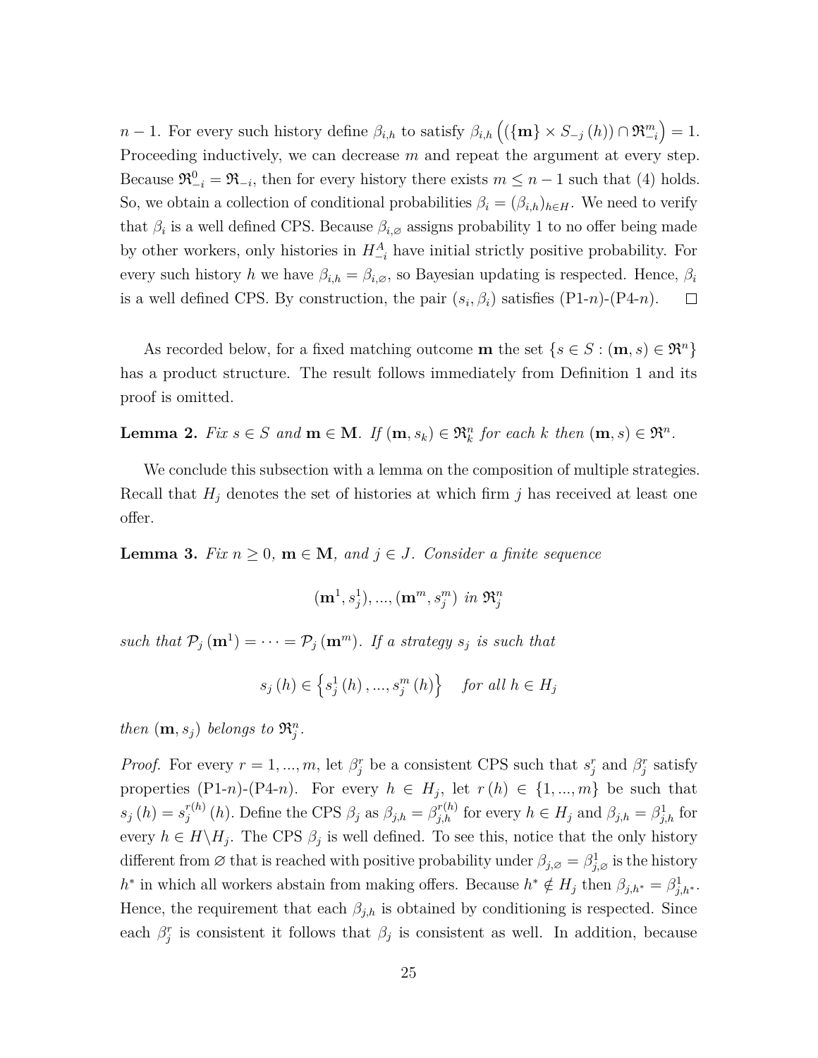$n-1$. For every such history define $\beta_{i,h}$ to satisfy $\beta_{i,h}\left(\left(\{\mathbf{m}\} \times S_{-j}(h)\right) \cap \mathfrak{R}^m_{-i}\right) = 1$. Proceeding inductively, we can decrease $m$ and repeat the argument at every step. Because $\mathfrak{R}^0_{-i} = \mathfrak{R}_{-i}$, then for every history there exists $m \leq n-1$ such that (4) holds. So, we obtain a collection of conditional probabilities $\beta_i = (\beta_{i,h})_{h \in H}$. We need to verify that $\beta_i$ is a well defined CPS. Because $\beta_{i,\varnothing}$ assigns probability 1 to no offer being made by other workers, only histories in $H^A_{-i}$ have initial strictly positive probability. For every such history $h$ we have $\beta_{i,h} = \beta_{i,\varnothing}$, so Bayesian updating is respected. Hence, $\beta_i$ is a well defined CPS. By construction, the pair $(s_i, \beta_i)$ satisfies (P1-$n$)-(P4-$n$). $\square$

As recorded below, for a fixed matching outcome $\mathbf{m}$ the set $\{s \in S : (\mathbf{m}, s) \in \mathfrak{R}^n\}$ has a product structure. The result follows immediately from Definition 1 and its proof is omitted.

**Lemma 2.** *Fix $s \in S$ and $\mathbf{m} \in \mathbf{M}$. If $(\mathbf{m}, s_k) \in \mathfrak{R}^n_k$ for each $k$ then $(\mathbf{m}, s) \in \mathfrak{R}^n$.*

We conclude this subsection with a lemma on the composition of multiple strategies. Recall that $H_j$ denotes the set of histories at which firm $j$ has received at least one offer.

**Lemma 3.** *Fix $n \geq 0$, $\mathbf{m} \in \mathbf{M}$, and $j \in J$. Consider a finite sequence*

$$(\mathbf{m}^1, s^1_j), ..., (\mathbf{m}^m, s^m_j) \text{ in } \mathfrak{R}^n_j$$

*such that $\mathcal{P}_j(\mathbf{m}^1) = \cdots = \mathcal{P}_j(\mathbf{m}^m)$. If a strategy $s_j$ is such that*

$$s_j(h) \in \left\{s^1_j(h), ..., s^m_j(h)\right\} \quad \text{for all } h \in H_j$$

*then $(\mathbf{m}, s_j)$ belongs to $\mathfrak{R}^n_j$.*

*Proof.* For every $r = 1, ..., m$, let $\beta^r_j$ be a consistent CPS such that $s^r_j$ and $\beta^r_j$ satisfy properties (P1-$n$)-(P4-$n$). For every $h \in H_j$, let $r(h) \in \{1, ..., m\}$ be such that $s_j(h) = s^{r(h)}_j(h)$. Define the CPS $\beta_j$ as $\beta_{j,h} = \beta^{r(h)}_{j,h}$ for every $h \in H_j$ and $\beta_{j,h} = \beta^1_{j,h}$ for every $h \in H \backslash H_j$. The CPS $\beta_j$ is well defined. To see this, notice that the only history different from $\varnothing$ that is reached with positive probability under $\beta_{j,\varnothing} = \beta^1_{j,\varnothing}$ is the history $h^*$ in which all workers abstain from making offers. Because $h^* \notin H_j$ then $\beta_{j,h^*} = \beta^1_{j,h^*}$. Hence, the requirement that each $\beta_{j,h}$ is obtained by conditioning is respected. Since each $\beta^r_j$ is consistent it follows that $\beta_j$ is consistent as well. In addition, because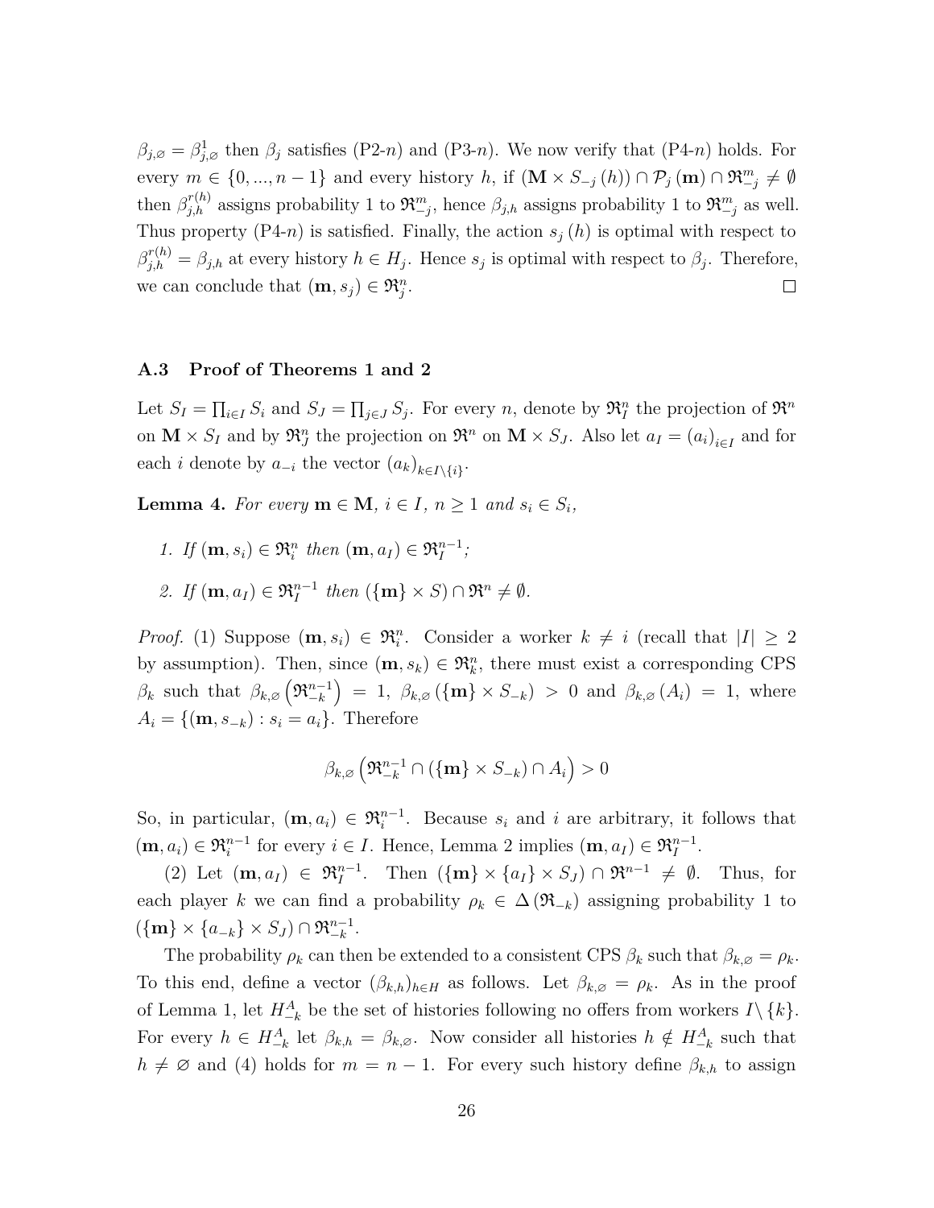$\beta_{j,\varnothing} = \beta^1_{j,\varnothing}$ then $\beta_j$ satisfies (P2-$n$) and (P3-$n$). We now verify that (P4-$n$) holds. For every $m \in \{0, ..., n-1\}$ and every history $h$, if $(\mathbf{M} \times S_{-j}(h)) \cap \mathcal{P}_j(\mathbf{m}) \cap \mathfrak{R}^m_{-j} \neq \emptyset$ then $\beta^{r(h)}_{j,h}$ assigns probability 1 to $\mathfrak{R}^m_{-j}$, hence $\beta_{j,h}$ assigns probability 1 to $\mathfrak{R}^m_{-j}$ as well. Thus property (P4-$n$) is satisfied. Finally, the action $s_j(h)$ is optimal with respect to $\beta^{r(h)}_{j,h} = \beta_{j,h}$ at every history $h \in H_j$. Hence $s_j$ is optimal with respect to $\beta_j$. Therefore, we can conclude that $(\mathbf{m}, s_j) \in \mathfrak{R}^n_j$. □

### A.3 Proof of Theorems 1 and 2

Let $S_I = \prod_{i \in I} S_i$ and $S_J = \prod_{j \in J} S_j$. For every $n$, denote by $\mathfrak{R}^n_I$ the projection of $\mathfrak{R}^n$ on $\mathbf{M} \times S_I$ and by $\mathfrak{R}^n_J$ the projection on $\mathfrak{R}^n$ on $\mathbf{M} \times S_J$. Also let $a_I = (a_i)_{i \in I}$ and for each $i$ denote by $a_{-i}$ the vector $(a_k)_{k \in I \setminus \{i\}}$.

**Lemma 4.** *For every $\mathbf{m} \in \mathbf{M}$, $i \in I$, $n \geq 1$ and $s_i \in S_i$,*

1. *If $(\mathbf{m}, s_i) \in \mathfrak{R}^n_i$ then $(\mathbf{m}, a_I) \in \mathfrak{R}^{n-1}_I$;*
2. *If $(\mathbf{m}, a_I) \in \mathfrak{R}^{n-1}_I$ then $(\{\mathbf{m}\} \times S) \cap \mathfrak{R}^n \neq \emptyset$.*

*Proof.* (1) Suppose $(\mathbf{m}, s_i) \in \mathfrak{R}^n_i$. Consider a worker $k \neq i$ (recall that $|I| \geq 2$ by assumption). Then, since $(\mathbf{m}, s_k) \in \mathfrak{R}^n_k$, there must exist a corresponding CPS $\beta_k$ such that $\beta_{k,\varnothing}\left(\mathfrak{R}^{n-1}_{-k}\right) = 1$, $\beta_{k,\varnothing}(\{\mathbf{m}\} \times S_{-k}) > 0$ and $\beta_{k,\varnothing}(A_i) = 1$, where $A_i = \{(\mathbf{m}, s_{-k}) : s_i = a_i\}$. Therefore

$$\beta_{k,\varnothing}\left(\mathfrak{R}^{n-1}_{-k} \cap (\{\mathbf{m}\} \times S_{-k}) \cap A_i\right) > 0$$

So, in particular, $(\mathbf{m}, a_i) \in \mathfrak{R}^{n-1}_i$. Because $s_i$ and $i$ are arbitrary, it follows that $(\mathbf{m}, a_i) \in \mathfrak{R}^{n-1}_i$ for every $i \in I$. Hence, Lemma 2 implies $(\mathbf{m}, a_I) \in \mathfrak{R}^{n-1}_I$.

(2) Let $(\mathbf{m}, a_I) \in \mathfrak{R}^{n-1}_I$. Then $(\{\mathbf{m}\} \times \{a_I\} \times S_J) \cap \mathfrak{R}^{n-1} \neq \emptyset$. Thus, for each player $k$ we can find a probability $\rho_k \in \Delta(\mathfrak{R}_{-k})$ assigning probability 1 to $(\{\mathbf{m}\} \times \{a_{-k}\} \times S_J) \cap \mathfrak{R}^{n-1}_{-k}$.

The probability $\rho_k$ can then be extended to a consistent CPS $\beta_k$ such that $\beta_{k,\varnothing} = \rho_k$. To this end, define a vector $(\beta_{k,h})_{h \in H}$ as follows. Let $\beta_{k,\varnothing} = \rho_k$. As in the proof of Lemma 1, let $H^A_{-k}$ be the set of histories following no offers from workers $I \setminus \{k\}$. For every $h \in H^A_{-k}$ let $\beta_{k,h} = \beta_{k,\varnothing}$. Now consider all histories $h \notin H^A_{-k}$ such that $h \neq \varnothing$ and (4) holds for $m = n-1$. For every such history define $\beta_{k,h}$ to assign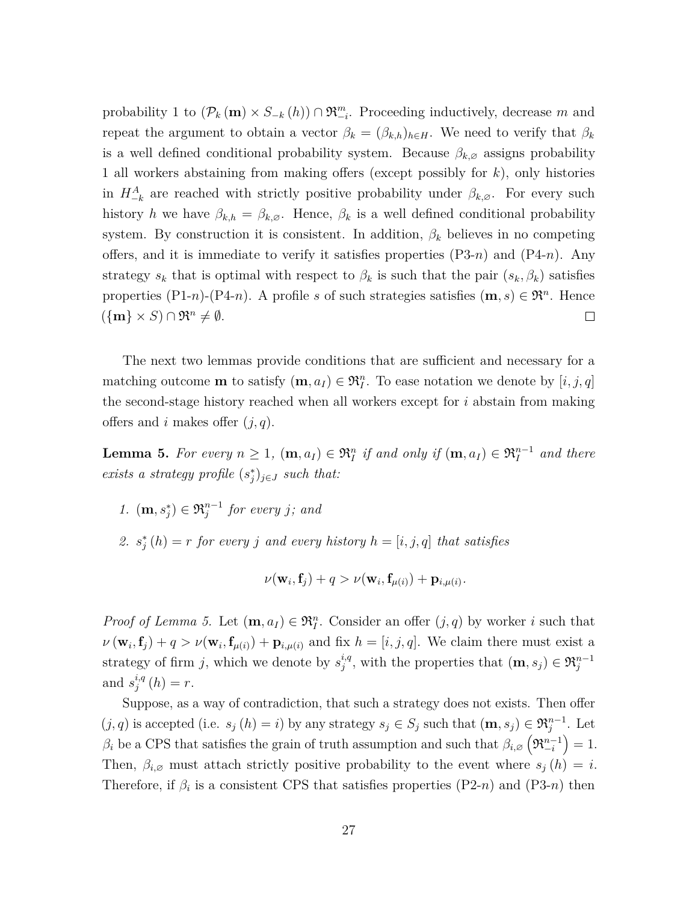probability 1 to $(\mathcal{P}_k(\mathbf{m}) \times S_{-k}(h)) \cap \mathfrak{R}^m_{-i}$. Proceeding inductively, decrease $m$ and repeat the argument to obtain a vector $\beta_k = (\beta_{k,h})_{h \in H}$. We need to verify that $\beta_k$ is a well defined conditional probability system. Because $\beta_{k,\varnothing}$ assigns probability 1 all workers abstaining from making offers (except possibly for $k$), only histories in $H^A_{-k}$ are reached with strictly positive probability under $\beta_{k,\varnothing}$. For every such history $h$ we have $\beta_{k,h} = \beta_{k,\varnothing}$. Hence, $\beta_k$ is a well defined conditional probability system. By construction it is consistent. In addition, $\beta_k$ believes in no competing offers, and it is immediate to verify it satisfies properties (P3-$n$) and (P4-$n$). Any strategy $s_k$ that is optimal with respect to $\beta_k$ is such that the pair $(s_k, \beta_k)$ satisfies properties (P1-$n$)-(P4-$n$). A profile $s$ of such strategies satisfies $(\mathbf{m}, s) \in \mathfrak{R}^n$. Hence $(\{\mathbf{m}\} \times S) \cap \mathfrak{R}^n \neq \emptyset$. □

The next two lemmas provide conditions that are sufficient and necessary for a matching outcome $\mathbf{m}$ to satisfy $(\mathbf{m}, a_I) \in \mathfrak{R}^n_I$. To ease notation we denote by $[i, j, q]$ the second-stage history reached when all workers except for $i$ abstain from making offers and $i$ makes offer $(j, q)$.

**Lemma 5.** *For every $n \geq 1$, $(\mathbf{m}, a_I) \in \mathfrak{R}^n_I$ if and only if $(\mathbf{m}, a_I) \in \mathfrak{R}^{n-1}_I$ and there exists a strategy profile $(s^*_j)_{j \in J}$ such that:*

1. *$(\mathbf{m}, s^*_j) \in \mathfrak{R}^{n-1}_j$ for every $j$; and*
2. *$s^*_j(h) = r$ for every $j$ and every history $h = [i, j, q]$ that satisfies*

$$\nu(\mathbf{w}_i, \mathbf{f}_j) + q > \nu(\mathbf{w}_i, \mathbf{f}_{\mu(i)}) + \mathbf{p}_{i,\mu(i)}.$$

*Proof of Lemma 5.* Let $(\mathbf{m}, a_I) \in \mathfrak{R}^n_I$. Consider an offer $(j, q)$ by worker $i$ such that $\nu(\mathbf{w}_i, \mathbf{f}_j) + q > \nu(\mathbf{w}_i, \mathbf{f}_{\mu(i)}) + \mathbf{p}_{i,\mu(i)}$ and fix $h = [i, j, q]$. We claim there must exist a strategy of firm $j$, which we denote by $s^{i,q}_j$, with the properties that $(\mathbf{m}, s_j) \in \mathfrak{R}^{n-1}_j$ and $s^{i,q}_j(h) = r$.

Suppose, as a way of contradiction, that such a strategy does not exists. Then offer $(j, q)$ is accepted (i.e. $s_j(h) = i$) by any strategy $s_j \in S_j$ such that $(\mathbf{m}, s_j) \in \mathfrak{R}^{n-1}_j$. Let $\beta_i$ be a CPS that satisfies the grain of truth assumption and such that $\beta_{i,\varnothing}\left(\mathfrak{R}^{n-1}_{-i}\right) = 1$. Then, $\beta_{i,\varnothing}$ must attach strictly positive probability to the event where $s_j(h) = i$. Therefore, if $\beta_i$ is a consistent CPS that satisfies properties (P2-$n$) and (P3-$n$) then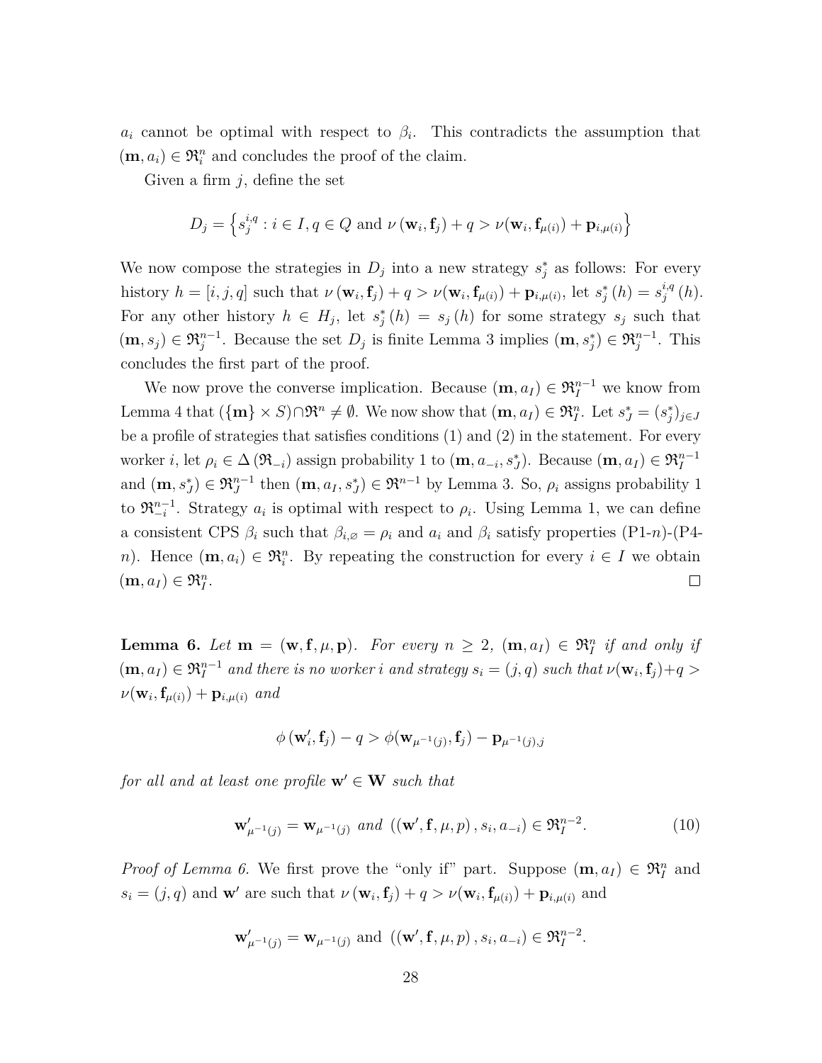$a_i$ cannot be optimal with respect to $\beta_i$. This contradicts the assumption that $(\mathbf{m}, a_i) \in \mathfrak{R}_i^n$ and concludes the proof of the claim.

Given a firm $j$, define the set

$$D_j = \left\{ s_j^{i,q} : i \in I, q \in Q \text{ and } \nu\left(\mathbf{w}_i, \mathbf{f}_j\right) + q > \nu(\mathbf{w}_i, \mathbf{f}_{\mu(i)}) + \mathbf{p}_{i,\mu(i)} \right\}$$

We now compose the strategies in $D_j$ into a new strategy $s_j^*$ as follows: For every history $h = [i, j, q]$ such that $\nu\left(\mathbf{w}_i, \mathbf{f}_j\right) + q > \nu(\mathbf{w}_i, \mathbf{f}_{\mu(i)}) + \mathbf{p}_{i,\mu(i)}$, let $s_j^*\left(h\right) = s_j^{i,q}\left(h\right)$. For any other history $h \in H_j$, let $s_j^*\left(h\right) = s_j\left(h\right)$ for some strategy $s_j$ such that $(\mathbf{m}, s_j) \in \mathfrak{R}_j^{n-1}$. Because the set $D_j$ is finite Lemma 3 implies $(\mathbf{m}, s_j^*) \in \mathfrak{R}_j^{n-1}$. This concludes the first part of the proof.

We now prove the converse implication. Because $(\mathbf{m}, a_I) \in \mathfrak{R}_I^{n-1}$ we know from Lemma 4 that $(\{\mathbf{m}\} \times S) \cap \mathfrak{R}^n \neq \emptyset$. We now show that $(\mathbf{m}, a_I) \in \mathfrak{R}_I^n$. Let $s_J^* = (s_j^*)_{j \in J}$ be a profile of strategies that satisfies conditions (1) and (2) in the statement. For every worker $i$, let $\rho_i \in \Delta\left(\mathfrak{R}_{-i}\right)$ assign probability 1 to $(\mathbf{m}, a_{-i}, s_J^*)$. Because $(\mathbf{m}, a_I) \in \mathfrak{R}_I^{n-1}$ and $(\mathbf{m}, s_J^*) \in \mathfrak{R}_J^{n-1}$ then $(\mathbf{m}, a_I, s_J^*) \in \mathfrak{R}^{n-1}$ by Lemma 3. So, $\rho_i$ assigns probability 1 to $\mathfrak{R}_{-i}^{n-1}$. Strategy $a_i$ is optimal with respect to $\rho_i$. Using Lemma 1, we can define a consistent CPS $\beta_i$ such that $\beta_{i,\varnothing} = \rho_i$ and $a_i$ and $\beta_i$ satisfy properties (P1-$n$)-(P4-$n$). Hence $(\mathbf{m}, a_i) \in \mathfrak{R}_i^n$. By repeating the construction for every $i \in I$ we obtain $(\mathbf{m}, a_I) \in \mathfrak{R}_I^n$. □

**Lemma 6.** *Let $\mathbf{m} = (\mathbf{w}, \mathbf{f}, \mu, \mathbf{p})$. For every $n \geq 2$, $(\mathbf{m}, a_I) \in \mathfrak{R}_I^n$ if and only if $(\mathbf{m}, a_I) \in \mathfrak{R}_I^{n-1}$ and there is no worker $i$ and strategy $s_i = (j, q)$ such that $\nu(\mathbf{w}_i, \mathbf{f}_j) + q > \nu(\mathbf{w}_i, \mathbf{f}_{\mu(i)}) + \mathbf{p}_{i,\mu(i)}$ and*

$$\phi\left(\mathbf{w}_i', \mathbf{f}_j\right) - q > \phi(\mathbf{w}_{\mu^{-1}(j)}, \mathbf{f}_j) - \mathbf{p}_{\mu^{-1}(j),j}$$

*for all and at least one profile $\mathbf{w}' \in \mathbf{W}$ such that*

$$\mathbf{w}'_{\mu^{-1}(j)} = \mathbf{w}_{\mu^{-1}(j)} \text{ and } \left(\left(\mathbf{w}', \mathbf{f}, \mu, p\right), s_i, a_{-i}\right) \in \mathfrak{R}_I^{n-2}. \tag{10}$$

*Proof of Lemma 6.* We first prove the "only if" part. Suppose $(\mathbf{m}, a_I) \in \mathfrak{R}_I^n$ and $s_i = (j, q)$ and $\mathbf{w}'$ are such that $\nu\left(\mathbf{w}_i, \mathbf{f}_j\right) + q > \nu(\mathbf{w}_i, \mathbf{f}_{\mu(i)}) + \mathbf{p}_{i,\mu(i)}$ and

$$\mathbf{w}'_{\mu^{-1}(j)} = \mathbf{w}_{\mu^{-1}(j)} \text{ and } \left(\left(\mathbf{w}', \mathbf{f}, \mu, p\right), s_i, a_{-i}\right) \in \mathfrak{R}_I^{n-2}.$$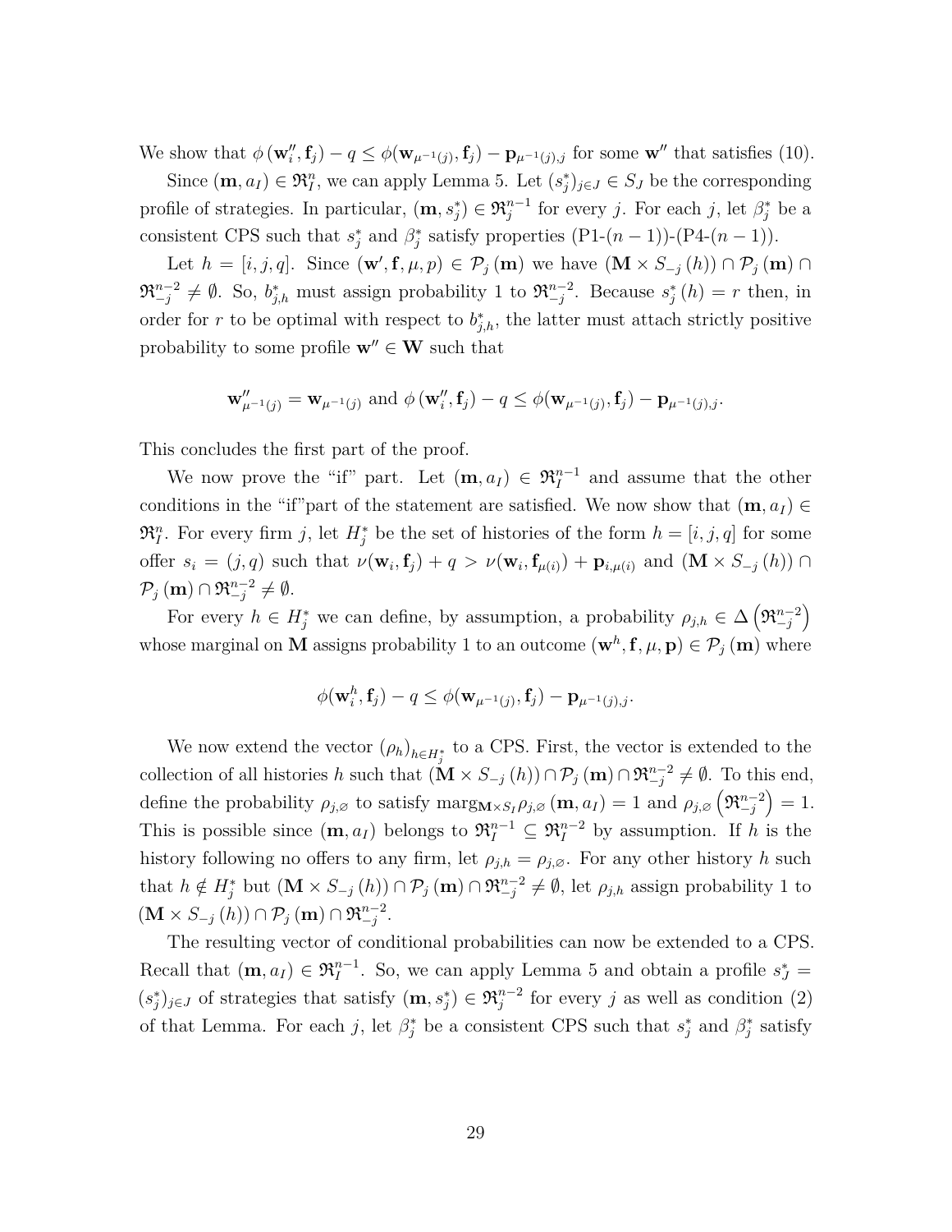We show that $\phi(\mathbf{w}_i'', \mathbf{f}_j) - q \leq \phi(\mathbf{w}_{\mu^{-1}(j)}, \mathbf{f}_j) - \mathbf{p}_{\mu^{-1}(j),j}$ for some $\mathbf{w}''$ that satisfies (10).

Since $(\mathbf{m}, a_I) \in \mathfrak{R}_I^n$, we can apply Lemma 5. Let $(s_j^*)_{j \in J} \in S_J$ be the corresponding profile of strategies. In particular, $(\mathbf{m}, s_j^*) \in \mathfrak{R}_j^{n-1}$ for every $j$. For each $j$, let $\beta_j^*$ be a consistent CPS such that $s_j^*$ and $\beta_j^*$ satisfy properties (P1-$(n-1)$)-(P4-$(n-1)$).

Let $h = [i, j, q]$. Since $(\mathbf{w}', \mathbf{f}, \mu, p) \in \mathcal{P}_j(\mathbf{m})$ we have $(\mathbf{M} \times S_{-j}(h)) \cap \mathcal{P}_j(\mathbf{m}) \cap \mathfrak{R}_{-j}^{n-2} \neq \emptyset$. So, $b_{j,h}^*$ must assign probability 1 to $\mathfrak{R}_{-j}^{n-2}$. Because $s_j^*(h) = r$ then, in order for $r$ to be optimal with respect to $b_{j,h}^*$, the latter must attach strictly positive probability to some profile $\mathbf{w}'' \in \mathbf{W}$ such that

$$\mathbf{w}''_{\mu^{-1}(j)} = \mathbf{w}_{\mu^{-1}(j)} \text{ and } \phi(\mathbf{w}_i'', \mathbf{f}_j) - q \leq \phi(\mathbf{w}_{\mu^{-1}(j)}, \mathbf{f}_j) - \mathbf{p}_{\mu^{-1}(j),j}.$$

This concludes the first part of the proof.

We now prove the "if" part. Let $(\mathbf{m}, a_I) \in \mathfrak{R}_I^{n-1}$ and assume that the other conditions in the "if"part of the statement are satisfied. We now show that $(\mathbf{m}, a_I) \in \mathfrak{R}_I^n$. For every firm $j$, let $H_j^*$ be the set of histories of the form $h = [i, j, q]$ for some offer $s_i = (j, q)$ such that $\nu(\mathbf{w}_i, \mathbf{f}_j) + q > \nu(\mathbf{w}_i, \mathbf{f}_{\mu(i)}) + \mathbf{p}_{i,\mu(i)}$ and $(\mathbf{M} \times S_{-j}(h)) \cap \mathcal{P}_j(\mathbf{m}) \cap \mathfrak{R}_{-j}^{n-2} \neq \emptyset$.

For every $h \in H_j^*$ we can define, by assumption, a probability $\rho_{j,h} \in \Delta\left(\mathfrak{R}_{-j}^{n-2}\right)$ whose marginal on $\mathbf{M}$ assigns probability 1 to an outcome $(\mathbf{w}^h, \mathbf{f}, \mu, \mathbf{p}) \in \mathcal{P}_j(\mathbf{m})$ where

$$\phi(\mathbf{w}_i^h, \mathbf{f}_j) - q \leq \phi(\mathbf{w}_{\mu^{-1}(j)}, \mathbf{f}_j) - \mathbf{p}_{\mu^{-1}(j),j}.$$

We now extend the vector $(\rho_h)_{h \in H_j^*}$ to a CPS. First, the vector is extended to the collection of all histories $h$ such that $(\mathbf{M} \times S_{-j}(h)) \cap \mathcal{P}_j(\mathbf{m}) \cap \mathfrak{R}_{-j}^{n-2} \neq \emptyset$. To this end, define the probability $\rho_{j,\varnothing}$ to satisfy $\text{marg}_{\mathbf{M} \times S_I} \rho_{j,\varnothing}(\mathbf{m}, a_I) = 1$ and $\rho_{j,\varnothing}\left(\mathfrak{R}_{-j}^{n-2}\right) = 1$. This is possible since $(\mathbf{m}, a_I)$ belongs to $\mathfrak{R}_I^{n-1} \subseteq \mathfrak{R}_I^{n-2}$ by assumption. If $h$ is the history following no offers to any firm, let $\rho_{j,h} = \rho_{j,\varnothing}$. For any other history $h$ such that $h \notin H_j^*$ but $(\mathbf{M} \times S_{-j}(h)) \cap \mathcal{P}_j(\mathbf{m}) \cap \mathfrak{R}_{-j}^{n-2} \neq \emptyset$, let $\rho_{j,h}$ assign probability 1 to $(\mathbf{M} \times S_{-j}(h)) \cap \mathcal{P}_j(\mathbf{m}) \cap \mathfrak{R}_{-j}^{n-2}$.

The resulting vector of conditional probabilities can now be extended to a CPS. Recall that $(\mathbf{m}, a_I) \in \mathfrak{R}_I^{n-1}$. So, we can apply Lemma 5 and obtain a profile $s_J^* = (s_j^*)_{j \in J}$ of strategies that satisfy $(\mathbf{m}, s_j^*) \in \mathfrak{R}_j^{n-2}$ for every $j$ as well as condition (2) of that Lemma. For each $j$, let $\beta_j^*$ be a consistent CPS such that $s_j^*$ and $\beta_j^*$ satisfy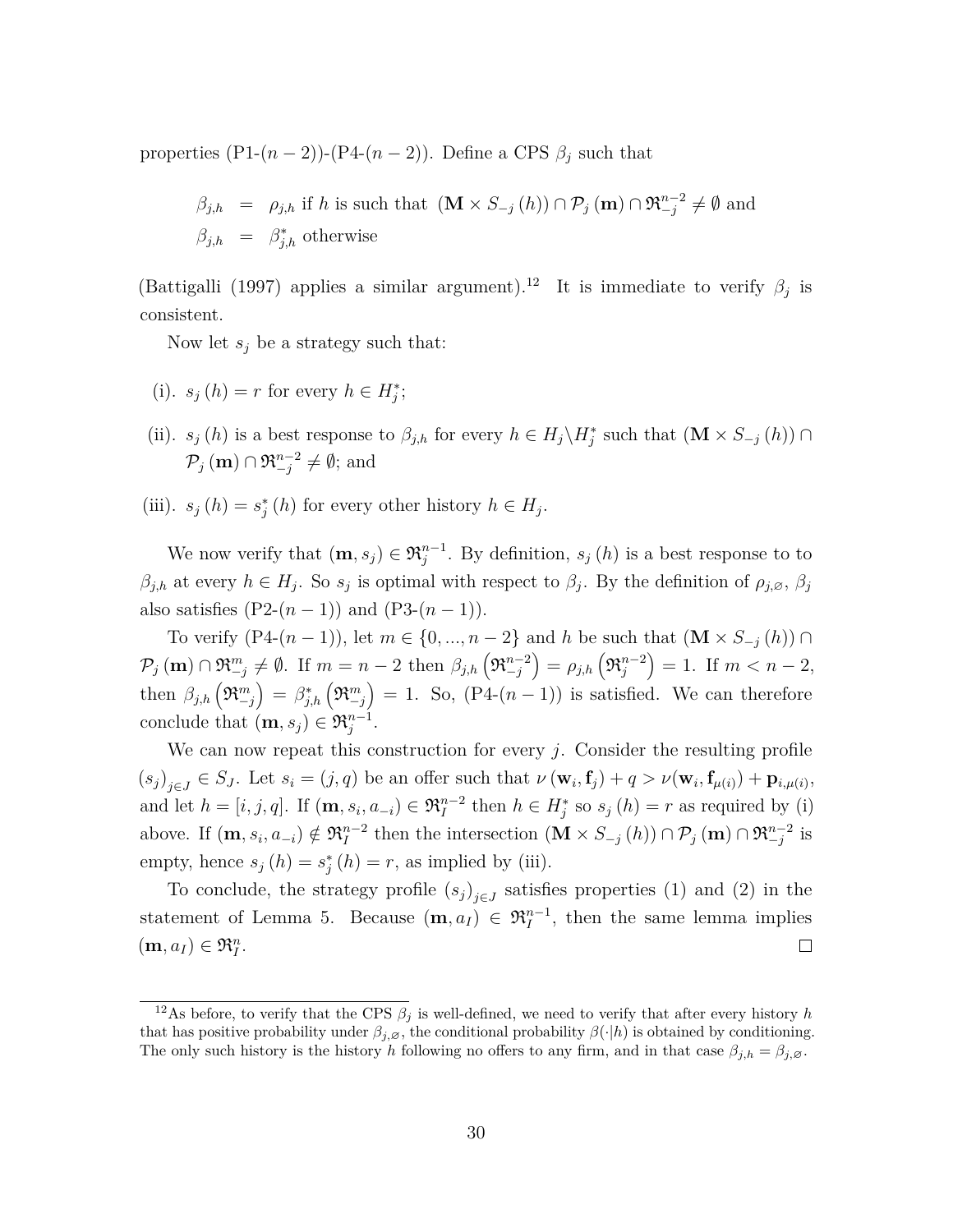properties (P1-$(n-2)$)-(P4-$(n-2)$). Define a CPS $\beta_j$ such that

$$
\begin{aligned}
\beta_{j,h} &= \rho_{j,h} \text{ if } h \text{ is such that } (\mathbf{M} \times S_{-j}(h)) \cap \mathcal{P}_j(\mathbf{m}) \cap \mathfrak{R}_{-j}^{n-2} \neq \emptyset \text{ and} \\
\beta_{j,h} &= \beta_{j,h}^* \text{ otherwise}
\end{aligned}
$$

(Battigalli (1997) applies a similar argument).[12] It is immediate to verify $\beta_j$ is consistent.

Now let $s_j$ be a strategy such that:

(i). $s_j(h) = r$ for every $h \in H_j^*$;

(ii). $s_j(h)$ is a best response to $\beta_{j,h}$ for every $h \in H_j \backslash H_j^*$ such that $(\mathbf{M} \times S_{-j}(h)) \cap \mathcal{P}_j(\mathbf{m}) \cap \mathfrak{R}_{-j}^{n-2} \neq \emptyset$; and

(iii). $s_j(h) = s_j^*(h)$ for every other history $h \in H_j$.

We now verify that $(\mathbf{m}, s_j) \in \mathfrak{R}_j^{n-1}$. By definition, $s_j(h)$ is a best response to to $\beta_{j,h}$ at every $h \in H_j$. So $s_j$ is optimal with respect to $\beta_j$. By the definition of $\rho_{j,\varnothing}$, $\beta_j$ also satisfies (P2-$(n-1)$) and (P3-$(n-1)$).

To verify (P4-$(n-1)$), let $m \in \{0, ..., n-2\}$ and $h$ be such that $(\mathbf{M} \times S_{-j}(h)) \cap \mathcal{P}_j(\mathbf{m}) \cap \mathfrak{R}_{-j}^m \neq \emptyset$. If $m = n-2$ then $\beta_{j,h}\left(\mathfrak{R}_{-j}^{n-2}\right) = \rho_{j,h}\left(\mathfrak{R}_j^{n-2}\right) = 1$. If $m < n-2$, then $\beta_{j,h}\left(\mathfrak{R}_{-j}^m\right) = \beta_{j,h}^*\left(\mathfrak{R}_{-j}^m\right) = 1$. So, (P4-$(n-1)$) is satisfied. We can therefore conclude that $(\mathbf{m}, s_j) \in \mathfrak{R}_j^{n-1}$.

We can now repeat this construction for every $j$. Consider the resulting profile $(s_j)_{j \in J} \in S_J$. Let $s_i = (j, q)$ be an offer such that $\nu(\mathbf{w}_i, \mathbf{f}_j) + q > \nu(\mathbf{w}_i, \mathbf{f}_{\mu(i)}) + \mathbf{p}_{i,\mu(i)}$, and let $h = [i, j, q]$. If $(\mathbf{m}, s_i, a_{-i}) \in \mathfrak{R}_I^{n-2}$ then $h \in H_j^*$ so $s_j(h) = r$ as required by (i) above. If $(\mathbf{m}, s_i, a_{-i}) \notin \mathfrak{R}_I^{n-2}$ then the intersection $(\mathbf{M} \times S_{-j}(h)) \cap \mathcal{P}_j(\mathbf{m}) \cap \mathfrak{R}_{-j}^{n-2}$ is empty, hence $s_j(h) = s_j^*(h) = r$, as implied by (iii).

To conclude, the strategy profile $(s_j)_{j \in J}$ satisfies properties (1) and (2) in the statement of Lemma 5. Because $(\mathbf{m}, a_I) \in \mathfrak{R}_I^{n-1}$, then the same lemma implies $(\mathbf{m}, a_I) \in \mathfrak{R}_I^n$. □

[12] As before, to verify that the CPS $\beta_j$ is well-defined, we need to verify that after every history $h$ that has positive probability under $\beta_{j,\varnothing}$, the conditional probability $\beta(\cdot|h)$ is obtained by conditioning. The only such history is the history $h$ following no offers to any firm, and in that case $\beta_{j,h} = \beta_{j,\varnothing}$.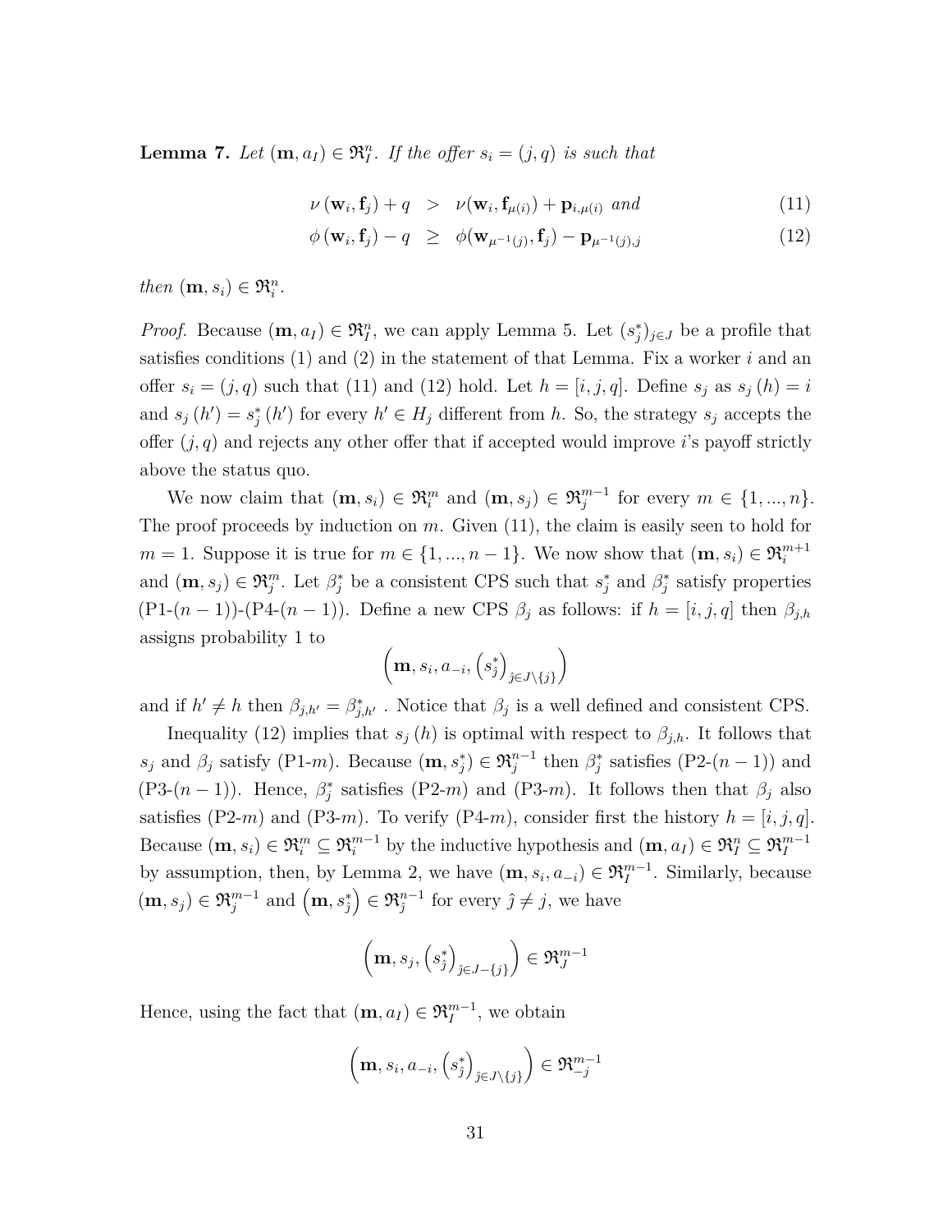**Lemma 7.** *Let $(\mathbf{m}, a_I) \in \mathfrak{R}_I^n$. If the offer $s_i = (j, q)$ is such that*

$$\nu(\mathbf{w}_i, \mathbf{f}_j) + q \quad > \quad \nu(\mathbf{w}_i, \mathbf{f}_{\mu(i)}) + \mathbf{p}_{i,\mu(i)} \text{ and} \tag{11}$$

$$\phi(\mathbf{w}_i, \mathbf{f}_j) - q \quad \geq \quad \phi(\mathbf{w}_{\mu^{-1}(j)}, \mathbf{f}_j) - \mathbf{p}_{\mu^{-1}(j),j} \tag{12}$$

*then $(\mathbf{m}, s_i) \in \mathfrak{R}_i^n$.*

*Proof.* Because $(\mathbf{m}, a_I) \in \mathfrak{R}_I^n$, we can apply Lemma 5. Let $(s_j^*)_{j \in J}$ be a profile that satisfies conditions (1) and (2) in the statement of that Lemma. Fix a worker $i$ and an offer $s_i = (j, q)$ such that (11) and (12) hold. Let $h = [i, j, q]$. Define $s_j$ as $s_j(h) = i$ and $s_j(h') = s_j^*(h')$ for every $h' \in H_j$ different from $h$. So, the strategy $s_j$ accepts the offer $(j, q)$ and rejects any other offer that if accepted would improve $i$'s payoff strictly above the status quo.

We now claim that $(\mathbf{m}, s_i) \in \mathfrak{R}_i^m$ and $(\mathbf{m}, s_j) \in \mathfrak{R}_j^{m-1}$ for every $m \in \{1, ..., n\}$. The proof proceeds by induction on $m$. Given (11), the claim is easily seen to hold for $m = 1$. Suppose it is true for $m \in \{1, ..., n-1\}$. We now show that $(\mathbf{m}, s_i) \in \mathfrak{R}_i^{m+1}$ and $(\mathbf{m}, s_j) \in \mathfrak{R}_j^m$. Let $\beta_j^*$ be a consistent CPS such that $s_j^*$ and $\beta_j^*$ satisfy properties (P1-$(n-1)$)-(P4-$(n-1)$). Define a new CPS $\beta_j$ as follows: if $h = [i, j, q]$ then $\beta_{j,h}$ assigns probability 1 to

$$\left(\mathbf{m}, s_i, a_{-i}, \left(s_{\hat{j}}^*\right)_{\hat{j} \in J \setminus \{j\}}\right)$$

and if $h' \neq h$ then $\beta_{j,h'} = \beta_{j,h'}^*$ . Notice that $\beta_j$ is a well defined and consistent CPS.

Inequality (12) implies that $s_j(h)$ is optimal with respect to $\beta_{j,h}$. It follows that $s_j$ and $\beta_j$ satisfy (P1-$m$). Because $(\mathbf{m}, s_j^*) \in \mathfrak{R}_j^{n-1}$ then $\beta_j^*$ satisfies (P2-$(n-1)$) and (P3-$(n-1)$). Hence, $\beta_j^*$ satisfies (P2-$m$) and (P3-$m$). It follows then that $\beta_j$ also satisfies (P2-$m$) and (P3-$m$). To verify (P4-$m$), consider first the history $h = [i, j, q]$. Because $(\mathbf{m}, s_i) \in \mathfrak{R}_i^m \subseteq \mathfrak{R}_i^{m-1}$ by the inductive hypothesis and $(\mathbf{m}, a_I) \in \mathfrak{R}_I^n \subseteq \mathfrak{R}_I^{m-1}$ by assumption, then, by Lemma 2, we have $(\mathbf{m}, s_i, a_{-i}) \in \mathfrak{R}_I^{m-1}$. Similarly, because $(\mathbf{m}, s_j) \in \mathfrak{R}_j^{m-1}$ and $\left(\mathbf{m}, s_{\hat{j}}^*\right) \in \mathfrak{R}_{\hat{j}}^{n-1}$ for every $\hat{j} \neq j$, we have

$$\left(\mathbf{m}, s_j, \left(s_{\hat{j}}^*\right)_{\hat{j} \in J - \{j\}}\right) \in \mathfrak{R}_J^{m-1}$$

Hence, using the fact that $(\mathbf{m}, a_I) \in \mathfrak{R}_I^{m-1}$, we obtain

$$\left(\mathbf{m}, s_i, a_{-i}, \left(s_{\hat{j}}^*\right)_{\hat{j} \in J \setminus \{j\}}\right) \in \mathfrak{R}_{-j}^{m-1}$$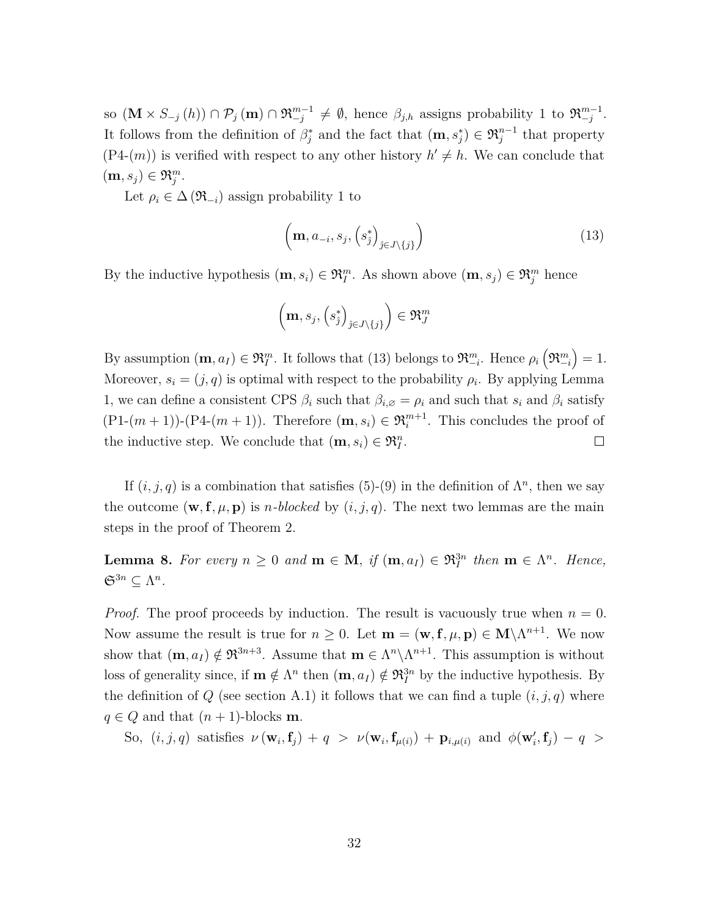so $(\mathbf{M} \times S_{-j}(h)) \cap \mathcal{P}_j(\mathbf{m}) \cap \mathfrak{R}^{m-1}_{-j} \neq \emptyset$, hence $\beta_{j,h}$ assigns probability 1 to $\mathfrak{R}^{m-1}_{-j}$. It follows from the definition of $\beta^*_j$ and the fact that $(\mathbf{m}, s^*_j) \in \mathfrak{R}^{n-1}_j$ that property (P4-($m$)) is verified with respect to any other history $h' \neq h$. We can conclude that $(\mathbf{m}, s_j) \in \mathfrak{R}^m_j$.

Let $\rho_i \in \Delta(\mathfrak{R}_{-i})$ assign probability 1 to

$$\left(\mathbf{m}, a_{-i}, s_j, \left(s^*_{\hat{j}}\right)_{\hat{j} \in J \setminus \{j\}}\right) \tag{13}$$

By the inductive hypothesis $(\mathbf{m}, s_i) \in \mathfrak{R}^m_I$. As shown above $(\mathbf{m}, s_j) \in \mathfrak{R}^m_j$ hence

$$\left(\mathbf{m}, s_j, \left(s^*_{\hat{j}}\right)_{\hat{j} \in J \setminus \{j\}}\right) \in \mathfrak{R}^m_J$$

By assumption $(\mathbf{m}, a_I) \in \mathfrak{R}^m_I$. It follows that (13) belongs to $\mathfrak{R}^m_{-i}$. Hence $\rho_i\left(\mathfrak{R}^m_{-i}\right) = 1$. Moreover, $s_i = (j, q)$ is optimal with respect to the probability $\rho_i$. By applying Lemma 1, we can define a consistent CPS $\beta_i$ such that $\beta_{i,\varnothing} = \rho_i$ and such that $s_i$ and $\beta_i$ satisfy (P1-($m+1$))-(P4-($m+1$)). Therefore $(\mathbf{m}, s_i) \in \mathfrak{R}^{m+1}_i$. This concludes the proof of the inductive step. We conclude that $(\mathbf{m}, s_i) \in \mathfrak{R}^n_I$. $\square$

If $(i, j, q)$ is a combination that satisfies (5)-(9) in the definition of $\Lambda^n$, then we say the outcome $(\mathbf{w}, \mathbf{f}, \mu, \mathbf{p})$ is *n-blocked* by $(i, j, q)$. The next two lemmas are the main steps in the proof of Theorem 2.

**Lemma 8.** *For every $n \geq 0$ and $\mathbf{m} \in \mathbf{M}$, if $(\mathbf{m}, a_I) \in \mathfrak{R}^{3n}_I$ then $\mathbf{m} \in \Lambda^n$. Hence, $\mathfrak{S}^{3n} \subseteq \Lambda^n$.*

*Proof.* The proof proceeds by induction. The result is vacuously true when $n = 0$. Now assume the result is true for $n \geq 0$. Let $\mathbf{m} = (\mathbf{w}, \mathbf{f}, \mu, \mathbf{p}) \in \mathbf{M} \setminus \Lambda^{n+1}$. We now show that $(\mathbf{m}, a_I) \notin \mathfrak{R}^{3n+3}$. Assume that $\mathbf{m} \in \Lambda^n \setminus \Lambda^{n+1}$. This assumption is without loss of generality since, if $\mathbf{m} \notin \Lambda^n$ then $(\mathbf{m}, a_I) \notin \mathfrak{R}^{3n}_I$ by the inductive hypothesis. By the definition of $Q$ (see section A.1) it follows that we can find a tuple $(i, j, q)$ where $q \in Q$ and that $(n+1)$-blocks $\mathbf{m}$.

So, $(i, j, q)$ satisfies $\nu(\mathbf{w}_i, \mathbf{f}_j) + q > \nu(\mathbf{w}_i, \mathbf{f}_{\mu(i)}) + \mathbf{p}_{i,\mu(i)}$ and $\phi(\mathbf{w}'_i, \mathbf{f}_j) - q >$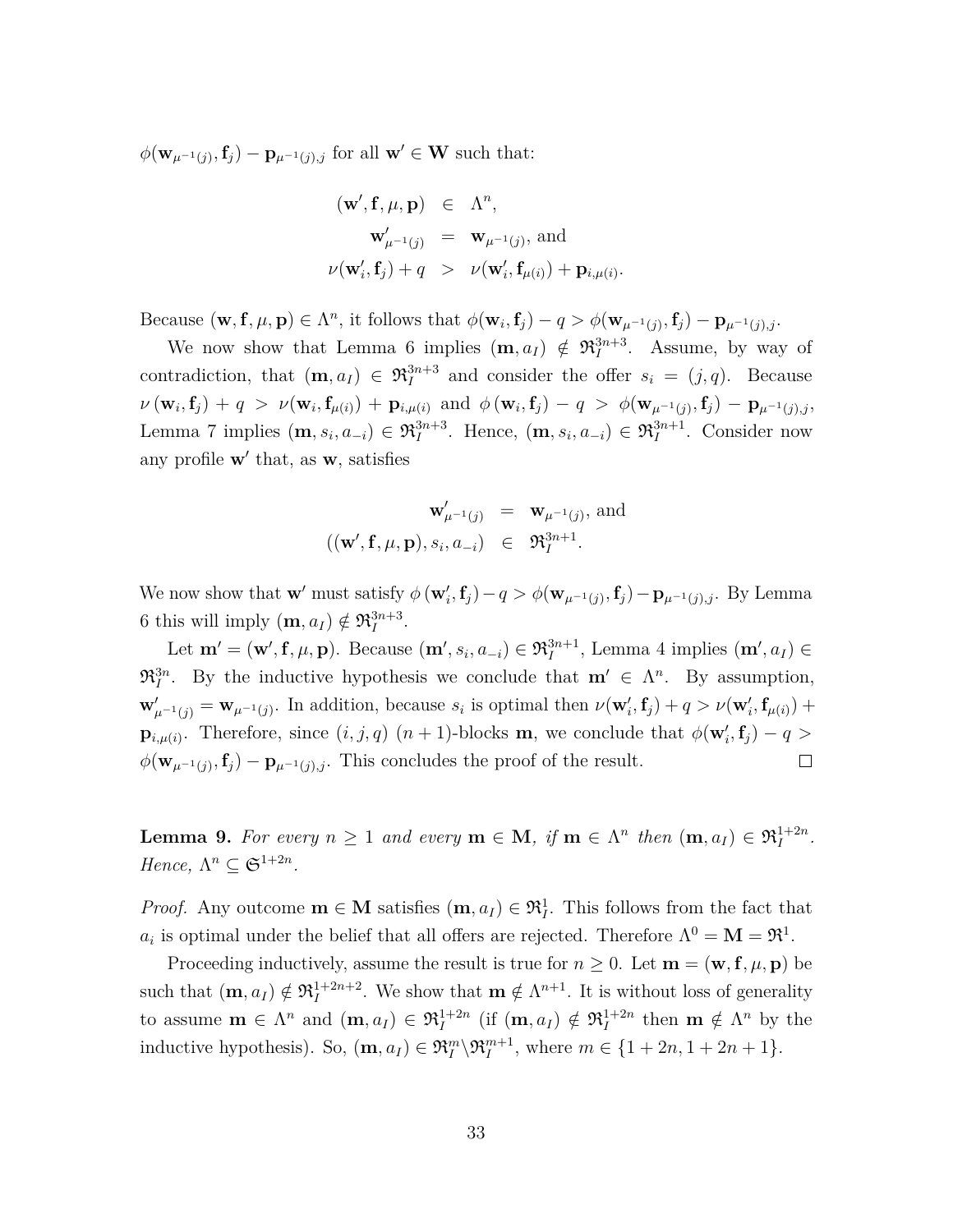$\phi(\mathbf{w}_{\mu^{-1}(j)}, \mathbf{f}_j) - \mathbf{p}_{\mu^{-1}(j),j}$ for all $\mathbf{w}' \in \mathbf{W}$ such that:

$$
\begin{aligned}
(\mathbf{w}', \mathbf{f}, \mu, \mathbf{p}) &\in \Lambda^n, \\
\mathbf{w}'_{\mu^{-1}(j)} &= \mathbf{w}_{\mu^{-1}(j)}, \text{ and} \\
\nu(\mathbf{w}'_i, \mathbf{f}_j) + q &> \nu(\mathbf{w}'_i, \mathbf{f}_{\mu(i)}) + \mathbf{p}_{i,\mu(i)}.
\end{aligned}
$$

Because $(\mathbf{w}, \mathbf{f}, \mu, \mathbf{p}) \in \Lambda^n$, it follows that $\phi(\mathbf{w}_i, \mathbf{f}_j) - q > \phi(\mathbf{w}_{\mu^{-1}(j)}, \mathbf{f}_j) - \mathbf{p}_{\mu^{-1}(j),j}$.

We now show that Lemma 6 implies $(\mathbf{m}, a_I) \notin \mathfrak{R}_I^{3n+3}$. Assume, by way of contradiction, that $(\mathbf{m}, a_I) \in \mathfrak{R}_I^{3n+3}$ and consider the offer $s_i = (j, q)$. Because $\nu(\mathbf{w}_i, \mathbf{f}_j) + q > \nu(\mathbf{w}_i, \mathbf{f}_{\mu(i)}) + \mathbf{p}_{i,\mu(i)}$ and $\phi(\mathbf{w}_i, \mathbf{f}_j) - q > \phi(\mathbf{w}_{\mu^{-1}(j)}, \mathbf{f}_j) - \mathbf{p}_{\mu^{-1}(j),j}$, Lemma 7 implies $(\mathbf{m}, s_i, a_{-i}) \in \mathfrak{R}_I^{3n+3}$. Hence, $(\mathbf{m}, s_i, a_{-i}) \in \mathfrak{R}_I^{3n+1}$. Consider now any profile $\mathbf{w}'$ that, as $\mathbf{w}$, satisfies

$$
\begin{aligned}
\mathbf{w}'_{\mu^{-1}(j)} &= \mathbf{w}_{\mu^{-1}(j)}, \text{ and} \\
((\mathbf{w}', \mathbf{f}, \mu, \mathbf{p}), s_i, a_{-i}) &\in \mathfrak{R}_I^{3n+1}.
\end{aligned}
$$

We now show that $\mathbf{w}'$ must satisfy $\phi(\mathbf{w}'_i, \mathbf{f}_j) - q > \phi(\mathbf{w}_{\mu^{-1}(j)}, \mathbf{f}_j) - \mathbf{p}_{\mu^{-1}(j),j}$. By Lemma 6 this will imply $(\mathbf{m}, a_I) \notin \mathfrak{R}_I^{3n+3}$.

Let $\mathbf{m}' = (\mathbf{w}', \mathbf{f}, \mu, \mathbf{p})$. Because $(\mathbf{m}', s_i, a_{-i}) \in \mathfrak{R}_I^{3n+1}$, Lemma 4 implies $(\mathbf{m}', a_I) \in \mathfrak{R}_I^{3n}$. By the inductive hypothesis we conclude that $\mathbf{m}' \in \Lambda^n$. By assumption, $\mathbf{w}'_{\mu^{-1}(j)} = \mathbf{w}_{\mu^{-1}(j)}$. In addition, because $s_i$ is optimal then $\nu(\mathbf{w}'_i, \mathbf{f}_j) + q > \nu(\mathbf{w}'_i, \mathbf{f}_{\mu(i)}) + \mathbf{p}_{i,\mu(i)}$. Therefore, since $(i, j, q)$ $(n+1)$-blocks $\mathbf{m}$, we conclude that $\phi(\mathbf{w}'_i, \mathbf{f}_j) - q > \phi(\mathbf{w}_{\mu^{-1}(j)}, \mathbf{f}_j) - \mathbf{p}_{\mu^{-1}(j),j}$. This concludes the proof of the result. □

**Lemma 9.** *For every $n \geq 1$ and every $\mathbf{m} \in \mathbf{M}$, if $\mathbf{m} \in \Lambda^n$ then $(\mathbf{m}, a_I) \in \mathfrak{R}_I^{1+2n}$. Hence, $\Lambda^n \subseteq \mathfrak{S}^{1+2n}$.*

*Proof.* Any outcome $\mathbf{m} \in \mathbf{M}$ satisfies $(\mathbf{m}, a_I) \in \mathfrak{R}_I^1$. This follows from the fact that $a_i$ is optimal under the belief that all offers are rejected. Therefore $\Lambda^0 = \mathbf{M} = \mathfrak{R}^1$.

Proceeding inductively, assume the result is true for $n \geq 0$. Let $\mathbf{m} = (\mathbf{w}, \mathbf{f}, \mu, \mathbf{p})$ be such that $(\mathbf{m}, a_I) \notin \mathfrak{R}_I^{1+2n+2}$. We show that $\mathbf{m} \notin \Lambda^{n+1}$. It is without loss of generality to assume $\mathbf{m} \in \Lambda^n$ and $(\mathbf{m}, a_I) \in \mathfrak{R}_I^{1+2n}$ (if $(\mathbf{m}, a_I) \notin \mathfrak{R}_I^{1+2n}$ then $\mathbf{m} \notin \Lambda^n$ by the inductive hypothesis). So, $(\mathbf{m}, a_I) \in \mathfrak{R}_I^m \backslash \mathfrak{R}_I^{m+1}$, where $m \in \{1+2n, 1+2n+1\}$.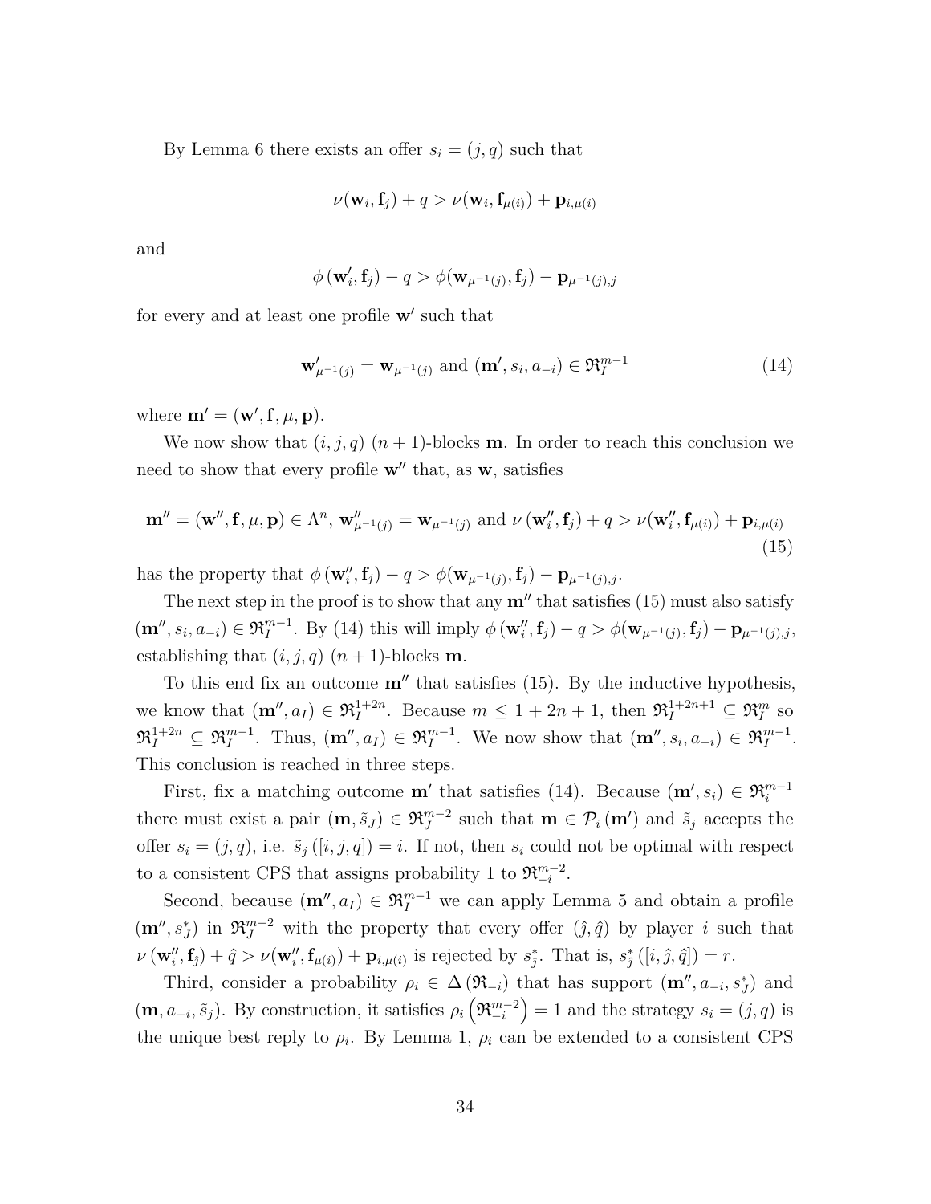By Lemma 6 there exists an offer $s_i = (j, q)$ such that

$$\nu(\mathbf{w}_i, \mathbf{f}_j) + q > \nu(\mathbf{w}_i, \mathbf{f}_{\mu(i)}) + \mathbf{p}_{i,\mu(i)}$$

and

$$\phi\left(\mathbf{w}_i', \mathbf{f}_j\right) - q > \phi(\mathbf{w}_{\mu^{-1}(j)}, \mathbf{f}_j) - \mathbf{p}_{\mu^{-1}(j),j}$$

for every and at least one profile $\mathbf{w}'$ such that

$$\mathbf{w}_{\mu^{-1}(j)}' = \mathbf{w}_{\mu^{-1}(j)} \text{ and } (\mathbf{m}', s_i, a_{-i}) \in \mathfrak{R}_I^{m-1} \tag{14}$$

where $\mathbf{m}' = (\mathbf{w}', \mathbf{f}, \mu, \mathbf{p})$.

We now show that $(i, j, q)$ $(n+1)$-blocks $\mathbf{m}$. In order to reach this conclusion we need to show that every profile $\mathbf{w}''$ that, as $\mathbf{w}$, satisfies

$$\mathbf{m}'' = (\mathbf{w}'', \mathbf{f}, \mu, \mathbf{p}) \in \Lambda^n,\ \mathbf{w}_{\mu^{-1}(j)}'' = \mathbf{w}_{\mu^{-1}(j)} \text{ and } \nu\left(\mathbf{w}_i'', \mathbf{f}_j\right) + q > \nu(\mathbf{w}_i'', \mathbf{f}_{\mu(i)}) + \mathbf{p}_{i,\mu(i)} \tag{15}$$

has the property that $\phi\left(\mathbf{w}_i'', \mathbf{f}_j\right) - q > \phi(\mathbf{w}_{\mu^{-1}(j)}, \mathbf{f}_j) - \mathbf{p}_{\mu^{-1}(j),j}$.

The next step in the proof is to show that any $\mathbf{m}''$ that satisfies (15) must also satisfy $(\mathbf{m}'', s_i, a_{-i}) \in \mathfrak{R}_I^{m-1}$. By (14) this will imply $\phi\left(\mathbf{w}_i'', \mathbf{f}_j\right) - q > \phi(\mathbf{w}_{\mu^{-1}(j)}, \mathbf{f}_j) - \mathbf{p}_{\mu^{-1}(j),j}$, establishing that $(i, j, q)$ $(n+1)$-blocks $\mathbf{m}$.

To this end fix an outcome $\mathbf{m}''$ that satisfies (15). By the inductive hypothesis, we know that $(\mathbf{m}'', a_I) \in \mathfrak{R}_I^{1+2n}$. Because $m \leq 1 + 2n + 1$, then $\mathfrak{R}_I^{1+2n+1} \subseteq \mathfrak{R}_I^m$ so $\mathfrak{R}_I^{1+2n} \subseteq \mathfrak{R}_I^{m-1}$. Thus, $(\mathbf{m}'', a_I) \in \mathfrak{R}_I^{m-1}$. We now show that $(\mathbf{m}'', s_i, a_{-i}) \in \mathfrak{R}_I^{m-1}$. This conclusion is reached in three steps.

First, fix a matching outcome $\mathbf{m}'$ that satisfies (14). Because $(\mathbf{m}', s_i) \in \mathfrak{R}_i^{m-1}$ there must exist a pair $(\mathbf{m}, \tilde{s}_J) \in \mathfrak{R}_J^{m-2}$ such that $\mathbf{m} \in \mathcal{P}_i(\mathbf{m}')$ and $\tilde{s}_j$ accepts the offer $s_i = (j, q)$, i.e. $\tilde{s}_j([i, j, q]) = i$. If not, then $s_i$ could not be optimal with respect to a consistent CPS that assigns probability 1 to $\mathfrak{R}_{-i}^{m-2}$.

Second, because $(\mathbf{m}'', a_I) \in \mathfrak{R}_I^{m-1}$ we can apply Lemma 5 and obtain a profile $(\mathbf{m}'', s_J^*)$ in $\mathfrak{R}_J^{m-2}$ with the property that every offer $(\hat{\jmath}, \hat{q})$ by player $i$ such that $\nu\left(\mathbf{w}_i'', \mathbf{f}_{\hat{\jmath}}\right) + \hat{q} > \nu(\mathbf{w}_i'', \mathbf{f}_{\mu(i)}) + \mathbf{p}_{i,\mu(i)}$ is rejected by $s_{\hat{\jmath}}^*$. That is, $s_{\hat{\jmath}}^*([i, \hat{\jmath}, \hat{q}]) = r$.

Third, consider a probability $\rho_i \in \Delta(\mathfrak{R}_{-i})$ that has support $(\mathbf{m}'', a_{-i}, s_J^*)$ and $(\mathbf{m}, a_{-i}, \tilde{s}_J)$. By construction, it satisfies $\rho_i\left(\mathfrak{R}_{-i}^{m-2}\right) = 1$ and the strategy $s_i = (j, q)$ is the unique best reply to $\rho_i$. By Lemma 1, $\rho_i$ can be extended to a consistent CPS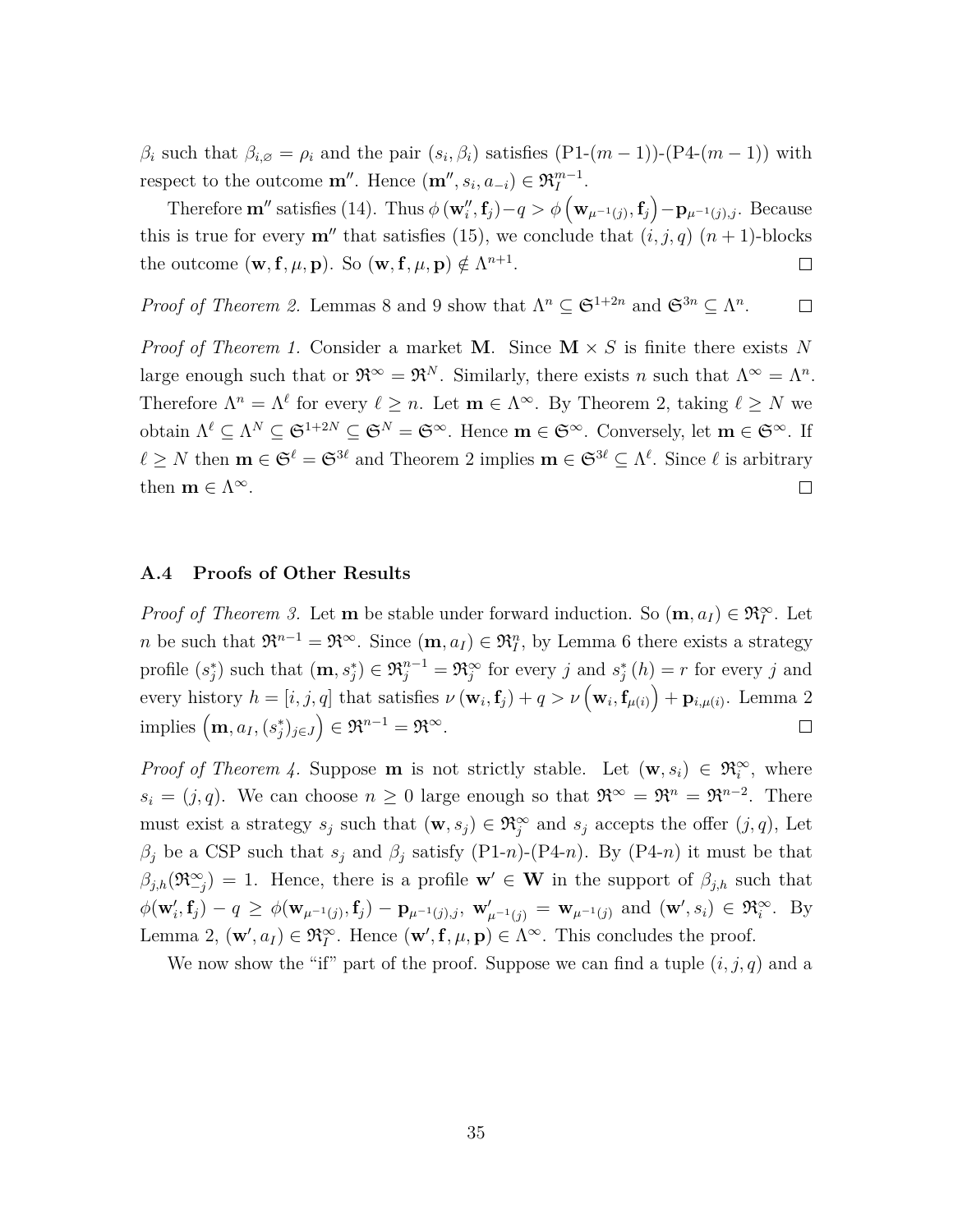$\beta_i$ such that $\beta_{i,\varnothing} = \rho_i$ and the pair $(s_i, \beta_i)$ satisfies (P1-$(m-1)$)-(P4-$(m-1)$) with respect to the outcome $\mathbf{m}''$. Hence $(\mathbf{m}'', s_i, a_{-i}) \in \mathfrak{R}_I^{m-1}$.

Therefore $\mathbf{m}''$ satisfies (14). Thus $\phi(\mathbf{w}_i'', \mathbf{f}_j) - q > \phi\left(\mathbf{w}_{\mu^{-1}(j)}, \mathbf{f}_j\right) - \mathbf{p}_{\mu^{-1}(j),j}$. Because this is true for every $\mathbf{m}''$ that satisfies (15), we conclude that $(i, j, q)$ $(n+1)$-blocks the outcome $(\mathbf{w}, \mathbf{f}, \mu, \mathbf{p})$. So $(\mathbf{w}, \mathbf{f}, \mu, \mathbf{p}) \notin \Lambda^{n+1}$. $\square$

*Proof of Theorem 2.* Lemmas 8 and 9 show that $\Lambda^n \subseteq \mathfrak{S}^{1+2n}$ and $\mathfrak{S}^{3n} \subseteq \Lambda^n$. $\square$

*Proof of Theorem 1.* Consider a market $\mathbf{M}$. Since $\mathbf{M} \times S$ is finite there exists $N$ large enough such that or $\mathfrak{R}^\infty = \mathfrak{R}^N$. Similarly, there exists $n$ such that $\Lambda^\infty = \Lambda^n$. Therefore $\Lambda^n = \Lambda^\ell$ for every $\ell \geq n$. Let $\mathbf{m} \in \Lambda^\infty$. By Theorem 2, taking $\ell \geq N$ we obtain $\Lambda^\ell \subseteq \Lambda^N \subseteq \mathfrak{S}^{1+2N} \subseteq \mathfrak{S}^N = \mathfrak{S}^\infty$. Hence $\mathbf{m} \in \mathfrak{S}^\infty$. Conversely, let $\mathbf{m} \in \mathfrak{S}^\infty$. If $\ell \geq N$ then $\mathbf{m} \in \mathfrak{S}^\ell = \mathfrak{S}^{3\ell}$ and Theorem 2 implies $\mathbf{m} \in \mathfrak{S}^{3\ell} \subseteq \Lambda^\ell$. Since $\ell$ is arbitrary then $\mathbf{m} \in \Lambda^\infty$. $\square$

### A.4 Proofs of Other Results

*Proof of Theorem 3.* Let $\mathbf{m}$ be stable under forward induction. So $(\mathbf{m}, a_I) \in \mathfrak{R}_I^\infty$. Let $n$ be such that $\mathfrak{R}^{n-1} = \mathfrak{R}^\infty$. Since $(\mathbf{m}, a_I) \in \mathfrak{R}_I^n$, by Lemma 6 there exists a strategy profile $(s_j^*)$ such that $(\mathbf{m}, s_j^*) \in \mathfrak{R}_j^{n-1} = \mathfrak{R}_j^\infty$ for every $j$ and $s_j^*(h) = r$ for every $j$ and every history $h = [i, j, q]$ that satisfies $\nu(\mathbf{w}_i, \mathbf{f}_j) + q > \nu\left(\mathbf{w}_i, \mathbf{f}_{\mu(i)}\right) + \mathbf{p}_{i,\mu(i)}$. Lemma 2 implies $\left(\mathbf{m}, a_I, (s_j^*)_{j \in J}\right) \in \mathfrak{R}^{n-1} = \mathfrak{R}^\infty$. $\square$

*Proof of Theorem 4.* Suppose $\mathbf{m}$ is not strictly stable. Let $(\mathbf{w}, s_i) \in \mathfrak{R}_i^\infty$, where $s_i = (j, q)$. We can choose $n \geq 0$ large enough so that $\mathfrak{R}^\infty = \mathfrak{R}^n = \mathfrak{R}^{n-2}$. There must exist a strategy $s_j$ such that $(\mathbf{w}, s_j) \in \mathfrak{R}_j^\infty$ and $s_j$ accepts the offer $(j, q)$, Let $\beta_j$ be a CSP such that $s_j$ and $\beta_j$ satisfy (P1-$n$)-(P4-$n$). By (P4-$n$) it must be that $\beta_{j,h}(\mathfrak{R}_{-j}^\infty) = 1$. Hence, there is a profile $\mathbf{w}' \in \mathbf{W}$ in the support of $\beta_{j,h}$ such that $\phi(\mathbf{w}_i', \mathbf{f}_j) - q \geq \phi(\mathbf{w}_{\mu^{-1}(j)}, \mathbf{f}_j) - \mathbf{p}_{\mu^{-1}(j),j}$, $\mathbf{w}'_{\mu^{-1}(j)} = \mathbf{w}_{\mu^{-1}(j)}$ and $(\mathbf{w}', s_i) \in \mathfrak{R}_i^\infty$. By Lemma 2, $(\mathbf{w}', a_I) \in \mathfrak{R}_I^\infty$. Hence $(\mathbf{w}', \mathbf{f}, \mu, \mathbf{p}) \in \Lambda^\infty$. This concludes the proof.

We now show the "if" part of the proof. Suppose we can find a tuple $(i, j, q)$ and a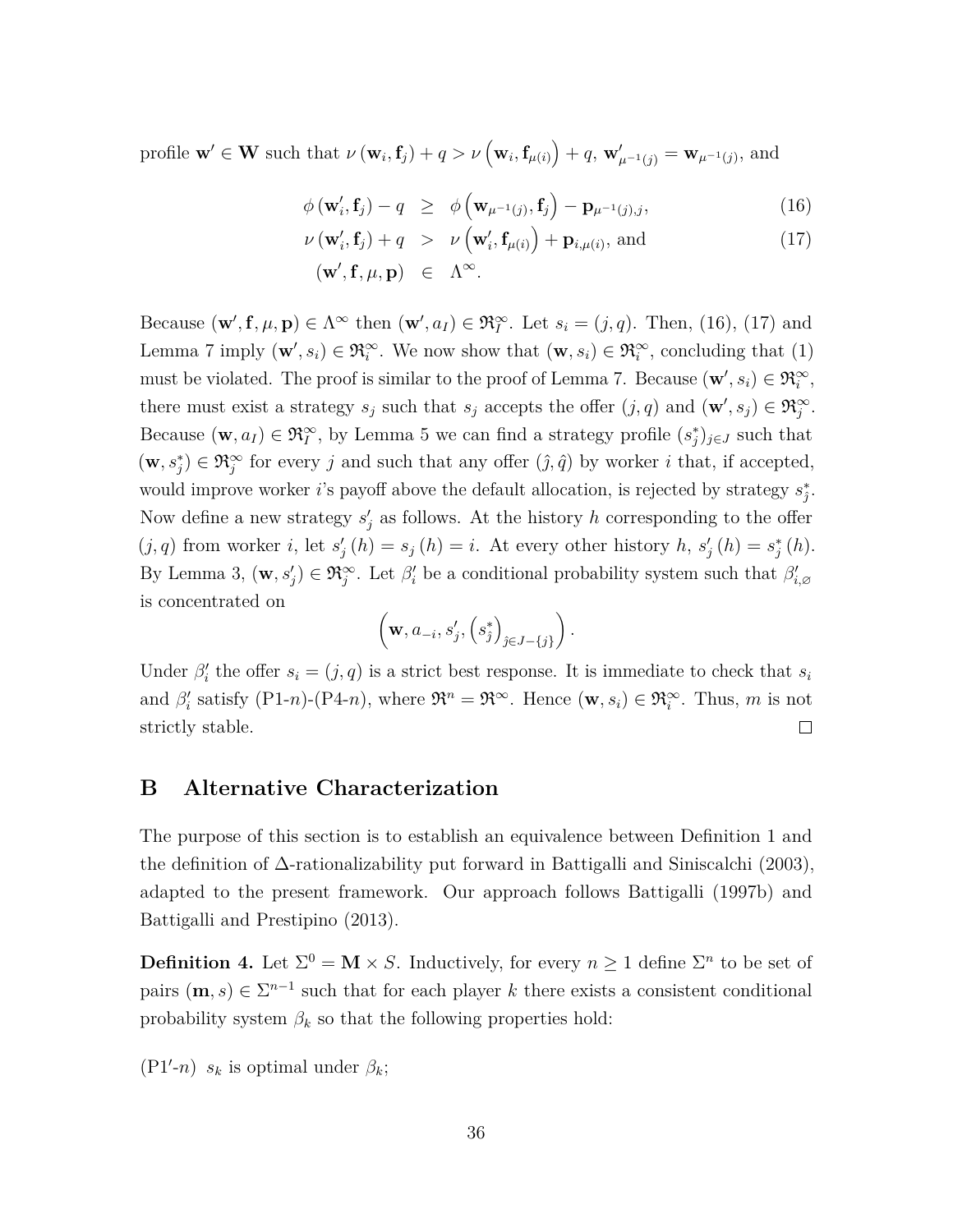profile $\mathbf{w}' \in \mathbf{W}$ such that $\nu(\mathbf{w}_i, \mathbf{f}_j) + q > \nu\left(\mathbf{w}_i, \mathbf{f}_{\mu(i)}\right) + q$, $\mathbf{w}'_{\mu^{-1}(j)} = \mathbf{w}_{\mu^{-1}(j)}$, and

$$
\begin{aligned}
\phi(\mathbf{w}'_i, \mathbf{f}_j) - q &\geq \phi\left(\mathbf{w}_{\mu^{-1}(j)}, \mathbf{f}_j\right) - \mathbf{p}_{\mu^{-1}(j),j}, \qquad (16) \\
\nu(\mathbf{w}'_i, \mathbf{f}_j) + q &> \nu\left(\mathbf{w}'_i, \mathbf{f}_{\mu(i)}\right) + \mathbf{p}_{i,\mu(i)}, \text{ and} \qquad (17) \\
(\mathbf{w}', \mathbf{f}, \mu, \mathbf{p}) &\in \Lambda^\infty.
\end{aligned}
$$

Because $(\mathbf{w}', \mathbf{f}, \mu, \mathbf{p}) \in \Lambda^\infty$ then $(\mathbf{w}', a_I) \in \mathfrak{R}_I^\infty$. Let $s_i = (j, q)$. Then, (16), (17) and Lemma 7 imply $(\mathbf{w}', s_i) \in \mathfrak{R}_i^\infty$. We now show that $(\mathbf{w}, s_i) \in \mathfrak{R}_i^\infty$, concluding that (1) must be violated. The proof is similar to the proof of Lemma 7. Because $(\mathbf{w}', s_i) \in \mathfrak{R}_i^\infty$, there must exist a strategy $s_j$ such that $s_j$ accepts the offer $(j, q)$ and $(\mathbf{w}', s_j) \in \mathfrak{R}_j^\infty$. Because $(\mathbf{w}, a_I) \in \mathfrak{R}_I^\infty$, by Lemma 5 we can find a strategy profile $(s_j^*)_{j \in J}$ such that $(\mathbf{w}, s_j^*) \in \mathfrak{R}_j^\infty$ for every $j$ and such that any offer $(\hat{j}, \hat{q})$ by worker $i$ that, if accepted, would improve worker $i$'s payoff above the default allocation, is rejected by strategy $s_{\hat{j}}^*$. Now define a new strategy $s'_j$ as follows. At the history $h$ corresponding to the offer $(j, q)$ from worker $i$, let $s'_j(h) = s_j(h) = i$. At every other history $h$, $s'_j(h) = s_j^*(h)$. By Lemma 3, $(\mathbf{w}, s'_j) \in \mathfrak{R}_j^\infty$. Let $\beta'_i$ be a conditional probability system such that $\beta'_{i,\varnothing}$ is concentrated on

$$
\left(\mathbf{w}, a_{-i}, s'_j, \left(s_{\hat{j}}^*\right)_{\hat{j} \in J - \{j\}}\right).
$$

Under $\beta'_i$ the offer $s_i = (j, q)$ is a strict best response. It is immediate to check that $s_i$ and $\beta'_i$ satisfy (P1-$n$)-(P4-$n$), where $\mathfrak{R}^n = \mathfrak{R}^\infty$. Hence $(\mathbf{w}, s_i) \in \mathfrak{R}_i^\infty$. Thus, $m$ is not strictly stable. $\square$

## B Alternative Characterization

The purpose of this section is to establish an equivalence between Definition 1 and the definition of $\Delta$-rationalizability put forward in Battigalli and Siniscalchi (2003), adapted to the present framework. Our approach follows Battigalli (1997b) and Battigalli and Prestipino (2013).

**Definition 4.** Let $\Sigma^0 = \mathbf{M} \times S$. Inductively, for every $n \geq 1$ define $\Sigma^n$ to be set of pairs $(\mathbf{m}, s) \in \Sigma^{n-1}$ such that for each player $k$ there exists a consistent conditional probability system $\beta_k$ so that the following properties hold:

(P1′-$n$) $s_k$ is optimal under $\beta_k$;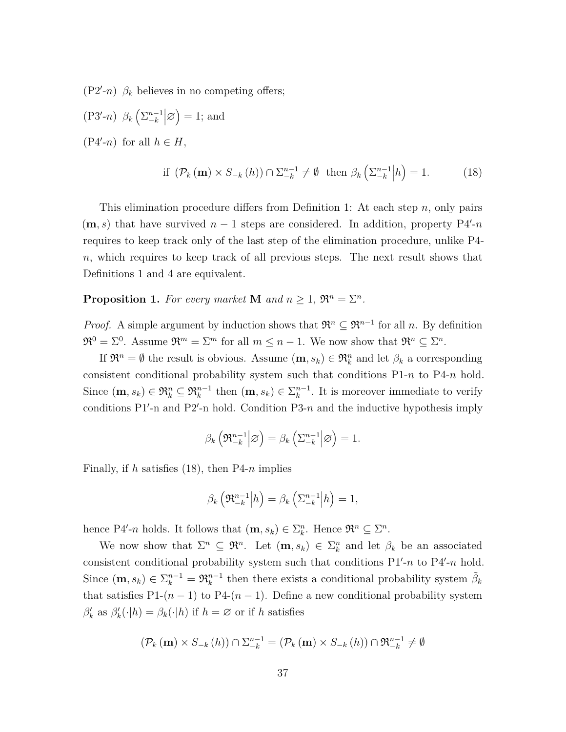(P2′-$n$) $\beta_k$ believes in no competing offers;

(P3′-$n$) $\beta_k\left(\Sigma_{-k}^{n-1}\middle|\varnothing\right) = 1$; and

(P4′-$n$) for all $h \in H$,

$$\text{if } \left(\mathcal{P}_k(\mathbf{m}) \times S_{-k}(h)\right) \cap \Sigma_{-k}^{n-1} \neq \emptyset \text{ then } \beta_k\left(\Sigma_{-k}^{n-1}\middle|h\right) = 1. \tag{18}$$

This elimination procedure differs from Definition 1: At each step $n$, only pairs $(\mathbf{m}, s)$ that have survived $n-1$ steps are considered. In addition, property P4′-$n$ requires to keep track only of the last step of the elimination procedure, unlike P4-$n$, which requires to keep track of all previous steps. The next result shows that Definitions 1 and 4 are equivalent.

**Proposition 1.** *For every market* $\mathbf{M}$ *and* $n \geq 1$, $\mathfrak{R}^n = \Sigma^n$.

*Proof.* A simple argument by induction shows that $\mathfrak{R}^n \subseteq \mathfrak{R}^{n-1}$ for all $n$. By definition $\mathfrak{R}^0 = \Sigma^0$. Assume $\mathfrak{R}^m = \Sigma^m$ for all $m \leq n-1$. We now show that $\mathfrak{R}^n \subseteq \Sigma^n$.

If $\mathfrak{R}^n = \emptyset$ the result is obvious. Assume $(\mathbf{m}, s_k) \in \mathfrak{R}_k^n$ and let $\beta_k$ a corresponding consistent conditional probability system such that conditions P1-$n$ to P4-$n$ hold. Since $(\mathbf{m}, s_k) \in \mathfrak{R}_k^n \subseteq \mathfrak{R}_k^{n-1}$ then $(\mathbf{m}, s_k) \in \Sigma_k^{n-1}$. It is moreover immediate to verify conditions P1′-n and P2′-n hold. Condition P3-$n$ and the inductive hypothesis imply

$$\beta_k\left(\mathfrak{R}_{-k}^{n-1}\middle|\varnothing\right) = \beta_k\left(\Sigma_{-k}^{n-1}\middle|\varnothing\right) = 1.$$

Finally, if $h$ satisfies (18), then P4-$n$ implies

$$\beta_k\left(\mathfrak{R}_{-k}^{n-1}\middle|h\right) = \beta_k\left(\Sigma_{-k}^{n-1}\middle|h\right) = 1,$$

hence P4′-$n$ holds. It follows that $(\mathbf{m}, s_k) \in \Sigma_k^n$. Hence $\mathfrak{R}^n \subseteq \Sigma^n$.

We now show that $\Sigma^n \subseteq \mathfrak{R}^n$. Let $(\mathbf{m}, s_k) \in \Sigma_k^n$ and let $\beta_k$ be an associated consistent conditional probability system such that conditions P1′-$n$ to P4′-$n$ hold. Since $(\mathbf{m}, s_k) \in \Sigma_k^{n-1} = \mathfrak{R}_k^{n-1}$ then there exists a conditional probability system $\tilde{\beta}_k$ that satisfies P1-$(n-1)$ to P4-$(n-1)$. Define a new conditional probability system $\beta_k'$ as $\beta_k'(\cdot|h) = \beta_k(\cdot|h)$ if $h = \varnothing$ or if $h$ satisfies

$$\left(\mathcal{P}_k(\mathbf{m}) \times S_{-k}(h)\right) \cap \Sigma_{-k}^{n-1} = \left(\mathcal{P}_k(\mathbf{m}) \times S_{-k}(h)\right) \cap \mathfrak{R}_{-k}^{n-1} \neq \emptyset$$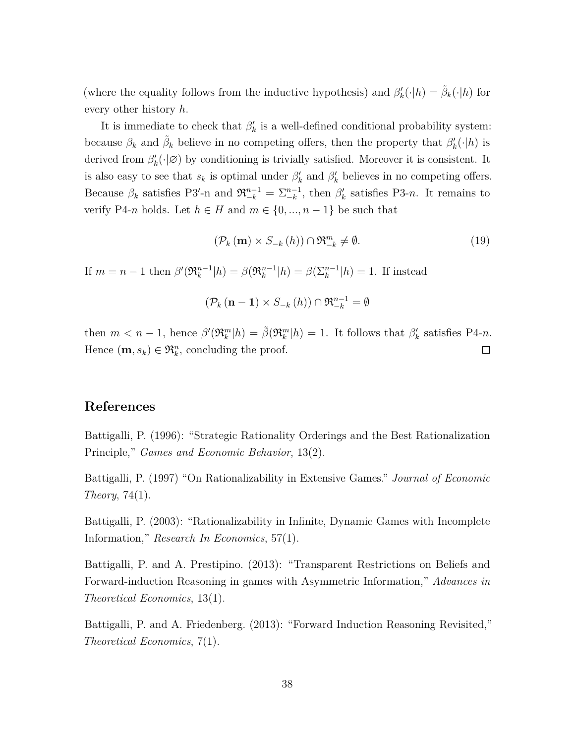(where the equality follows from the inductive hypothesis) and $\beta'_k(\cdot|h) = \tilde{\beta}_k(\cdot|h)$ for every other history $h$.

It is immediate to check that $\beta'_k$ is a well-defined conditional probability system: because $\beta_k$ and $\tilde{\beta}_k$ believe in no competing offers, then the property that $\beta'_k(\cdot|h)$ is derived from $\beta'_k(\cdot|\varnothing)$ by conditioning is trivially satisfied. Moreover it is consistent. It is also easy to see that $s_k$ is optimal under $\beta'_k$ and $\beta'_k$ believes in no competing offers. Because $\beta_k$ satisfies P3′-n and $\mathfrak{R}^{n-1}_{-k} = \Sigma^{n-1}_{-k}$, then $\beta'_k$ satisfies P3-$n$. It remains to verify P4-$n$ holds. Let $h \in H$ and $m \in \{0, ..., n-1\}$ be such that

$$(\mathcal{P}_k(\mathbf{m}) \times S_{-k}(h)) \cap \mathfrak{R}^m_{-k} \neq \emptyset. \tag{19}$$

If $m = n-1$ then $\beta'(\mathfrak{R}^{n-1}_k|h) = \beta(\mathfrak{R}^{n-1}_k|h) = \beta(\Sigma^{n-1}_k|h) = 1$. If instead

$$(\mathcal{P}_k(\mathbf{n-1}) \times S_{-k}(h)) \cap \mathfrak{R}^{n-1}_{-k} = \emptyset$$

then $m < n-1$, hence $\beta'(\mathfrak{R}^m_k|h) = \tilde{\beta}(\mathfrak{R}^m_k|h) = 1$. It follows that $\beta'_k$ satisfies P4-$n$. Hence $(\mathbf{m}, s_k) \in \mathfrak{R}^n_k$, concluding the proof. $\square$

## References

Battigalli, P. (1996): "Strategic Rationality Orderings and the Best Rationalization Principle," *Games and Economic Behavior*, 13(2).

Battigalli, P. (1997) "On Rationalizability in Extensive Games." *Journal of Economic Theory*, 74(1).

Battigalli, P. (2003): "Rationalizability in Infinite, Dynamic Games with Incomplete Information," *Research In Economics*, 57(1).

Battigalli, P. and A. Prestipino. (2013): "Transparent Restrictions on Beliefs and Forward-induction Reasoning in games with Asymmetric Information," *Advances in Theoretical Economics*, 13(1).

Battigalli, P. and A. Friedenberg. (2013): "Forward Induction Reasoning Revisited," *Theoretical Economics*, 7(1).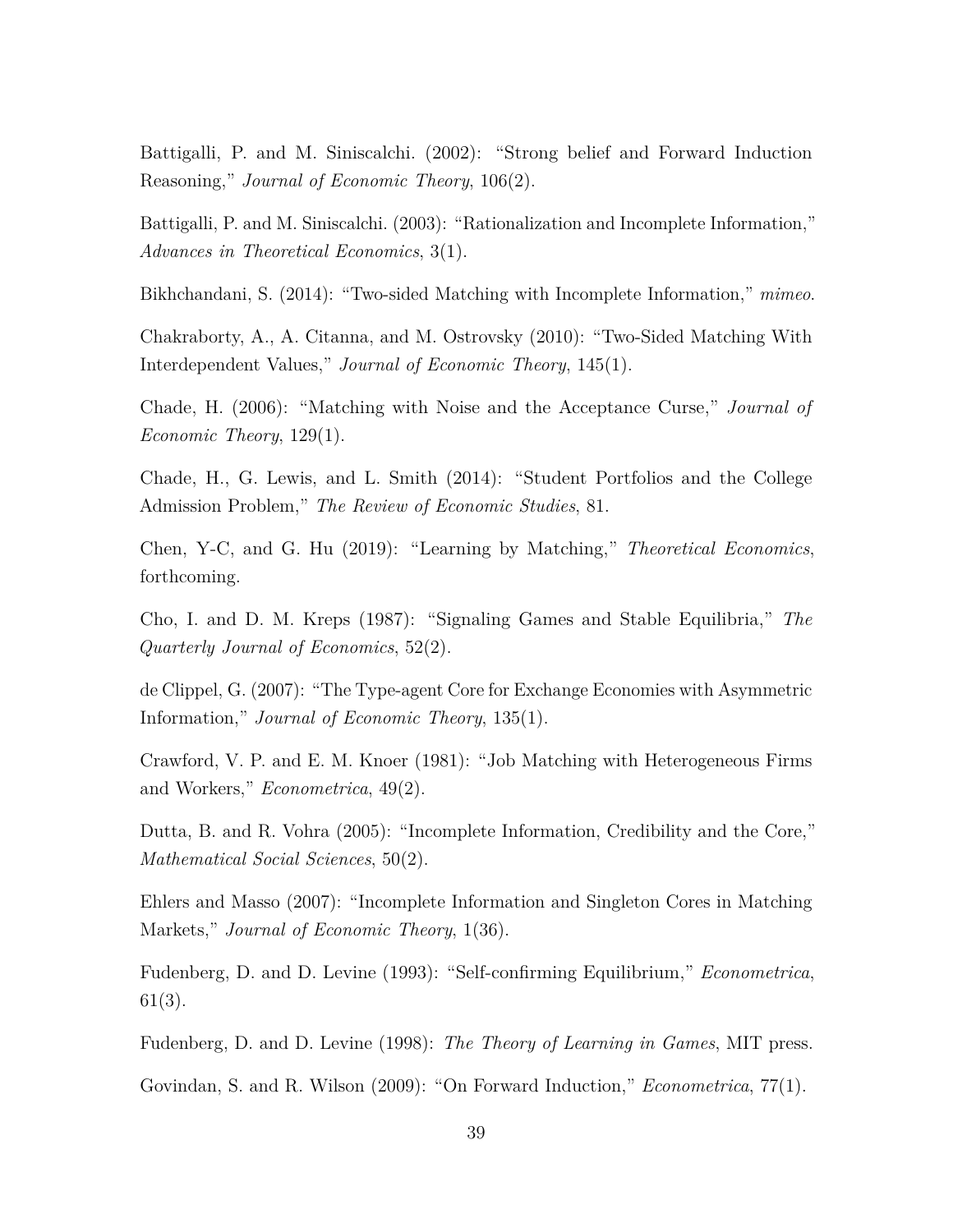Battigalli, P. and M. Siniscalchi. (2002): "Strong belief and Forward Induction Reasoning," *Journal of Economic Theory*, 106(2).

Battigalli, P. and M. Siniscalchi. (2003): "Rationalization and Incomplete Information," *Advances in Theoretical Economics*, 3(1).

Bikhchandani, S. (2014): "Two-sided Matching with Incomplete Information," *mimeo*.

Chakraborty, A., A. Citanna, and M. Ostrovsky (2010): "Two-Sided Matching With Interdependent Values," *Journal of Economic Theory*, 145(1).

Chade, H. (2006): "Matching with Noise and the Acceptance Curse," *Journal of Economic Theory*, 129(1).

Chade, H., G. Lewis, and L. Smith (2014): "Student Portfolios and the College Admission Problem," *The Review of Economic Studies*, 81.

Chen, Y-C, and G. Hu (2019): "Learning by Matching," *Theoretical Economics*, forthcoming.

Cho, I. and D. M. Kreps (1987): "Signaling Games and Stable Equilibria," *The Quarterly Journal of Economics*, 52(2).

de Clippel, G. (2007): "The Type-agent Core for Exchange Economies with Asymmetric Information," *Journal of Economic Theory*, 135(1).

Crawford, V. P. and E. M. Knoer (1981): "Job Matching with Heterogeneous Firms and Workers," *Econometrica*, 49(2).

Dutta, B. and R. Vohra (2005): "Incomplete Information, Credibility and the Core," *Mathematical Social Sciences*, 50(2).

Ehlers and Masso (2007): "Incomplete Information and Singleton Cores in Matching Markets," *Journal of Economic Theory*, 1(36).

Fudenberg, D. and D. Levine (1993): "Self-confirming Equilibrium," *Econometrica*, 61(3).

Fudenberg, D. and D. Levine (1998): *The Theory of Learning in Games*, MIT press.

Govindan, S. and R. Wilson (2009): "On Forward Induction," *Econometrica*, 77(1).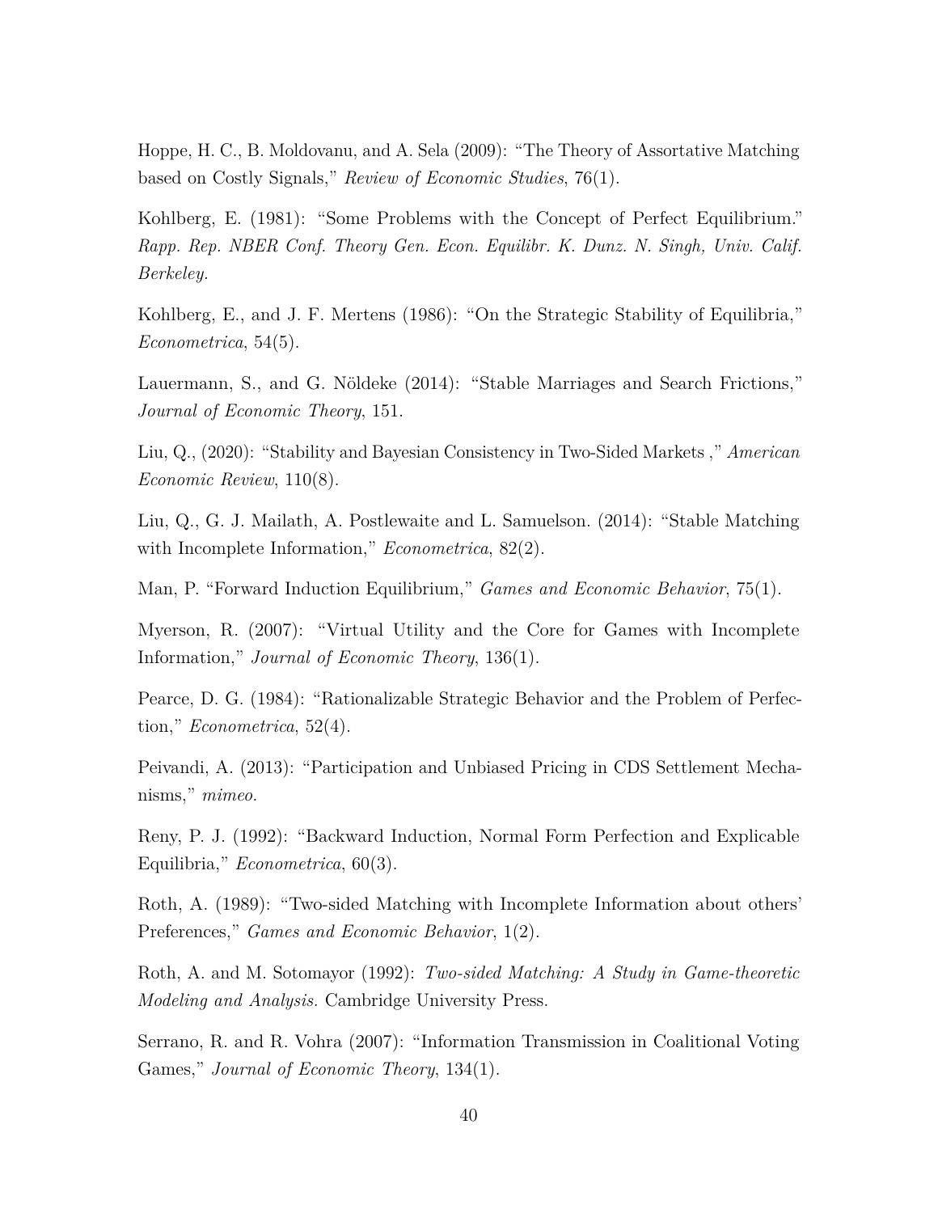Hoppe, H. C., B. Moldovanu, and A. Sela (2009): "The Theory of Assortative Matching based on Costly Signals," *Review of Economic Studies*, 76(1).

Kohlberg, E. (1981): "Some Problems with the Concept of Perfect Equilibrium." *Rapp. Rep. NBER Conf. Theory Gen. Econ. Equilibr. K. Dunz. N. Singh, Univ. Calif. Berkeley.*

Kohlberg, E., and J. F. Mertens (1986): "On the Strategic Stability of Equilibria," *Econometrica*, 54(5).

Lauermann, S., and G. Nöldeke (2014): "Stable Marriages and Search Frictions," *Journal of Economic Theory*, 151.

Liu, Q., (2020): "Stability and Bayesian Consistency in Two-Sided Markets ," *American Economic Review*, 110(8).

Liu, Q., G. J. Mailath, A. Postlewaite and L. Samuelson. (2014): "Stable Matching with Incomplete Information," *Econometrica*, 82(2).

Man, P. "Forward Induction Equilibrium," *Games and Economic Behavior*, 75(1).

Myerson, R. (2007): "Virtual Utility and the Core for Games with Incomplete Information," *Journal of Economic Theory*, 136(1).

Pearce, D. G. (1984): "Rationalizable Strategic Behavior and the Problem of Perfection," *Econometrica*, 52(4).

Peivandi, A. (2013): "Participation and Unbiased Pricing in CDS Settlement Mechanisms," *mimeo*.

Reny, P. J. (1992): "Backward Induction, Normal Form Perfection and Explicable Equilibria," *Econometrica*, 60(3).

Roth, A. (1989): "Two-sided Matching with Incomplete Information about others' Preferences," *Games and Economic Behavior*, 1(2).

Roth, A. and M. Sotomayor (1992): *Two-sided Matching: A Study in Game-theoretic Modeling and Analysis.* Cambridge University Press.

Serrano, R. and R. Vohra (2007): "Information Transmission in Coalitional Voting Games," *Journal of Economic Theory*, 134(1).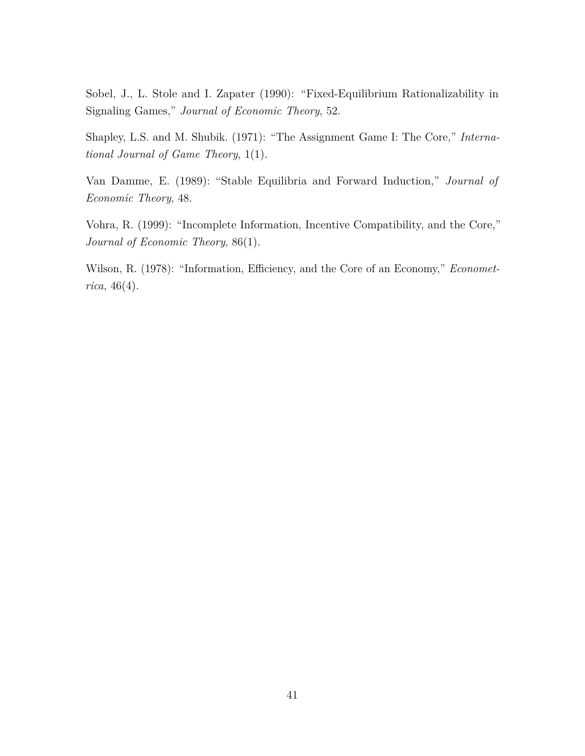Sobel, J., L. Stole and I. Zapater (1990): "Fixed-Equilibrium Rationalizability in Signaling Games," *Journal of Economic Theory*, 52.

Shapley, L.S. and M. Shubik. (1971): "The Assignment Game I: The Core," *International Journal of Game Theory*, 1(1).

Van Damme, E. (1989): "Stable Equilibria and Forward Induction," *Journal of Economic Theory*, 48.

Vohra, R. (1999): "Incomplete Information, Incentive Compatibility, and the Core," *Journal of Economic Theory*, 86(1).

Wilson, R. (1978): "Information, Efficiency, and the Core of an Economy," *Econometrica*, 46(4).